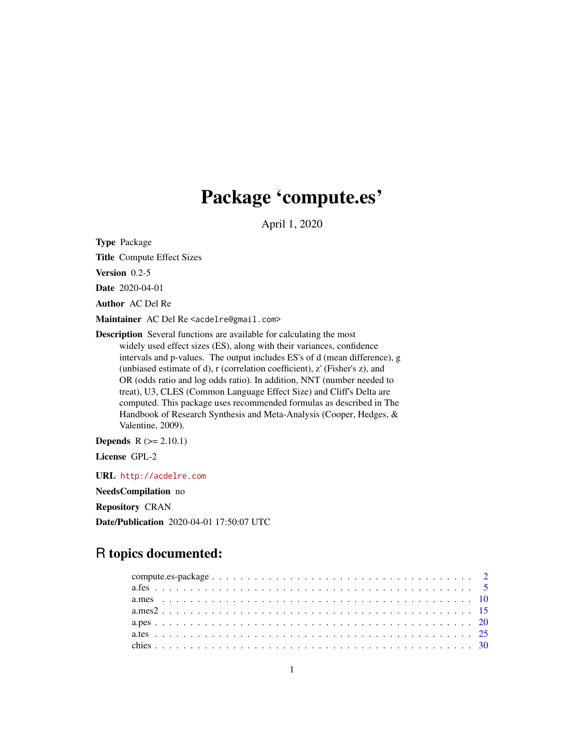# Package 'compute.es'

April 1, 2020

**Type** Package

**Title** Compute Effect Sizes

**Version** 0.2-5

**Date** 2020-04-01

**Author** AC Del Re

**Maintainer** AC Del Re <acdelre@gmail.com>

**Description** Several functions are available for calculating the most widely used effect sizes (ES), along with their variances, confidence intervals and p-values. The output includes ES's of d (mean difference), g (unbiased estimate of d), r (correlation coefficient), z' (Fisher's z), and OR (odds ratio and log odds ratio). In addition, NNT (number needed to treat), U3, CLES (Common Language Effect Size) and Cliff's Delta are computed. This package uses recommended formulas as described in The Handbook of Research Synthesis and Meta-Analysis (Cooper, Hedges, & Valentine, 2009).

**Depends** R (>= 2.10.1)

**License** GPL-2

**URL** http://acdelre.com

**NeedsCompilation** no

**Repository** CRAN

**Date/Publication** 2020-04-01 17:50:07 UTC

## R topics documented:

| | |
|---|---|
| compute.es-package | 2 |
| a.fes | 5 |
| a.mes | 10 |
| a.mes2 | 15 |
| a.pes | 20 |
| a.tes | 25 |
| chies | 30 |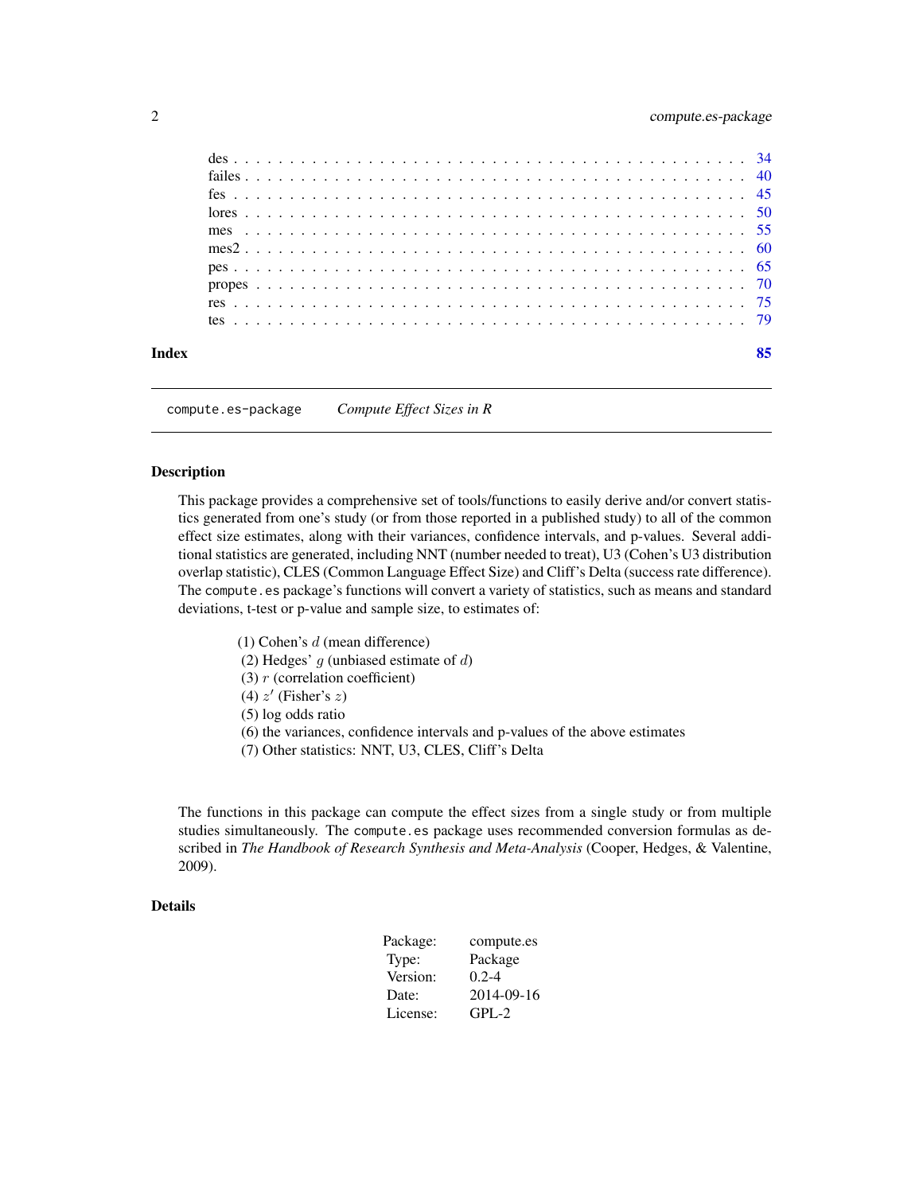| | |
|---|---|
| des | 34 |
| failes | 40 |
| fes | 45 |
| lores | 50 |
| mes | 55 |
| mes2 | 60 |
| pes | 65 |
| propes | 70 |
| res | 75 |
| tes | 79 |

**Index** **85**

---

`compute.es-package` *Compute Effect Sizes in R*

---

## Description

This package provides a comprehensive set of tools/functions to easily derive and/or convert statistics generated from one's study (or from those reported in a published study) to all of the common effect size estimates, along with their variances, confidence intervals, and p-values. Several additional statistics are generated, including NNT (number needed to treat), U3 (Cohen's U3 distribution overlap statistic), CLES (Common Language Effect Size) and Cliff's Delta (success rate difference). The `compute.es` package's functions will convert a variety of statistics, such as means and standard deviations, t-test or p-value and sample size, to estimates of:

(1) Cohen's $d$ (mean difference)
(2) Hedges' $g$ (unbiased estimate of $d$)
(3) $r$ (correlation coefficient)
(4) $z'$ (Fisher's $z$)
(5) log odds ratio
(6) the variances, confidence intervals and p-values of the above estimates
(7) Other statistics: NNT, U3, CLES, Cliff's Delta

The functions in this package can compute the effect sizes from a single study or from multiple studies simultaneously. The `compute.es` package uses recommended conversion formulas as described in *The Handbook of Research Synthesis and Meta-Analysis* (Cooper, Hedges, & Valentine, 2009).

## Details

| | |
|---|---|
| Package: | compute.es |
| Type: | Package |
| Version: | 0.2-4 |
| Date: | 2014-09-16 |
| License: | GPL-2 |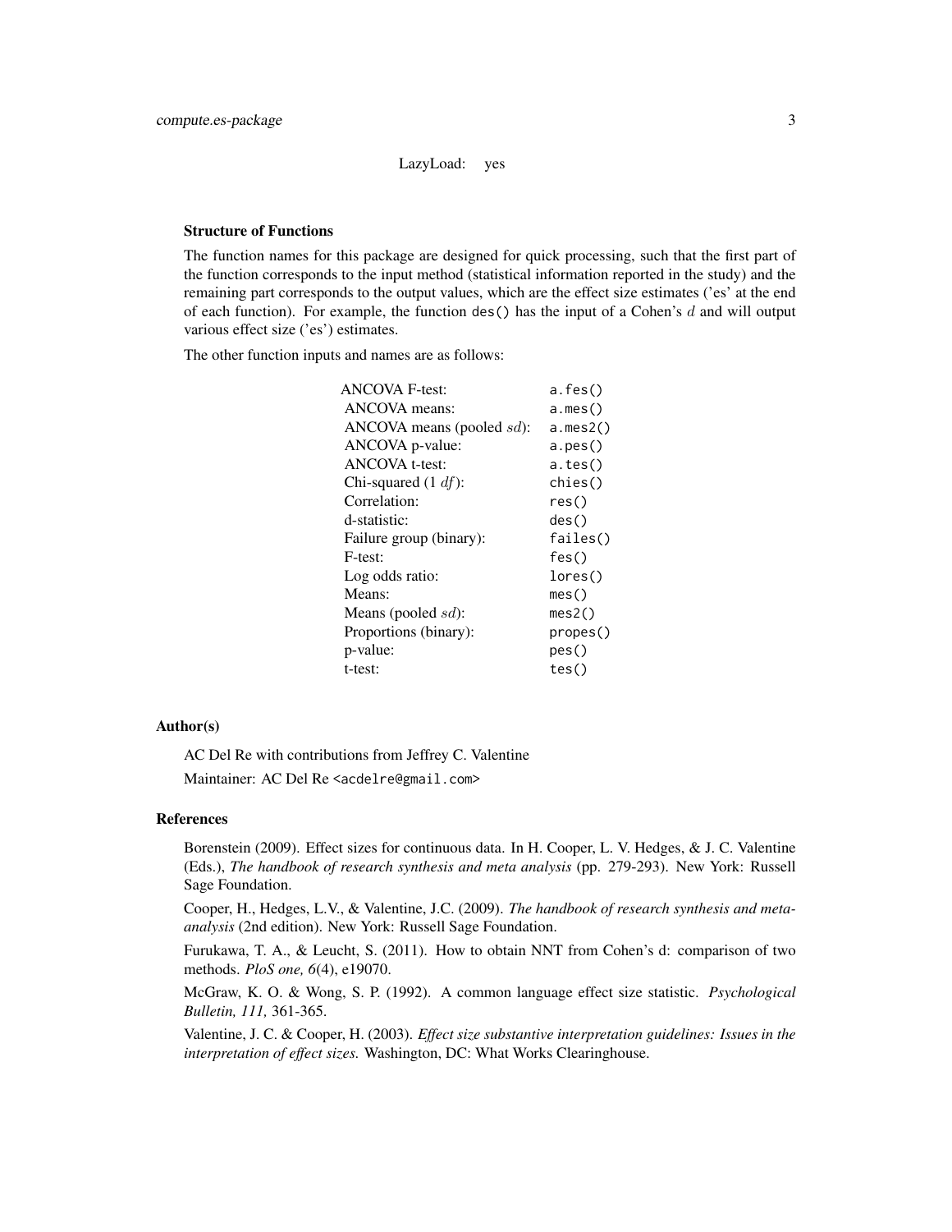LazyLoad: yes

### Structure of Functions

The function names for this package are designed for quick processing, such that the first part of the function corresponds to the input method (statistical information reported in the study) and the remaining part corresponds to the output values, which are the effect size estimates ('es' at the end of each function). For example, the function `des()` has the input of a Cohen's $d$ and will output various effect size ('es') estimates.

The other function inputs and names are as follows:

| | |
|---|---|
| ANCOVA F-test: | `a.fes()` |
| ANCOVA means: | `a.mes()` |
| ANCOVA means (pooled $sd$): | `a.mes2()` |
| ANCOVA p-value: | `a.pes()` |
| ANCOVA t-test: | `a.tes()` |
| Chi-squared (1 $df$): | `chies()` |
| Correlation: | `res()` |
| d-statistic: | `des()` |
| Failure group (binary): | `failes()` |
| F-test: | `fes()` |
| Log odds ratio: | `lores()` |
| Means: | `mes()` |
| Means (pooled $sd$): | `mes2()` |
| Proportions (binary): | `propes()` |
| p-value: | `pes()` |
| t-test: | `tes()` |

## Author(s)

AC Del Re with contributions from Jeffrey C. Valentine

Maintainer: AC Del Re <acdelre@gmail.com>

## References

Borenstein (2009). Effect sizes for continuous data. In H. Cooper, L. V. Hedges, & J. C. Valentine (Eds.), *The handbook of research synthesis and meta analysis* (pp. 279-293). New York: Russell Sage Foundation.

Cooper, H., Hedges, L.V., & Valentine, J.C. (2009). *The handbook of research synthesis and meta-analysis* (2nd edition). New York: Russell Sage Foundation.

Furukawa, T. A., & Leucht, S. (2011). How to obtain NNT from Cohen's d: comparison of two methods. *PloS one, 6*(4), e19070.

McGraw, K. O. & Wong, S. P. (1992). A common language effect size statistic. *Psychological Bulletin, 111,* 361-365.

Valentine, J. C. & Cooper, H. (2003). *Effect size substantive interpretation guidelines: Issues in the interpretation of effect sizes.* Washington, DC: What Works Clearinghouse.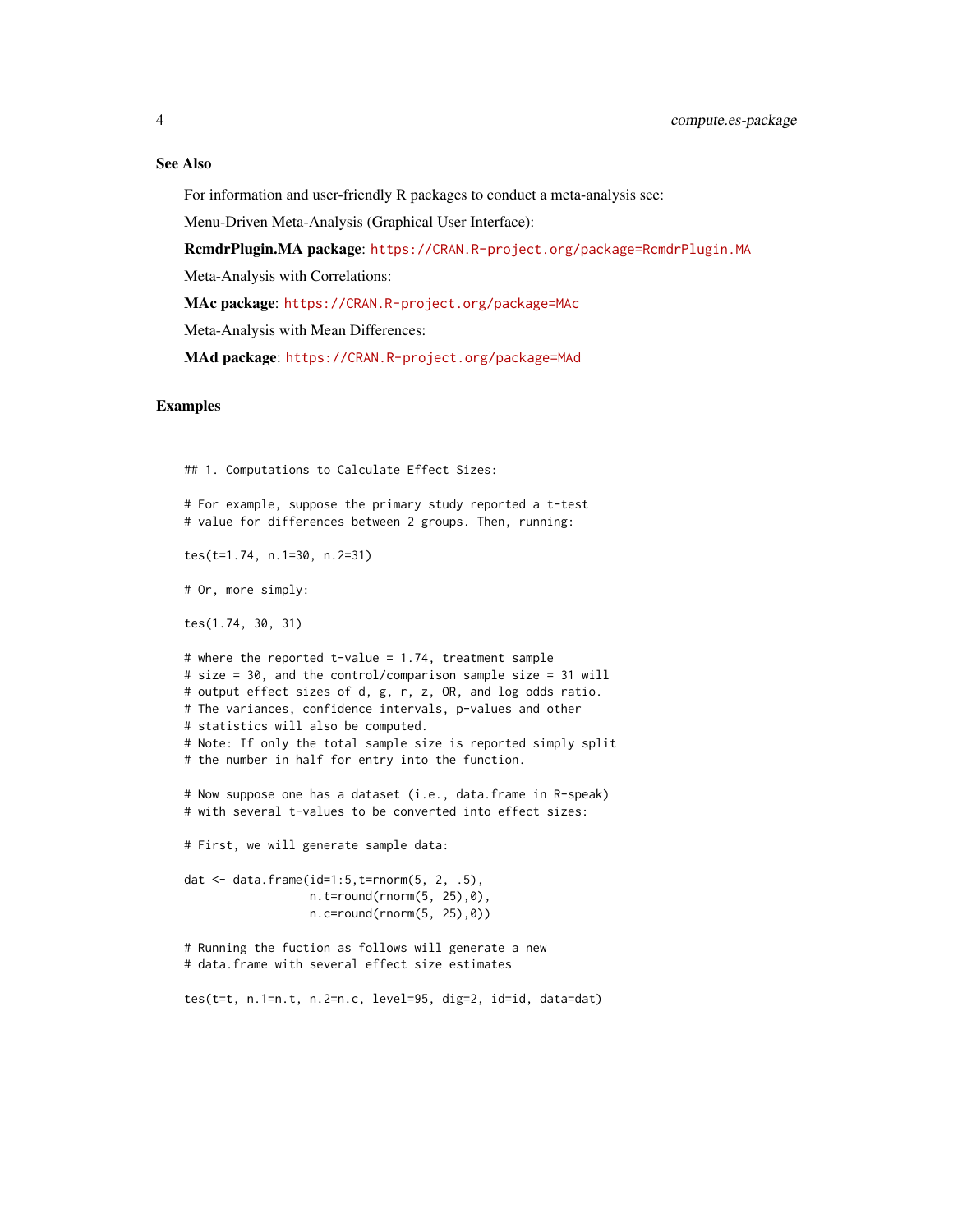### See Also

For information and user-friendly R packages to conduct a meta-analysis see:

Menu-Driven Meta-Analysis (Graphical User Interface):

**RcmdrPlugin.MA package**: https://CRAN.R-project.org/package=RcmdrPlugin.MA

Meta-Analysis with Correlations:

**MAc package**: https://CRAN.R-project.org/package=MAc

Meta-Analysis with Mean Differences:

**MAd package**: https://CRAN.R-project.org/package=MAd

### Examples

```
## 1. Computations to Calculate Effect Sizes:

# For example, suppose the primary study reported a t-test
# value for differences between 2 groups. Then, running:

tes(t=1.74, n.1=30, n.2=31)

# Or, more simply:

tes(1.74, 30, 31)

# where the reported t-value = 1.74, treatment sample
# size = 30, and the control/comparison sample size = 31 will
# output effect sizes of d, g, r, z, OR, and log odds ratio.
# The variances, confidence intervals, p-values and other
# statistics will also be computed.
# Note: If only the total sample size is reported simply split
# the number in half for entry into the function.

# Now suppose one has a dataset (i.e., data.frame in R-speak)
# with several t-values to be converted into effect sizes:

# First, we will generate sample data:

dat <- data.frame(id=1:5,t=rnorm(5, 2, .5),
                  n.t=round(rnorm(5, 25),0),
                  n.c=round(rnorm(5, 25),0))

# Running the fuction as follows will generate a new
# data.frame with several effect size estimates

tes(t=t, n.1=n.t, n.2=n.c, level=95, dig=2, id=id, data=dat)
```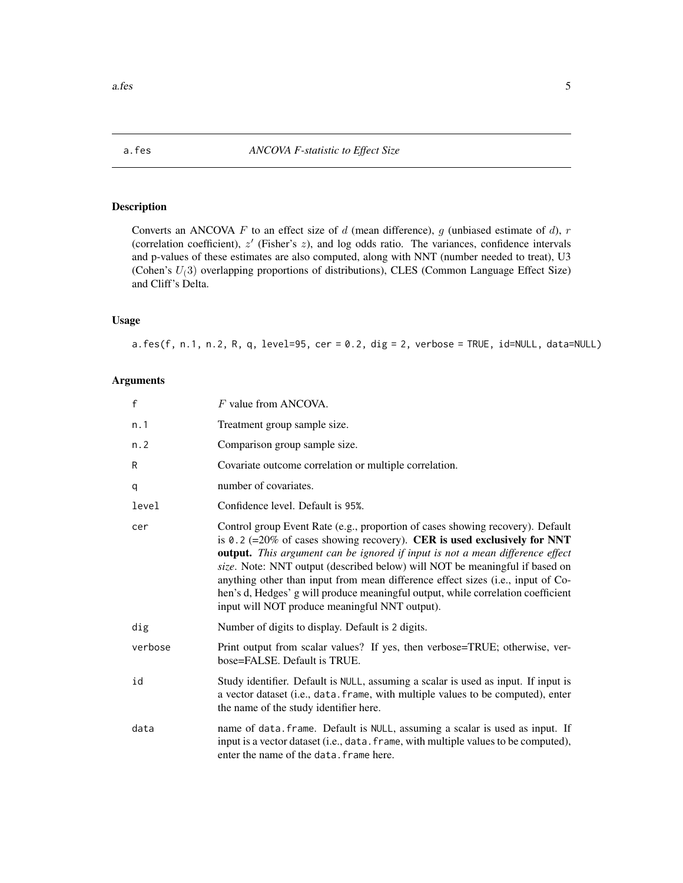a.fes *ANCOVA F-statistic to Effect Size*

## Description

Converts an ANCOVA $F$ to an effect size of $d$ (mean difference), $g$ (unbiased estimate of $d$), $r$ (correlation coefficient), $z'$ (Fisher's $z$), and log odds ratio. The variances, confidence intervals and p-values of these estimates are also computed, along with NNT (number needed to treat), U3 (Cohen's $U_(3)$ overlapping proportions of distributions), CLES (Common Language Effect Size) and Cliff's Delta.

## Usage

```
a.fes(f, n.1, n.2, R, q, level=95, cer = 0.2, dig = 2, verbose = TRUE, id=NULL, data=NULL)
```

## Arguments

| | |
|---|---|
| f | $F$ value from ANCOVA. |
| n.1 | Treatment group sample size. |
| n.2 | Comparison group sample size. |
| R | Covariate outcome correlation or multiple correlation. |
| q | number of covariates. |
| level | Confidence level. Default is 95%. |
| cer | Control group Event Rate (e.g., proportion of cases showing recovery). Default is 0.2 (=20% of cases showing recovery). **CER is used exclusively for NNT output.** *This argument can be ignored if input is not a mean difference effect size*. Note: NNT output (described below) will NOT be meaningful if based on anything other than input from mean difference effect sizes (i.e., input of Cohen's d, Hedges' g will produce meaningful output, while correlation coefficient input will NOT produce meaningful NNT output). |
| dig | Number of digits to display. Default is 2 digits. |
| verbose | Print output from scalar values? If yes, then verbose=TRUE; otherwise, verbose=FALSE. Default is TRUE. |
| id | Study identifier. Default is NULL, assuming a scalar is used as input. If input is a vector dataset (i.e., data.frame, with multiple values to be computed), enter the name of the study identifier here. |
| data | name of data.frame. Default is NULL, assuming a scalar is used as input. If input is a vector dataset (i.e., data.frame, with multiple values to be computed), enter the name of the data.frame here. |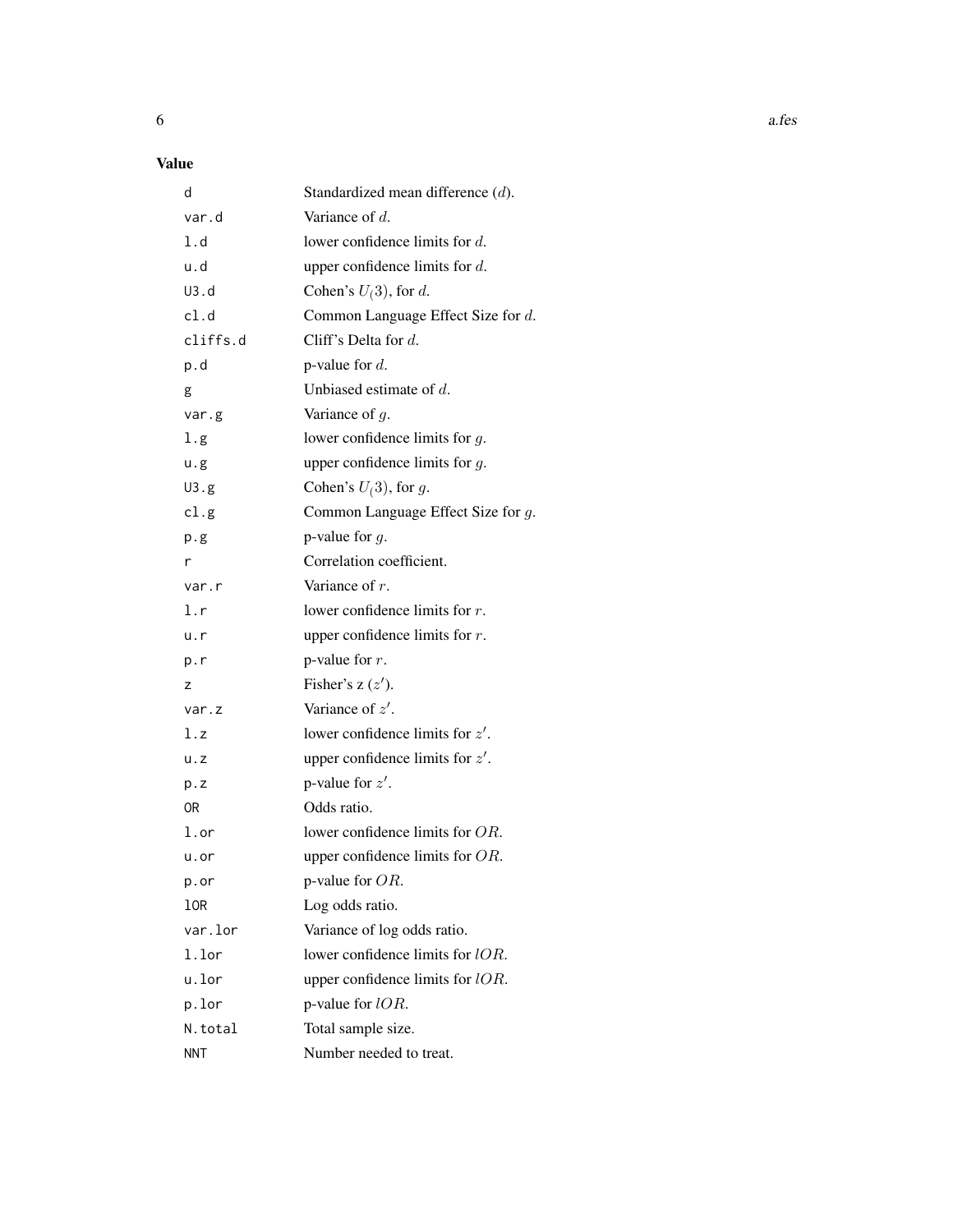## Value

| | |
|---|---|
| d | Standardized mean difference ($d$). |
| var.d | Variance of $d$. |
| l.d | lower confidence limits for $d$. |
| u.d | upper confidence limits for $d$. |
| U3.d | Cohen's $U_(3)$, for $d$. |
| cl.d | Common Language Effect Size for $d$. |
| cliffs.d | Cliff's Delta for $d$. |
| p.d | p-value for $d$. |
| g | Unbiased estimate of $d$. |
| var.g | Variance of $g$. |
| l.g | lower confidence limits for $g$. |
| u.g | upper confidence limits for $g$. |
| U3.g | Cohen's $U_(3)$, for $g$. |
| cl.g | Common Language Effect Size for $g$. |
| p.g | p-value for $g$. |
| r | Correlation coefficient. |
| var.r | Variance of $r$. |
| l.r | lower confidence limits for $r$. |
| u.r | upper confidence limits for $r$. |
| p.r | p-value for $r$. |
| z | Fisher's z ($z'$). |
| var.z | Variance of $z'$. |
| l.z | lower confidence limits for $z'$. |
| u.z | upper confidence limits for $z'$. |
| p.z | p-value for $z'$. |
| OR | Odds ratio. |
| l.or | lower confidence limits for $OR$. |
| u.or | upper confidence limits for $OR$. |
| p.or | p-value for $OR$. |
| lOR | Log odds ratio. |
| var.lor | Variance of log odds ratio. |
| l.lor | lower confidence limits for $lOR$. |
| u.lor | upper confidence limits for $lOR$. |
| p.lor | p-value for $lOR$. |
| N.total | Total sample size. |
| NNT | Number needed to treat. |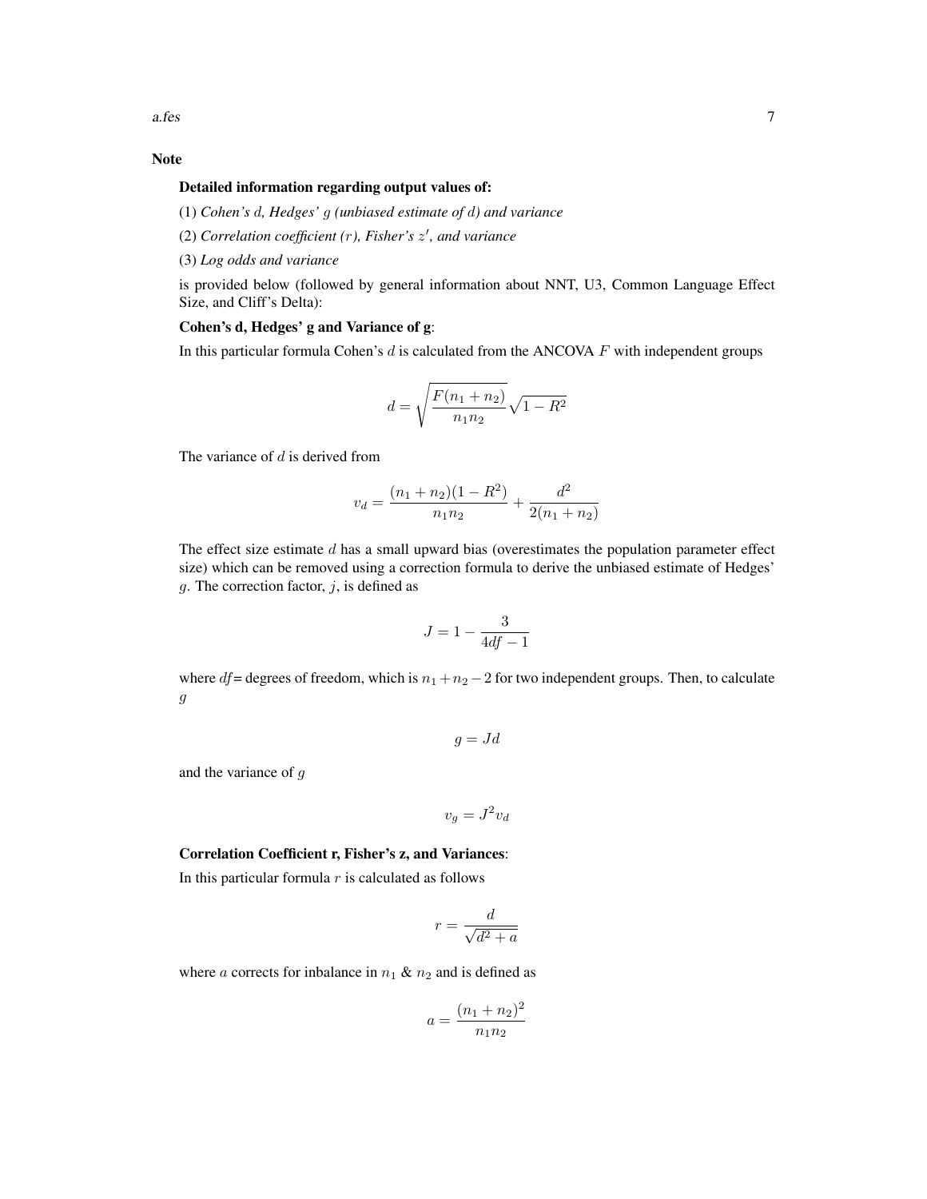## Note

**Detailed information regarding output values of:**

(1) *Cohen's $d$, Hedges' $g$ (unbiased estimate of $d$) and variance*

(2) *Correlation coefficient ($r$), Fisher's $z'$, and variance*

(3) *Log odds and variance*

is provided below (followed by general information about NNT, U3, Common Language Effect Size, and Cliff's Delta):

**Cohen's d, Hedges' g and Variance of g**:

In this particular formula Cohen's $d$ is calculated from the ANCOVA $F$ with independent groups

$$d = \sqrt{\frac{F(n_1 + n_2)}{n_1 n_2}} \sqrt{1 - R^2}$$

The variance of $d$ is derived from

$$v_d = \frac{(n_1 + n_2)(1 - R^2)}{n_1 n_2} + \frac{d^2}{2(n_1 + n_2)}$$

The effect size estimate $d$ has a small upward bias (overestimates the population parameter effect size) which can be removed using a correction formula to derive the unbiased estimate of Hedges' $g$. The correction factor, $j$, is defined as

$$J = 1 - \frac{3}{4df - 1}$$

where $df$= degrees of freedom, which is $n_1 + n_2 - 2$ for two independent groups. Then, to calculate $g$

$$g = Jd$$

and the variance of $g$

$$v_g = J^2 v_d$$

**Correlation Coefficient r, Fisher's z, and Variances**:

In this particular formula $r$ is calculated as follows

$$r = \frac{d}{\sqrt{d^2 + a}}$$

where $a$ corrects for inbalance in $n_1$ & $n_2$ and is defined as

$$a = \frac{(n_1 + n_2)^2}{n_1 n_2}$$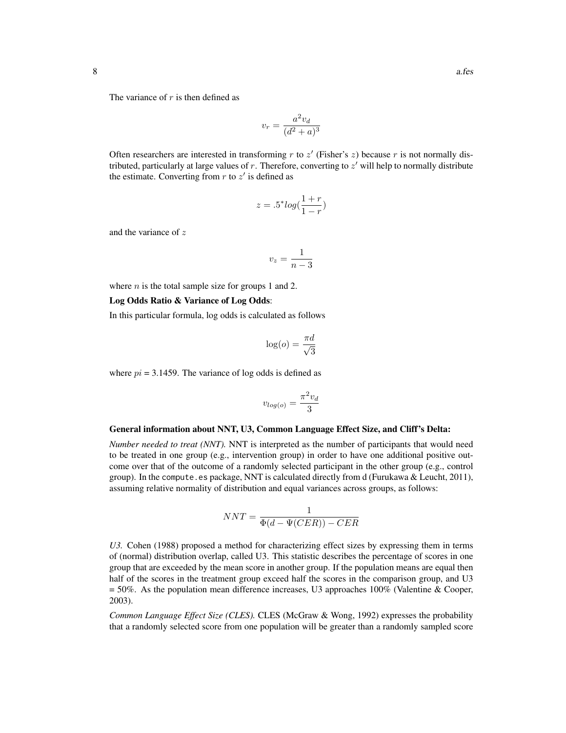The variance of $r$ is then defined as

$$v_r = \frac{a^2 v_d}{(d^2 + a)^3}$$

Often researchers are interested in transforming $r$ to $z'$ (Fisher's $z$) because $r$ is not normally distributed, particularly at large values of $r$. Therefore, converting to $z'$ will help to normally distribute the estimate. Converting from $r$ to $z'$ is defined as

$$z = .5^* log(\frac{1+r}{1-r})$$

and the variance of $z$

$$v_z = \frac{1}{n-3}$$

where $n$ is the total sample size for groups 1 and 2.

**Log Odds Ratio & Variance of Log Odds**:

In this particular formula, log odds is calculated as follows

$$\log(o) = \frac{\pi d}{\sqrt{3}}$$

where $pi$ = 3.1459. The variance of log odds is defined as

$$v_{log(o)} = \frac{\pi^2 v_d}{3}$$

**General information about NNT, U3, Common Language Effect Size, and Cliff's Delta:**

*Number needed to treat (NNT).* NNT is interpreted as the number of participants that would need to be treated in one group (e.g., intervention group) in order to have one additional positive outcome over that of the outcome of a randomly selected participant in the other group (e.g., control group). In the `compute.es` package, NNT is calculated directly from d (Furukawa & Leucht, 2011), assuming relative normality of distribution and equal variances across groups, as follows:

$$NNT = \frac{1}{\Phi(d - \Psi(CER)) - CER}$$

*U3.* Cohen (1988) proposed a method for characterizing effect sizes by expressing them in terms of (normal) distribution overlap, called U3. This statistic describes the percentage of scores in one group that are exceeded by the mean score in another group. If the population means are equal then half of the scores in the treatment group exceed half the scores in the comparison group, and U3 = 50%. As the population mean difference increases, U3 approaches 100% (Valentine & Cooper, 2003).

*Common Language Effect Size (CLES).* CLES (McGraw & Wong, 1992) expresses the probability that a randomly selected score from one population will be greater than a randomly sampled score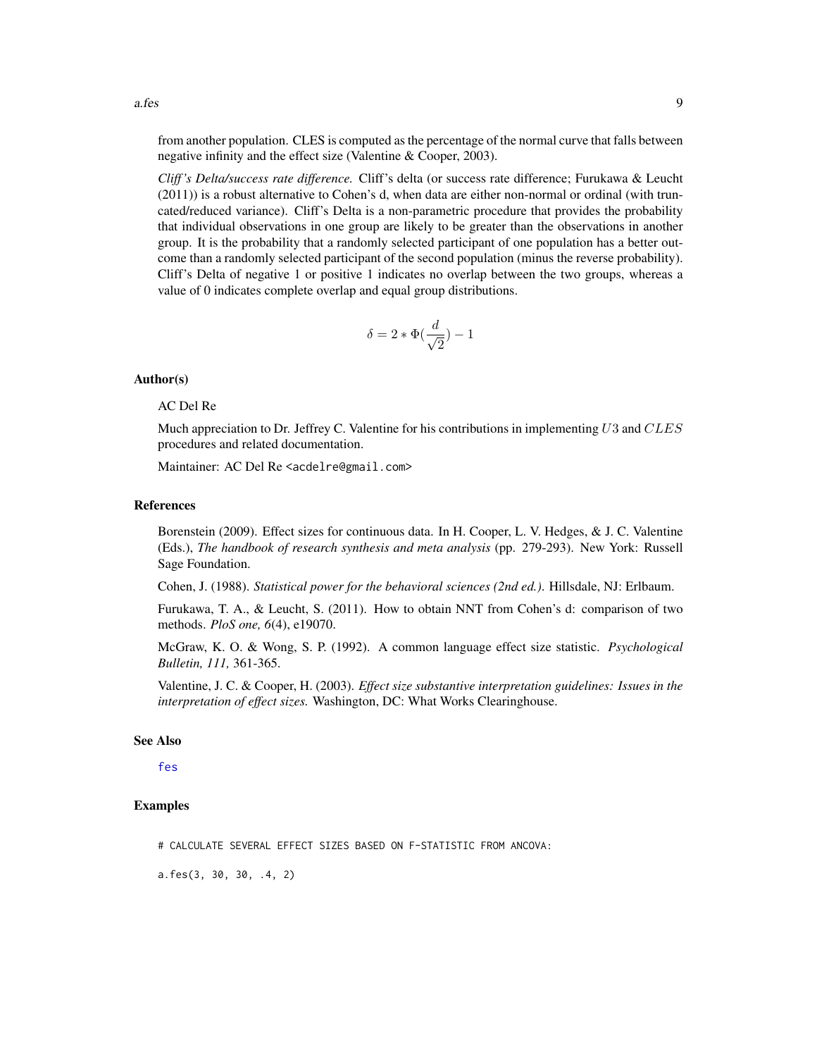from another population. CLES is computed as the percentage of the normal curve that falls between negative infinity and the effect size (Valentine & Cooper, 2003).

*Cliff's Delta/success rate difference.* Cliff's delta (or success rate difference; Furukawa & Leucht (2011)) is a robust alternative to Cohen's d, when data are either non-normal or ordinal (with truncated/reduced variance). Cliff's Delta is a non-parametric procedure that provides the probability that individual observations in one group are likely to be greater than the observations in another group. It is the probability that a randomly selected participant of one population has a better outcome than a randomly selected participant of the second population (minus the reverse probability). Cliff's Delta of negative 1 or positive 1 indicates no overlap between the two groups, whereas a value of 0 indicates complete overlap and equal group distributions.

$$\delta = 2 * \Phi(\frac{d}{\sqrt{2}}) - 1$$

### Author(s)

AC Del Re

Much appreciation to Dr. Jeffrey C. Valentine for his contributions in implementing $U3$ and $CLES$ procedures and related documentation.

Maintainer: AC Del Re <acdelre@gmail.com>

### References

Borenstein (2009). Effect sizes for continuous data. In H. Cooper, L. V. Hedges, & J. C. Valentine (Eds.), *The handbook of research synthesis and meta analysis* (pp. 279-293). New York: Russell Sage Foundation.

Cohen, J. (1988). *Statistical power for the behavioral sciences (2nd ed.).* Hillsdale, NJ: Erlbaum.

Furukawa, T. A., & Leucht, S. (2011). How to obtain NNT from Cohen's d: comparison of two methods. *PloS one, 6*(4), e19070.

McGraw, K. O. & Wong, S. P. (1992). A common language effect size statistic. *Psychological Bulletin, 111,* 361-365.

Valentine, J. C. & Cooper, H. (2003). *Effect size substantive interpretation guidelines: Issues in the interpretation of effect sizes.* Washington, DC: What Works Clearinghouse.

### See Also

fes

### Examples

```
# CALCULATE SEVERAL EFFECT SIZES BASED ON F-STATISTIC FROM ANCOVA:

a.fes(3, 30, 30, .4, 2)
```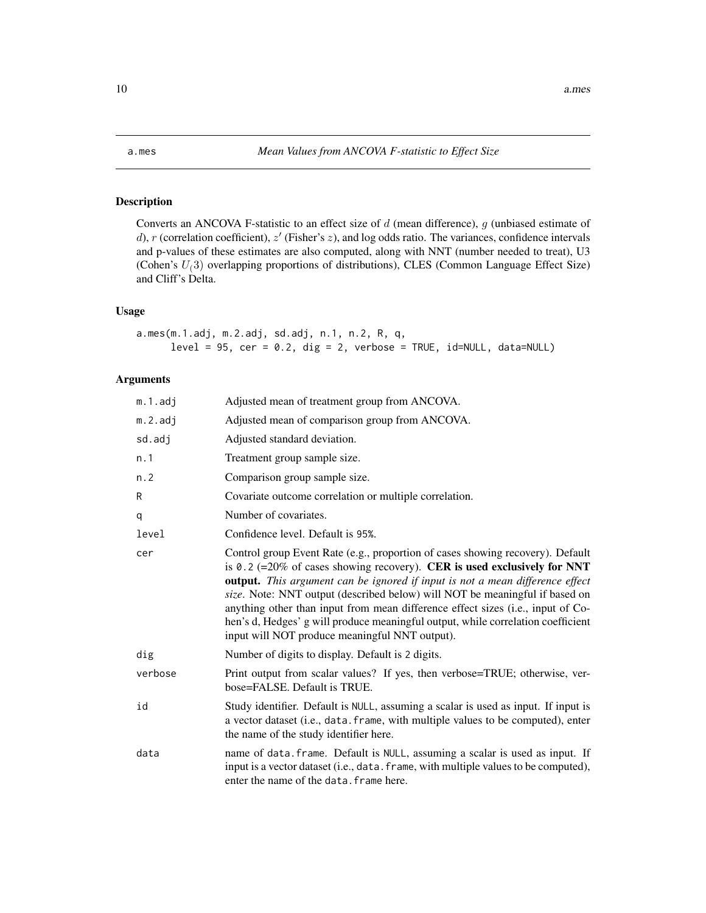## a.mes — *Mean Values from ANCOVA F-statistic to Effect Size*

### Description

Converts an ANCOVA F-statistic to an effect size of $d$ (mean difference), $g$ (unbiased estimate of $d$), $r$ (correlation coefficient), $z'$ (Fisher's $z$), and log odds ratio. The variances, confidence intervals and p-values of these estimates are also computed, along with NNT (number needed to treat), U3 (Cohen's $U_(3)$ overlapping proportions of distributions), CLES (Common Language Effect Size) and Cliff's Delta.

### Usage

```
a.mes(m.1.adj, m.2.adj, sd.adj, n.1, n.2, R, q,
      level = 95, cer = 0.2, dig = 2, verbose = TRUE, id=NULL, data=NULL)
```

### Arguments

| Argument | Description |
|---|---|
| `m.1.adj` | Adjusted mean of treatment group from ANCOVA. |
| `m.2.adj` | Adjusted mean of comparison group from ANCOVA. |
| `sd.adj` | Adjusted standard deviation. |
| `n.1` | Treatment group sample size. |
| `n.2` | Comparison group sample size. |
| `R` | Covariate outcome correlation or multiple correlation. |
| `q` | Number of covariates. |
| `level` | Confidence level. Default is `95%`. |
| `cer` | Control group Event Rate (e.g., proportion of cases showing recovery). Default is `0.2` (=20% of cases showing recovery). **CER is used exclusively for NNT output.** *This argument can be ignored if input is not a mean difference effect size*. Note: NNT output (described below) will NOT be meaningful if based on anything other than input from mean difference effect sizes (i.e., input of Cohen's d, Hedges' g will produce meaningful output, while correlation coefficient input will NOT produce meaningful NNT output). |
| `dig` | Number of digits to display. Default is `2` digits. |
| `verbose` | Print output from scalar values? If yes, then verbose=TRUE; otherwise, verbose=FALSE. Default is TRUE. |
| `id` | Study identifier. Default is `NULL`, assuming a scalar is used as input. If input is a vector dataset (i.e., `data.frame`, with multiple values to be computed), enter the name of the study identifier here. |
| `data` | name of `data.frame`. Default is `NULL`, assuming a scalar is used as input. If input is a vector dataset (i.e., `data.frame`, with multiple values to be computed), enter the name of the `data.frame` here. |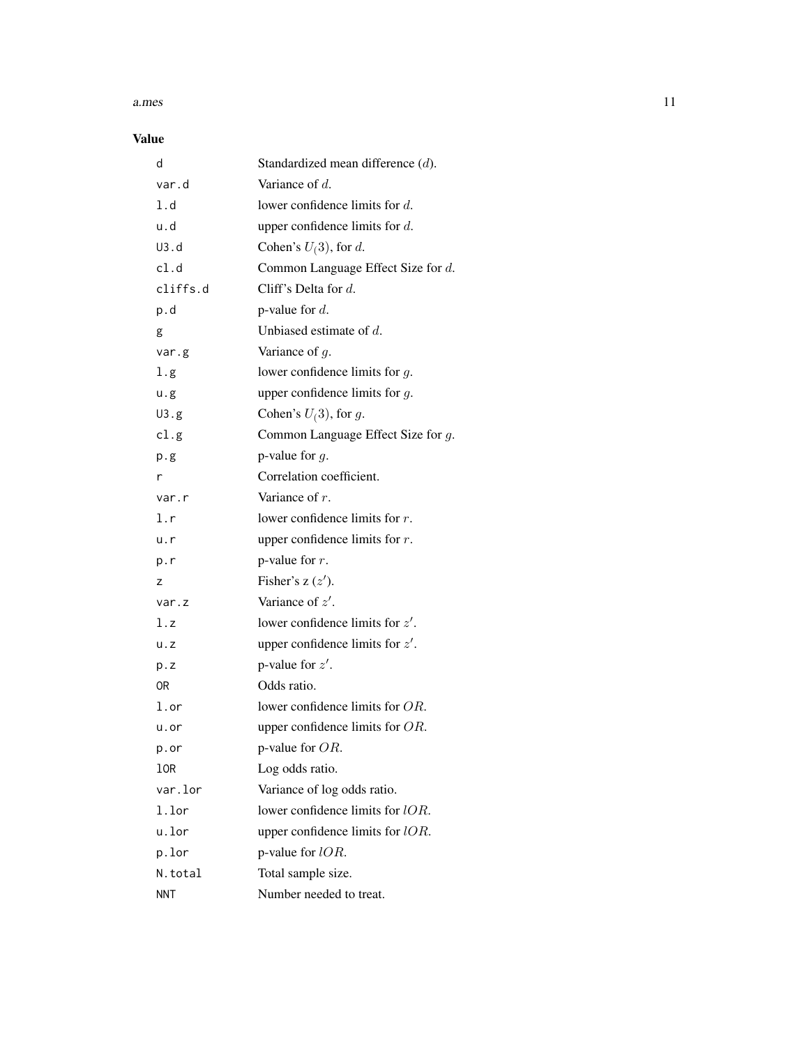## Value

| | |
|---|---|
| d | Standardized mean difference ($d$). |
| var.d | Variance of $d$. |
| l.d | lower confidence limits for $d$. |
| u.d | upper confidence limits for $d$. |
| U3.d | Cohen's $U_(3)$, for $d$. |
| cl.d | Common Language Effect Size for $d$. |
| cliffs.d | Cliff's Delta for $d$. |
| p.d | p-value for $d$. |
| g | Unbiased estimate of $d$. |
| var.g | Variance of $g$. |
| l.g | lower confidence limits for $g$. |
| u.g | upper confidence limits for $g$. |
| U3.g | Cohen's $U_(3)$, for $g$. |
| cl.g | Common Language Effect Size for $g$. |
| p.g | p-value for $g$. |
| r | Correlation coefficient. |
| var.r | Variance of $r$. |
| l.r | lower confidence limits for $r$. |
| u.r | upper confidence limits for $r$. |
| p.r | p-value for $r$. |
| z | Fisher's z ($z'$). |
| var.z | Variance of $z'$. |
| l.z | lower confidence limits for $z'$. |
| u.z | upper confidence limits for $z'$. |
| p.z | p-value for $z'$. |
| OR | Odds ratio. |
| l.or | lower confidence limits for $OR$. |
| u.or | upper confidence limits for $OR$. |
| p.or | p-value for $OR$. |
| lOR | Log odds ratio. |
| var.lor | Variance of log odds ratio. |
| l.lor | lower confidence limits for $lOR$. |
| u.lor | upper confidence limits for $lOR$. |
| p.lor | p-value for $lOR$. |
| N.total | Total sample size. |
| NNT | Number needed to treat. |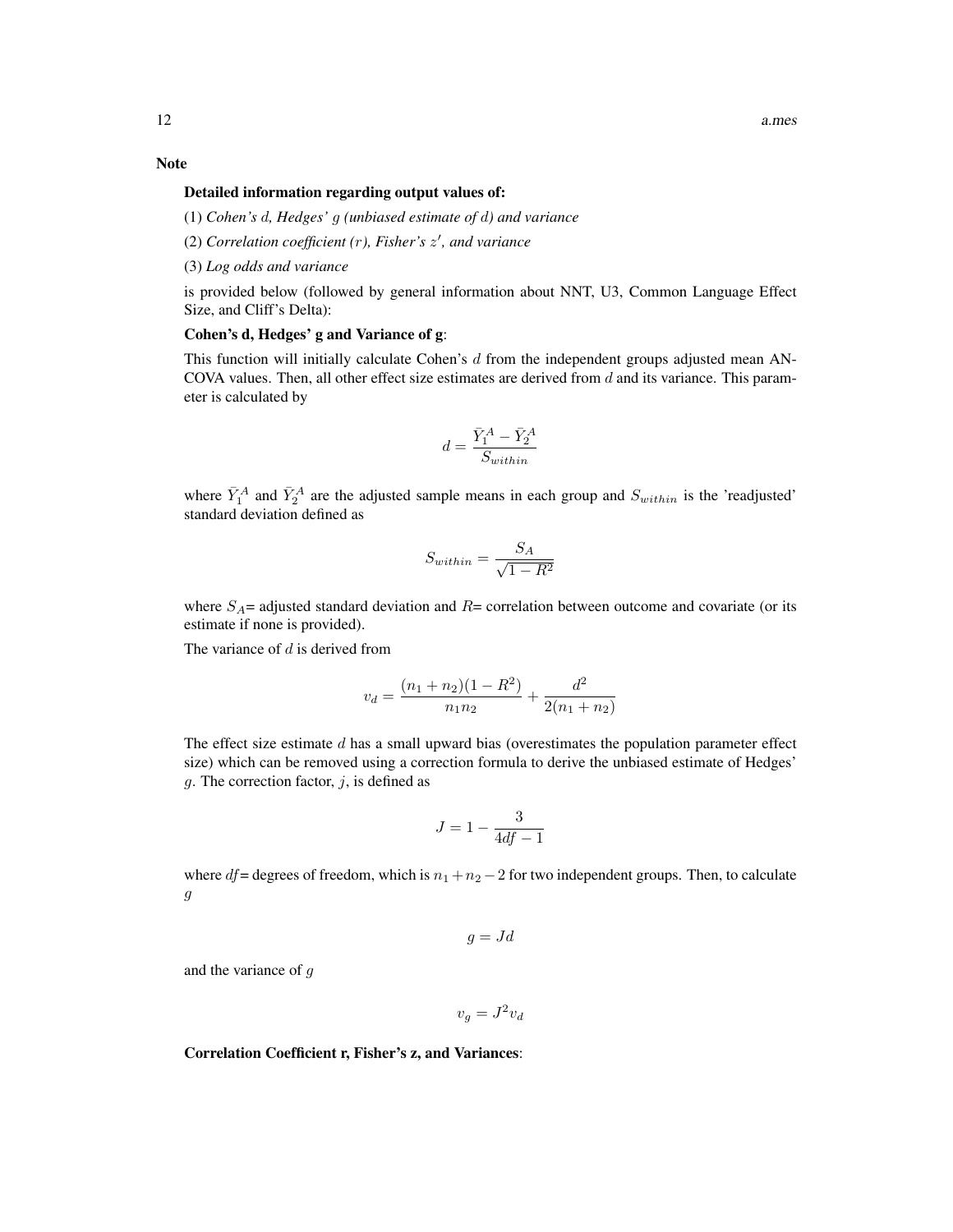## Note

**Detailed information regarding output values of:**

(1) *Cohen's $d$, Hedges' $g$ (unbiased estimate of $d$) and variance*

(2) *Correlation coefficient ($r$), Fisher's $z'$, and variance*

(3) *Log odds and variance*

is provided below (followed by general information about NNT, U3, Common Language Effect Size, and Cliff's Delta):

**Cohen's d, Hedges' g and Variance of g**:

This function will initially calculate Cohen's $d$ from the independent groups adjusted mean ANCOVA values. Then, all other effect size estimates are derived from $d$ and its variance. This parameter is calculated by

$$d = \frac{\bar{Y}_1^A - \bar{Y}_2^A}{S_{within}}$$

where $\bar{Y}_1^A$ and $\bar{Y}_2^A$ are the adjusted sample means in each group and $S_{within}$ is the 'readjusted' standard deviation defined as

$$S_{within} = \frac{S_A}{\sqrt{1 - R^2}}$$

where $S_A$= adjusted standard deviation and $R$= correlation between outcome and covariate (or its estimate if none is provided).

The variance of $d$ is derived from

$$v_d = \frac{(n_1 + n_2)(1 - R^2)}{n_1 n_2} + \frac{d^2}{2(n_1 + n_2)}$$

The effect size estimate $d$ has a small upward bias (overestimates the population parameter effect size) which can be removed using a correction formula to derive the unbiased estimate of Hedges' $g$. The correction factor, $j$, is defined as

$$J = 1 - \frac{3}{4df - 1}$$

where $df$= degrees of freedom, which is $n_1 + n_2 - 2$ for two independent groups. Then, to calculate $g$

$$g = Jd$$

and the variance of $g$

$$v_g = J^2 v_d$$

**Correlation Coefficient r, Fisher's z, and Variances**: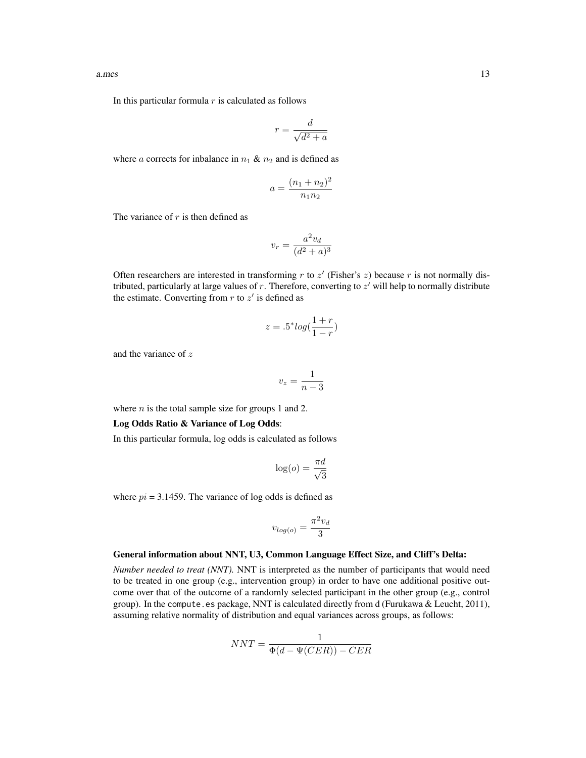In this particular formula $r$ is calculated as follows

$$r = \frac{d}{\sqrt{d^2 + a}}$$

where $a$ corrects for inbalance in $n_1$ & $n_2$ and is defined as

$$a = \frac{(n_1 + n_2)^2}{n_1 n_2}$$

The variance of $r$ is then defined as

$$v_r = \frac{a^2 v_d}{(d^2 + a)^3}$$

Often researchers are interested in transforming $r$ to $z'$ (Fisher's $z$) because $r$ is not normally distributed, particularly at large values of $r$. Therefore, converting to $z'$ will help to normally distribute the estimate. Converting from $r$ to $z'$ is defined as

$$z = .5^* log(\frac{1 + r}{1 - r})$$

and the variance of $z$

$$v_z = \frac{1}{n - 3}$$

where $n$ is the total sample size for groups 1 and 2.

**Log Odds Ratio & Variance of Log Odds**:

In this particular formula, log odds is calculated as follows

$$\log(o) = \frac{\pi d}{\sqrt{3}}$$

where $pi$ = 3.1459. The variance of log odds is defined as

$$v_{log(o)} = \frac{\pi^2 v_d}{3}$$

**General information about NNT, U3, Common Language Effect Size, and Cliff's Delta:**

*Number needed to treat (NNT).* NNT is interpreted as the number of participants that would need to be treated in one group (e.g., intervention group) in order to have one additional positive outcome over that of the outcome of a randomly selected participant in the other group (e.g., control group). In the `compute.es` package, NNT is calculated directly from d (Furukawa & Leucht, 2011), assuming relative normality of distribution and equal variances across groups, as follows:

$$NNT = \frac{1}{\Phi(d - \Psi(CER)) - CER}$$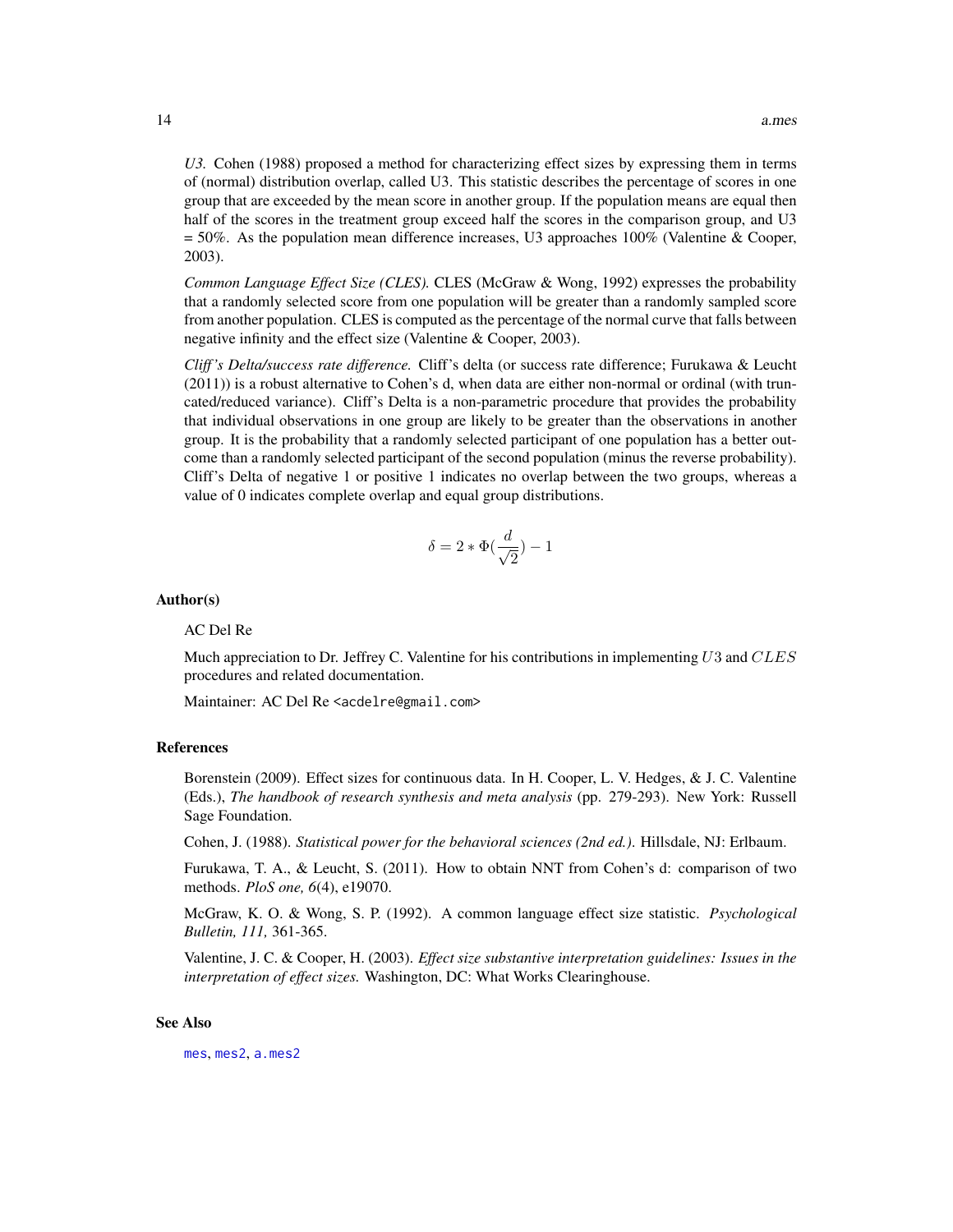*U3.* Cohen (1988) proposed a method for characterizing effect sizes by expressing them in terms of (normal) distribution overlap, called U3. This statistic describes the percentage of scores in one group that are exceeded by the mean score in another group. If the population means are equal then half of the scores in the treatment group exceed half the scores in the comparison group, and U3 = 50%. As the population mean difference increases, U3 approaches 100% (Valentine & Cooper, 2003).

*Common Language Effect Size (CLES).* CLES (McGraw & Wong, 1992) expresses the probability that a randomly selected score from one population will be greater than a randomly sampled score from another population. CLES is computed as the percentage of the normal curve that falls between negative infinity and the effect size (Valentine & Cooper, 2003).

*Cliff's Delta/success rate difference.* Cliff's delta (or success rate difference; Furukawa & Leucht (2011)) is a robust alternative to Cohen's d, when data are either non-normal or ordinal (with truncated/reduced variance). Cliff's Delta is a non-parametric procedure that provides the probability that individual observations in one group are likely to be greater than the observations in another group. It is the probability that a randomly selected participant of one population has a better outcome than a randomly selected participant of the second population (minus the reverse probability). Cliff's Delta of negative 1 or positive 1 indicates no overlap between the two groups, whereas a value of 0 indicates complete overlap and equal group distributions.

$$\delta = 2 * \Phi(\frac{d}{\sqrt{2}}) - 1$$

## Author(s)

AC Del Re

Much appreciation to Dr. Jeffrey C. Valentine for his contributions in implementing $U3$ and $CLES$ procedures and related documentation.

Maintainer: AC Del Re <acdelre@gmail.com>

## References

Borenstein (2009). Effect sizes for continuous data. In H. Cooper, L. V. Hedges, & J. C. Valentine (Eds.), *The handbook of research synthesis and meta analysis* (pp. 279-293). New York: Russell Sage Foundation.

Cohen, J. (1988). *Statistical power for the behavioral sciences (2nd ed.).* Hillsdale, NJ: Erlbaum.

Furukawa, T. A., & Leucht, S. (2011). How to obtain NNT from Cohen's d: comparison of two methods. *PloS one, 6*(4), e19070.

McGraw, K. O. & Wong, S. P. (1992). A common language effect size statistic. *Psychological Bulletin, 111,* 361-365.

Valentine, J. C. & Cooper, H. (2003). *Effect size substantive interpretation guidelines: Issues in the interpretation of effect sizes.* Washington, DC: What Works Clearinghouse.

## See Also

mes, mes2, a.mes2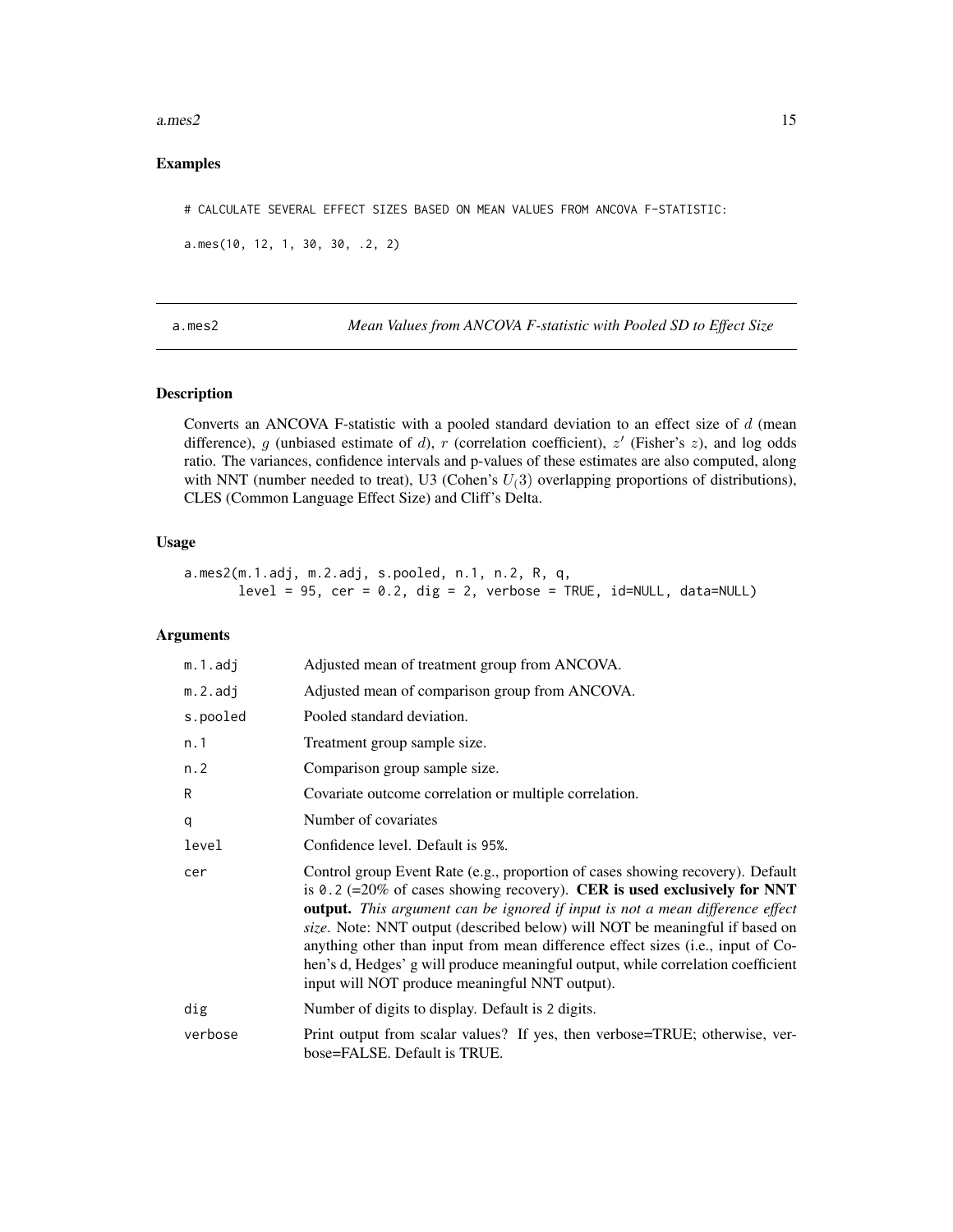## Examples

```
# CALCULATE SEVERAL EFFECT SIZES BASED ON MEAN VALUES FROM ANCOVA F-STATISTIC:

a.mes(10, 12, 1, 30, 30, .2, 2)
```

---

# a.mes2 — *Mean Values from ANCOVA F-statistic with Pooled SD to Effect Size*

## Description

Converts an ANCOVA F-statistic with a pooled standard deviation to an effect size of $d$ (mean difference), $g$ (unbiased estimate of $d$), $r$ (correlation coefficient), $z'$ (Fisher's $z$), and log odds ratio. The variances, confidence intervals and p-values of these estimates are also computed, along with NNT (number needed to treat), U3 (Cohen's $U_(3)$ overlapping proportions of distributions), CLES (Common Language Effect Size) and Cliff's Delta.

## Usage

```
a.mes2(m.1.adj, m.2.adj, s.pooled, n.1, n.2, R, q,
       level = 95, cer = 0.2, dig = 2, verbose = TRUE, id=NULL, data=NULL)
```

## Arguments

| | |
|---|---|
| `m.1.adj` | Adjusted mean of treatment group from ANCOVA. |
| `m.2.adj` | Adjusted mean of comparison group from ANCOVA. |
| `s.pooled` | Pooled standard deviation. |
| `n.1` | Treatment group sample size. |
| `n.2` | Comparison group sample size. |
| `R` | Covariate outcome correlation or multiple correlation. |
| `q` | Number of covariates |
| `level` | Confidence level. Default is `95%`. |
| `cer` | Control group Event Rate (e.g., proportion of cases showing recovery). Default is `0.2` (=20% of cases showing recovery). **CER is used exclusively for NNT output.** *This argument can be ignored if input is not a mean difference effect size*. Note: NNT output (described below) will NOT be meaningful if based on anything other than input from mean difference effect sizes (i.e., input of Cohen's d, Hedges' g will produce meaningful output, while correlation coefficient input will NOT produce meaningful NNT output). |
| `dig` | Number of digits to display. Default is `2` digits. |
| `verbose` | Print output from scalar values? If yes, then verbose=TRUE; otherwise, verbose=FALSE. Default is TRUE. |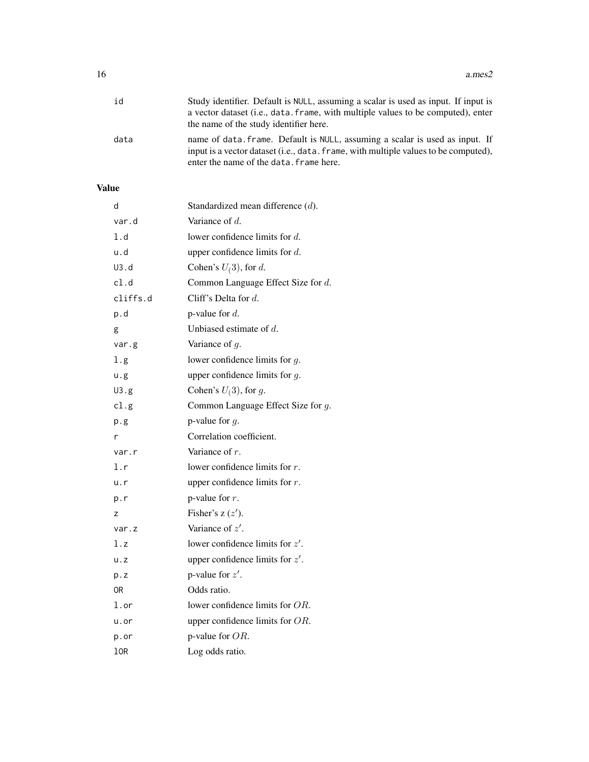| | |
|---|---|
| id | Study identifier. Default is NULL, assuming a scalar is used as input. If input is a vector dataset (i.e., data.frame, with multiple values to be computed), enter the name of the study identifier here. |
| data | name of data.frame. Default is NULL, assuming a scalar is used as input. If input is a vector dataset (i.e., data.frame, with multiple values to be computed), enter the name of the data.frame here. |

## Value

| | |
|---|---|
| d | Standardized mean difference ($d$). |
| var.d | Variance of $d$. |
| l.d | lower confidence limits for $d$. |
| u.d | upper confidence limits for $d$. |
| U3.d | Cohen's $U_(3)$, for $d$. |
| cl.d | Common Language Effect Size for $d$. |
| cliffs.d | Cliff's Delta for $d$. |
| p.d | p-value for $d$. |
| g | Unbiased estimate of $d$. |
| var.g | Variance of $g$. |
| l.g | lower confidence limits for $g$. |
| u.g | upper confidence limits for $g$. |
| U3.g | Cohen's $U_(3)$, for $g$. |
| cl.g | Common Language Effect Size for $g$. |
| p.g | p-value for $g$. |
| r | Correlation coefficient. |
| var.r | Variance of $r$. |
| l.r | lower confidence limits for $r$. |
| u.r | upper confidence limits for $r$. |
| p.r | p-value for $r$. |
| z | Fisher's z ($z'$). |
| var.z | Variance of $z'$. |
| l.z | lower confidence limits for $z'$. |
| u.z | upper confidence limits for $z'$. |
| p.z | p-value for $z'$. |
| OR | Odds ratio. |
| l.or | lower confidence limits for $OR$. |
| u.or | upper confidence limits for $OR$. |
| p.or | p-value for $OR$. |
| lOR | Log odds ratio. |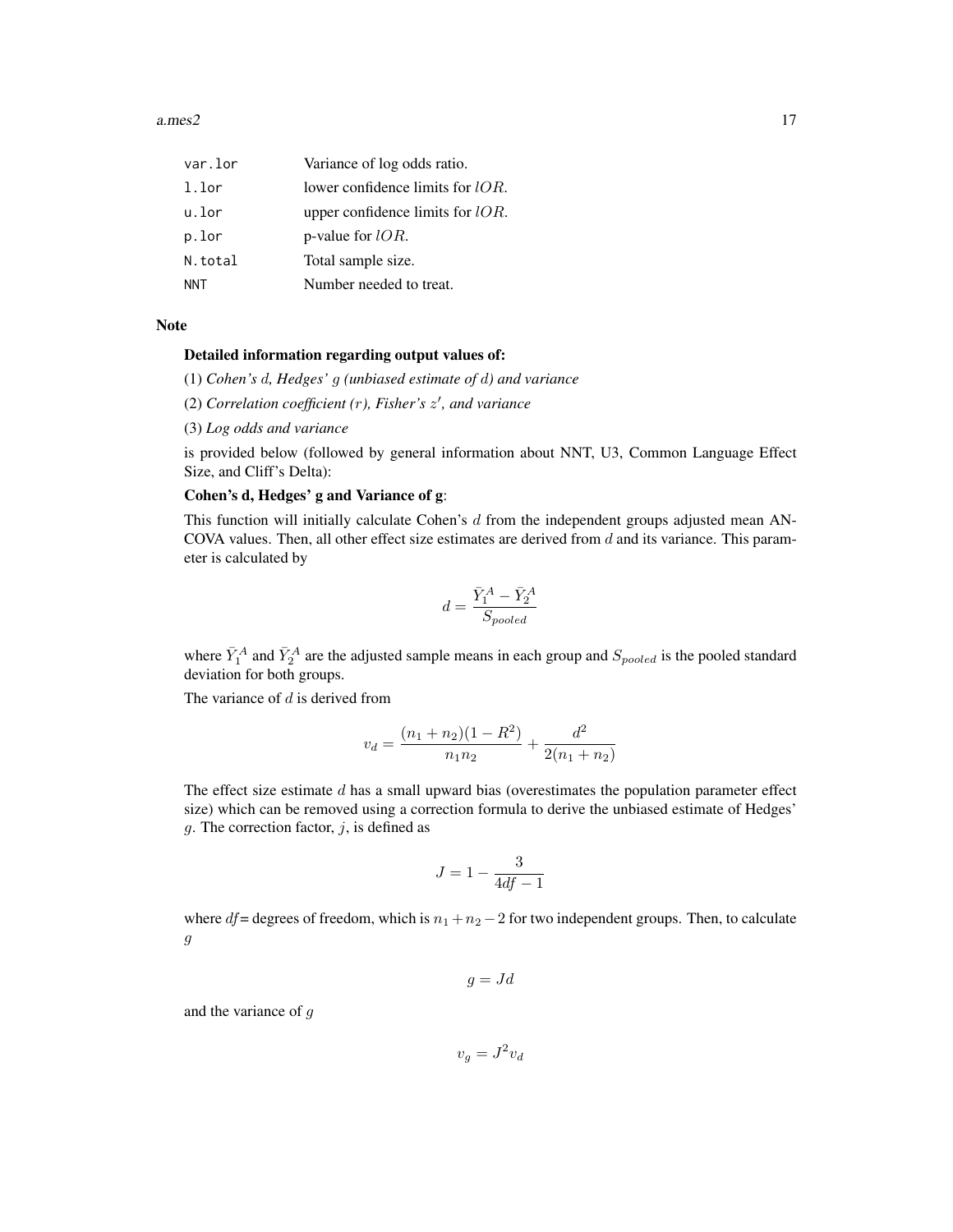| | |
|---|---|
| `var.lor` | Variance of log odds ratio. |
| `l.lor` | lower confidence limits for $lOR$. |
| `u.lor` | upper confidence limits for $lOR$. |
| `p.lor` | p-value for $lOR$. |
| `N.total` | Total sample size. |
| `NNT` | Number needed to treat. |

### Note

**Detailed information regarding output values of:**

(1) *Cohen's $d$, Hedges' $g$ (unbiased estimate of $d$) and variance*

(2) *Correlation coefficient ($r$), Fisher's $z'$, and variance*

(3) *Log odds and variance*

is provided below (followed by general information about NNT, U3, Common Language Effect Size, and Cliff's Delta):

**Cohen's d, Hedges' g and Variance of g**:

This function will initially calculate Cohen's $d$ from the independent groups adjusted mean ANCOVA values. Then, all other effect size estimates are derived from $d$ and its variance. This parameter is calculated by

$$d = \frac{\bar{Y}_1^A - \bar{Y}_2^A}{S_{pooled}}$$

where $\bar{Y}_1^A$ and $\bar{Y}_2^A$ are the adjusted sample means in each group and $S_{pooled}$ is the pooled standard deviation for both groups.

The variance of $d$ is derived from

$$v_d = \frac{(n_1 + n_2)(1 - R^2)}{n_1 n_2} + \frac{d^2}{2(n_1 + n_2)}$$

The effect size estimate $d$ has a small upward bias (overestimates the population parameter effect size) which can be removed using a correction formula to derive the unbiased estimate of Hedges' $g$. The correction factor, $j$, is defined as

$$J = 1 - \frac{3}{4df - 1}$$

where $df$= degrees of freedom, which is $n_1 + n_2 - 2$ for two independent groups. Then, to calculate $g$

$$g = Jd$$

and the variance of $g$

$$v_g = J^2 v_d$$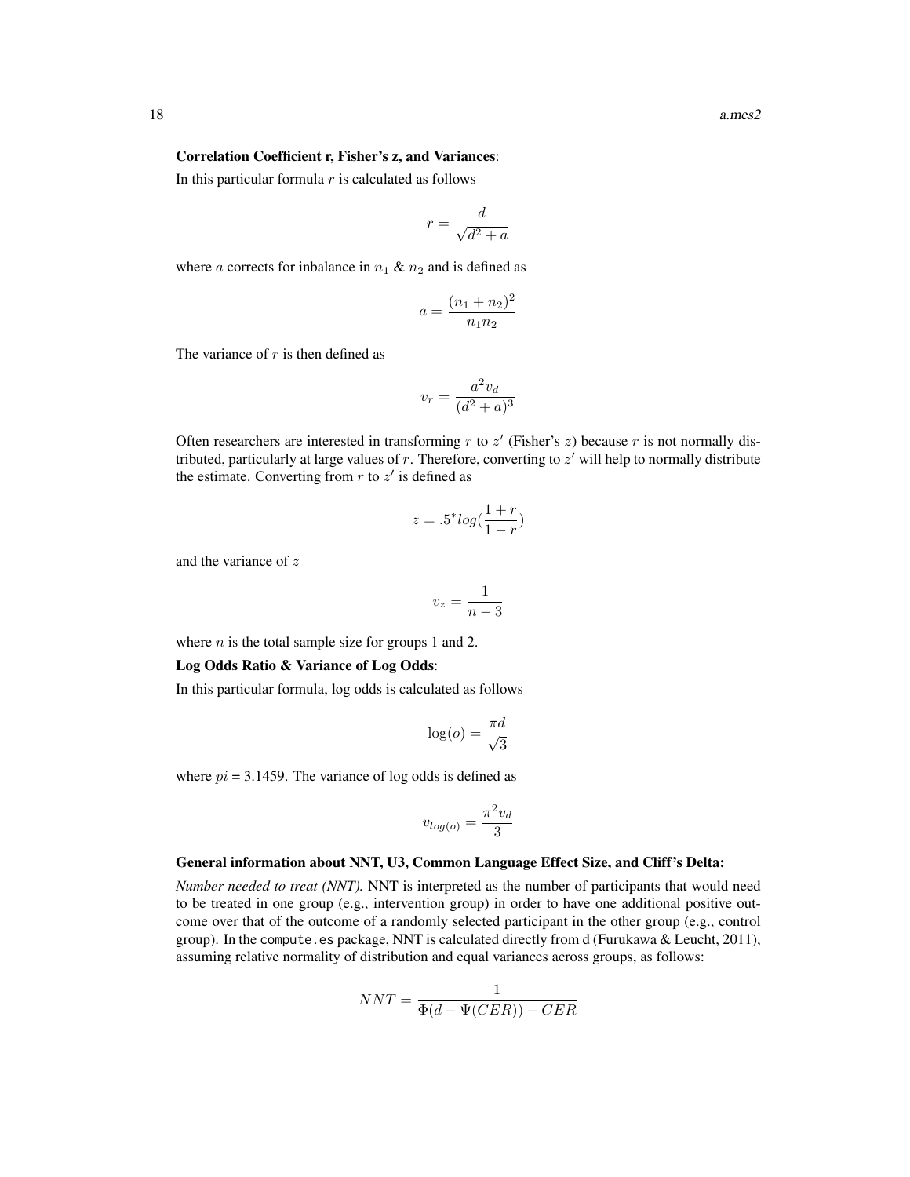**Correlation Coefficient r, Fisher's z, and Variances**:

In this particular formula $r$ is calculated as follows

$$r = \frac{d}{\sqrt{d^2 + a}}$$

where $a$ corrects for inbalance in $n_1$ & $n_2$ and is defined as

$$a = \frac{(n_1 + n_2)^2}{n_1 n_2}$$

The variance of $r$ is then defined as

$$v_r = \frac{a^2 v_d}{(d^2 + a)^3}$$

Often researchers are interested in transforming $r$ to $z'$ (Fisher's $z$) because $r$ is not normally distributed, particularly at large values of $r$. Therefore, converting to $z'$ will help to normally distribute the estimate. Converting from $r$ to $z'$ is defined as

$$z = .5^* log(\frac{1 + r}{1 - r})$$

and the variance of $z$

$$v_z = \frac{1}{n - 3}$$

where $n$ is the total sample size for groups 1 and 2.

**Log Odds Ratio & Variance of Log Odds**:

In this particular formula, log odds is calculated as follows

$$\log(o) = \frac{\pi d}{\sqrt{3}}$$

where $pi$ = 3.1459. The variance of log odds is defined as

$$v_{log(o)} = \frac{\pi^2 v_d}{3}$$

**General information about NNT, U3, Common Language Effect Size, and Cliff's Delta:**

*Number needed to treat (NNT).* NNT is interpreted as the number of participants that would need to be treated in one group (e.g., intervention group) in order to have one additional positive outcome over that of the outcome of a randomly selected participant in the other group (e.g., control group). In the compute.es package, NNT is calculated directly from d (Furukawa & Leucht, 2011), assuming relative normality of distribution and equal variances across groups, as follows:

$$NNT = \frac{1}{\Phi(d - \Psi(CER)) - CER}$$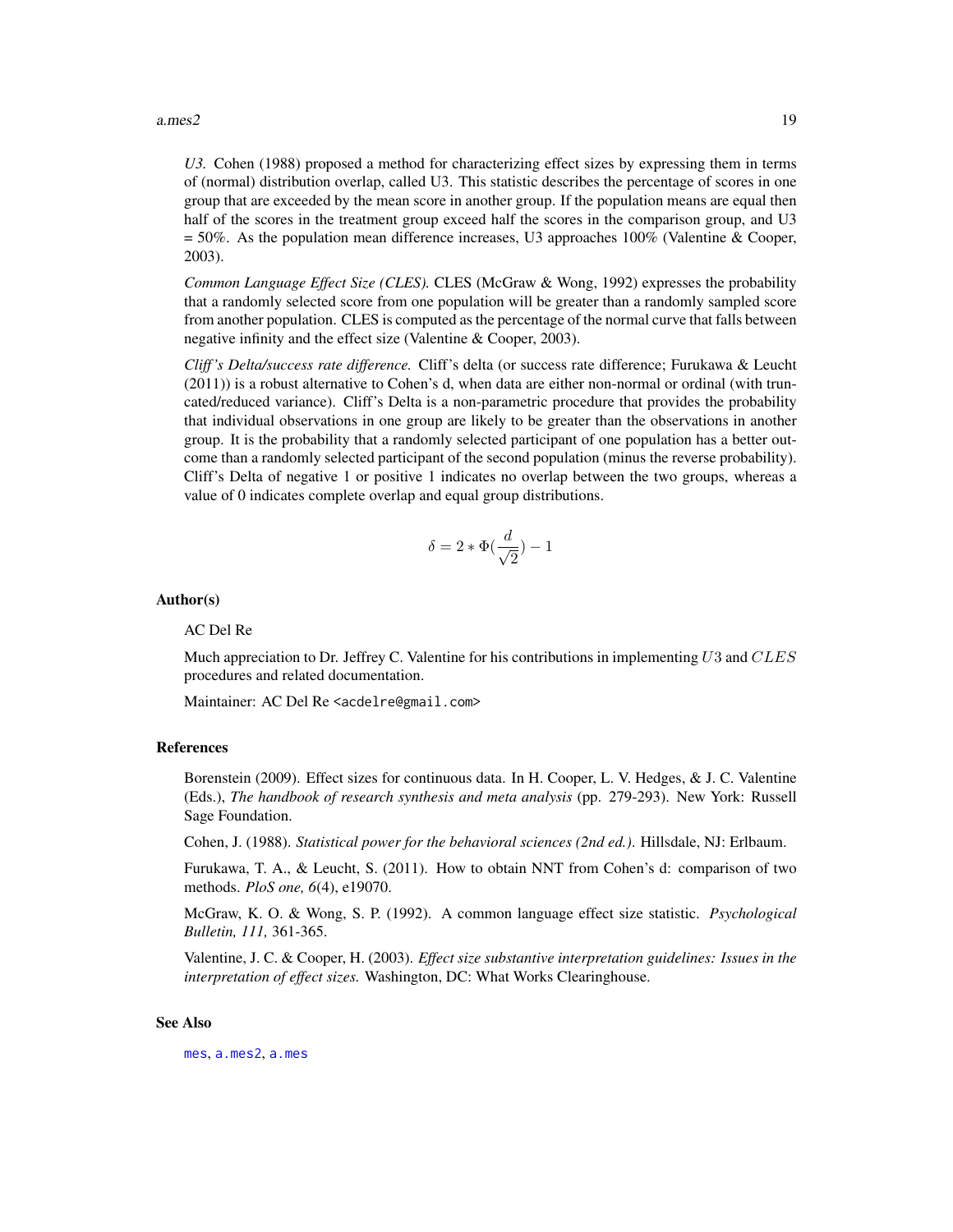*U3.* Cohen (1988) proposed a method for characterizing effect sizes by expressing them in terms of (normal) distribution overlap, called U3. This statistic describes the percentage of scores in one group that are exceeded by the mean score in another group. If the population means are equal then half of the scores in the treatment group exceed half the scores in the comparison group, and U3 = 50%. As the population mean difference increases, U3 approaches 100% (Valentine & Cooper, 2003).

*Common Language Effect Size (CLES).* CLES (McGraw & Wong, 1992) expresses the probability that a randomly selected score from one population will be greater than a randomly sampled score from another population. CLES is computed as the percentage of the normal curve that falls between negative infinity and the effect size (Valentine & Cooper, 2003).

*Cliff's Delta/success rate difference.* Cliff's delta (or success rate difference; Furukawa & Leucht (2011)) is a robust alternative to Cohen's d, when data are either non-normal or ordinal (with truncated/reduced variance). Cliff's Delta is a non-parametric procedure that provides the probability that individual observations in one group are likely to be greater than the observations in another group. It is the probability that a randomly selected participant of one population has a better outcome than a randomly selected participant of the second population (minus the reverse probability). Cliff's Delta of negative 1 or positive 1 indicates no overlap between the two groups, whereas a value of 0 indicates complete overlap and equal group distributions.

$$\delta = 2 * \Phi(\frac{d}{\sqrt{2}}) - 1$$

## Author(s)

AC Del Re

Much appreciation to Dr. Jeffrey C. Valentine for his contributions in implementing $U3$ and $CLES$ procedures and related documentation.

Maintainer: AC Del Re <acdelre@gmail.com>

## References

Borenstein (2009). Effect sizes for continuous data. In H. Cooper, L. V. Hedges, & J. C. Valentine (Eds.), *The handbook of research synthesis and meta analysis* (pp. 279-293). New York: Russell Sage Foundation.

Cohen, J. (1988). *Statistical power for the behavioral sciences (2nd ed.).* Hillsdale, NJ: Erlbaum.

Furukawa, T. A., & Leucht, S. (2011). How to obtain NNT from Cohen's d: comparison of two methods. *PloS one, 6*(4), e19070.

McGraw, K. O. & Wong, S. P. (1992). A common language effect size statistic. *Psychological Bulletin, 111,* 361-365.

Valentine, J. C. & Cooper, H. (2003). *Effect size substantive interpretation guidelines: Issues in the interpretation of effect sizes.* Washington, DC: What Works Clearinghouse.

## See Also

`mes`, `a.mes2`, `a.mes`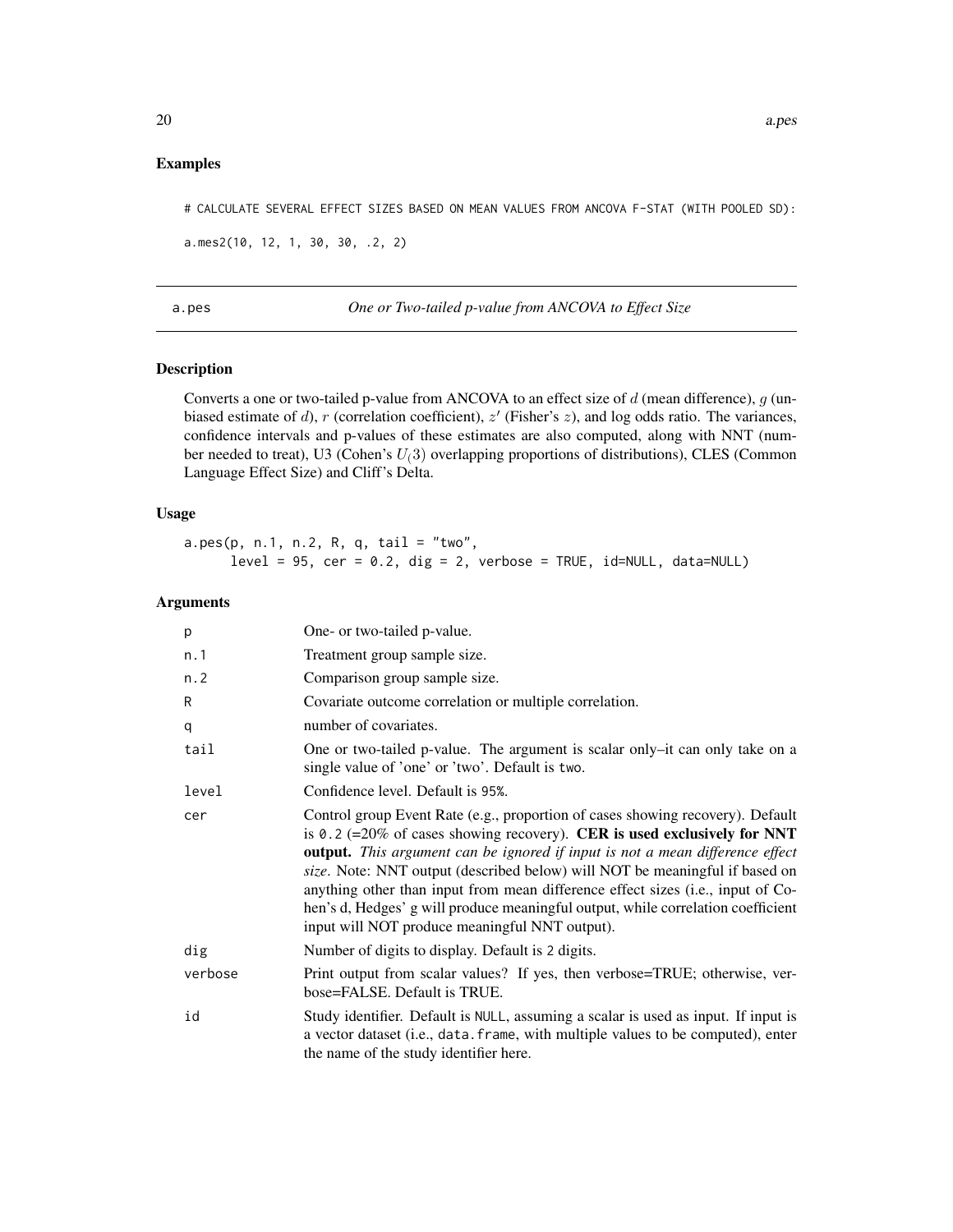## Examples

```
# CALCULATE SEVERAL EFFECT SIZES BASED ON MEAN VALUES FROM ANCOVA F-STAT (WITH POOLED SD):

a.mes2(10, 12, 1, 30, 30, .2, 2)
```

---

a.pes — *One or Two-tailed p-value from ANCOVA to Effect Size*

---

### Description

Converts a one or two-tailed p-value from ANCOVA to an effect size of $d$ (mean difference), $g$ (unbiased estimate of $d$), $r$ (correlation coefficient), $z'$ (Fisher's $z$), and log odds ratio. The variances, confidence intervals and p-values of these estimates are also computed, along with NNT (number needed to treat), U3 (Cohen's $U_(3)$ overlapping proportions of distributions), CLES (Common Language Effect Size) and Cliff's Delta.

### Usage

```
a.pes(p, n.1, n.2, R, q, tail = "two",
      level = 95, cer = 0.2, dig = 2, verbose = TRUE, id=NULL, data=NULL)
```

### Arguments

| | |
|---|---|
| p | One- or two-tailed p-value. |
| n.1 | Treatment group sample size. |
| n.2 | Comparison group sample size. |
| R | Covariate outcome correlation or multiple correlation. |
| q | number of covariates. |
| tail | One or two-tailed p-value. The argument is scalar only–it can only take on a single value of 'one' or 'two'. Default is two. |
| level | Confidence level. Default is 95%. |
| cer | Control group Event Rate (e.g., proportion of cases showing recovery). Default is 0.2 (=20% of cases showing recovery). **CER is used exclusively for NNT output.** *This argument can be ignored if input is not a mean difference effect size*. Note: NNT output (described below) will NOT be meaningful if based on anything other than input from mean difference effect sizes (i.e., input of Cohen's d, Hedges' g will produce meaningful output, while correlation coefficient input will NOT produce meaningful NNT output). |
| dig | Number of digits to display. Default is 2 digits. |
| verbose | Print output from scalar values? If yes, then verbose=TRUE; otherwise, verbose=FALSE. Default is TRUE. |
| id | Study identifier. Default is NULL, assuming a scalar is used as input. If input is a vector dataset (i.e., data.frame, with multiple values to be computed), enter the name of the study identifier here. |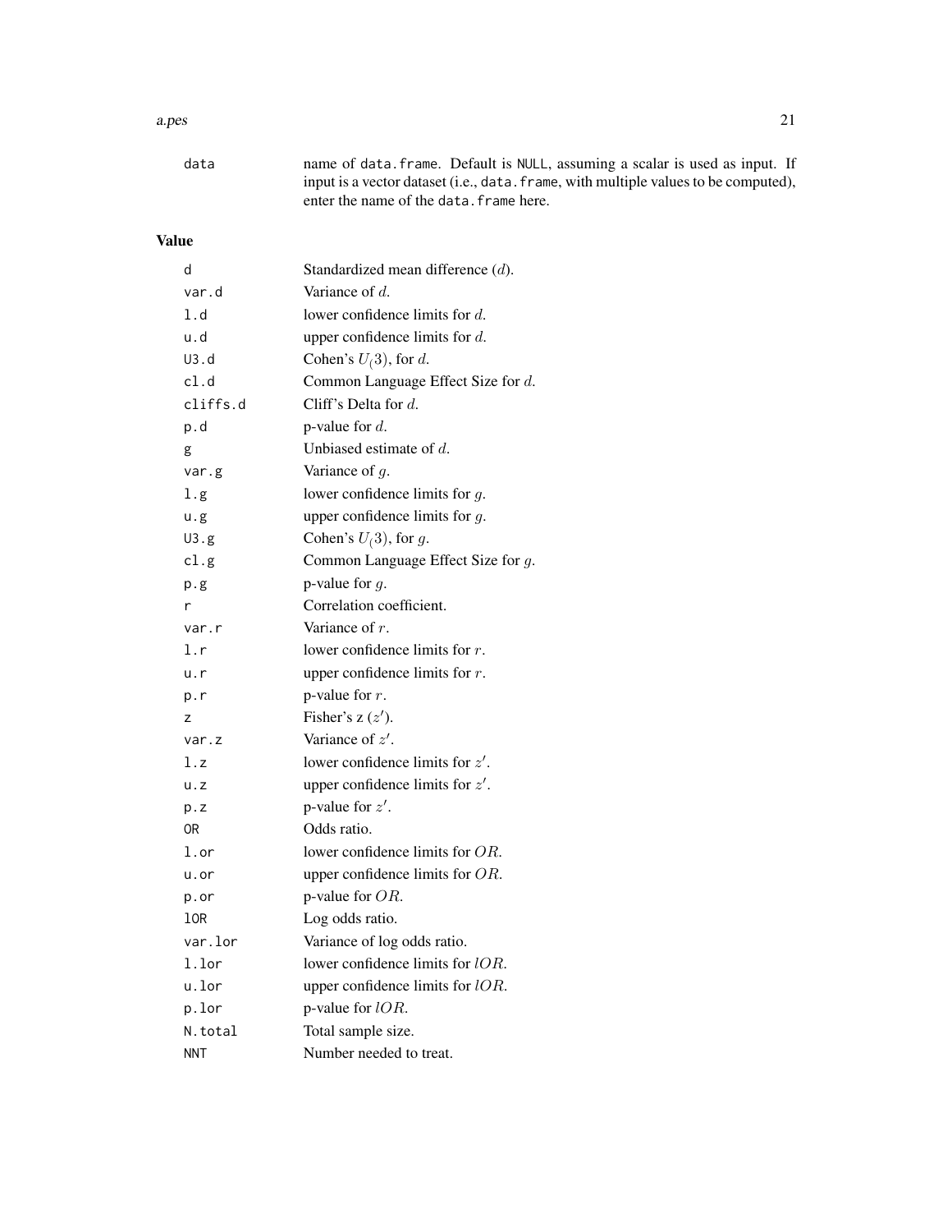| | |
|---|---|
| `data` | name of `data.frame`. Default is `NULL`, assuming a scalar is used as input. If input is a vector dataset (i.e., `data.frame`, with multiple values to be computed), enter the name of the `data.frame` here. |

## Value

| | |
|---|---|
| `d` | Standardized mean difference ($d$). |
| `var.d` | Variance of $d$. |
| `l.d` | lower confidence limits for $d$. |
| `u.d` | upper confidence limits for $d$. |
| `U3.d` | Cohen's $U_(3)$, for $d$. |
| `cl.d` | Common Language Effect Size for $d$. |
| `cliffs.d` | Cliff's Delta for $d$. |
| `p.d` | p-value for $d$. |
| `g` | Unbiased estimate of $d$. |
| `var.g` | Variance of $g$. |
| `l.g` | lower confidence limits for $g$. |
| `u.g` | upper confidence limits for $g$. |
| `U3.g` | Cohen's $U_(3)$, for $g$. |
| `cl.g` | Common Language Effect Size for $g$. |
| `p.g` | p-value for $g$. |
| `r` | Correlation coefficient. |
| `var.r` | Variance of $r$. |
| `l.r` | lower confidence limits for $r$. |
| `u.r` | upper confidence limits for $r$. |
| `p.r` | p-value for $r$. |
| `z` | Fisher's z ($z'$). |
| `var.z` | Variance of $z'$. |
| `l.z` | lower confidence limits for $z'$. |
| `u.z` | upper confidence limits for $z'$. |
| `p.z` | p-value for $z'$. |
| `OR` | Odds ratio. |
| `l.or` | lower confidence limits for $OR$. |
| `u.or` | upper confidence limits for $OR$. |
| `p.or` | p-value for $OR$. |
| `lOR` | Log odds ratio. |
| `var.lor` | Variance of log odds ratio. |
| `l.lor` | lower confidence limits for $lOR$. |
| `u.lor` | upper confidence limits for $lOR$. |
| `p.lor` | p-value for $lOR$. |
| `N.total` | Total sample size. |
| `NNT` | Number needed to treat. |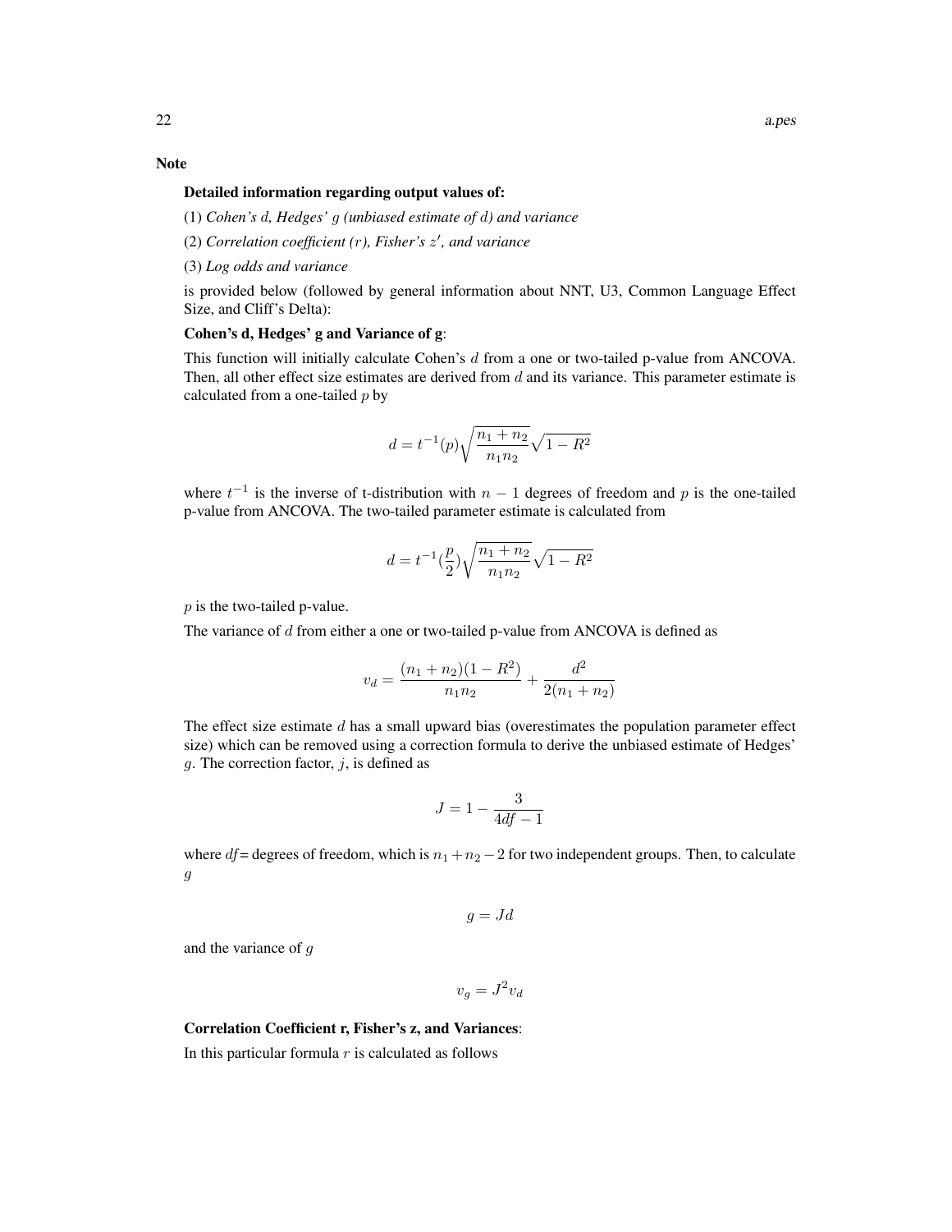**Note**

**Detailed information regarding output values of:**

(1) *Cohen's $d$, Hedges' $g$ (unbiased estimate of $d$) and variance*

(2) *Correlation coefficient ($r$), Fisher's $z'$, and variance*

(3) *Log odds and variance*

is provided below (followed by general information about NNT, U3, Common Language Effect Size, and Cliff's Delta):

**Cohen's d, Hedges' g and Variance of g**:

This function will initially calculate Cohen's $d$ from a one or two-tailed p-value from ANCOVA. Then, all other effect size estimates are derived from $d$ and its variance. This parameter estimate is calculated from a one-tailed $p$ by

$$d = t^{-1}(p)\sqrt{\frac{n_1 + n_2}{n_1 n_2}}\sqrt{1 - R^2}$$

where $t^{-1}$ is the inverse of t-distribution with $n - 1$ degrees of freedom and $p$ is the one-tailed p-value from ANCOVA. The two-tailed parameter estimate is calculated from

$$d = t^{-1}(\frac{p}{2})\sqrt{\frac{n_1 + n_2}{n_1 n_2}}\sqrt{1 - R^2}$$

$p$ is the two-tailed p-value.

The variance of $d$ from either a one or two-tailed p-value from ANCOVA is defined as

$$v_d = \frac{(n_1 + n_2)(1 - R^2)}{n_1 n_2} + \frac{d^2}{2(n_1 + n_2)}$$

The effect size estimate $d$ has a small upward bias (overestimates the population parameter effect size) which can be removed using a correction formula to derive the unbiased estimate of Hedges' $g$. The correction factor, $j$, is defined as

$$J = 1 - \frac{3}{4df - 1}$$

where $df$= degrees of freedom, which is $n_1 + n_2 - 2$ for two independent groups. Then, to calculate $g$

$$g = Jd$$

and the variance of $g$

$$v_g = J^2 v_d$$

**Correlation Coefficient r, Fisher's z, and Variances**:

In this particular formula $r$ is calculated as follows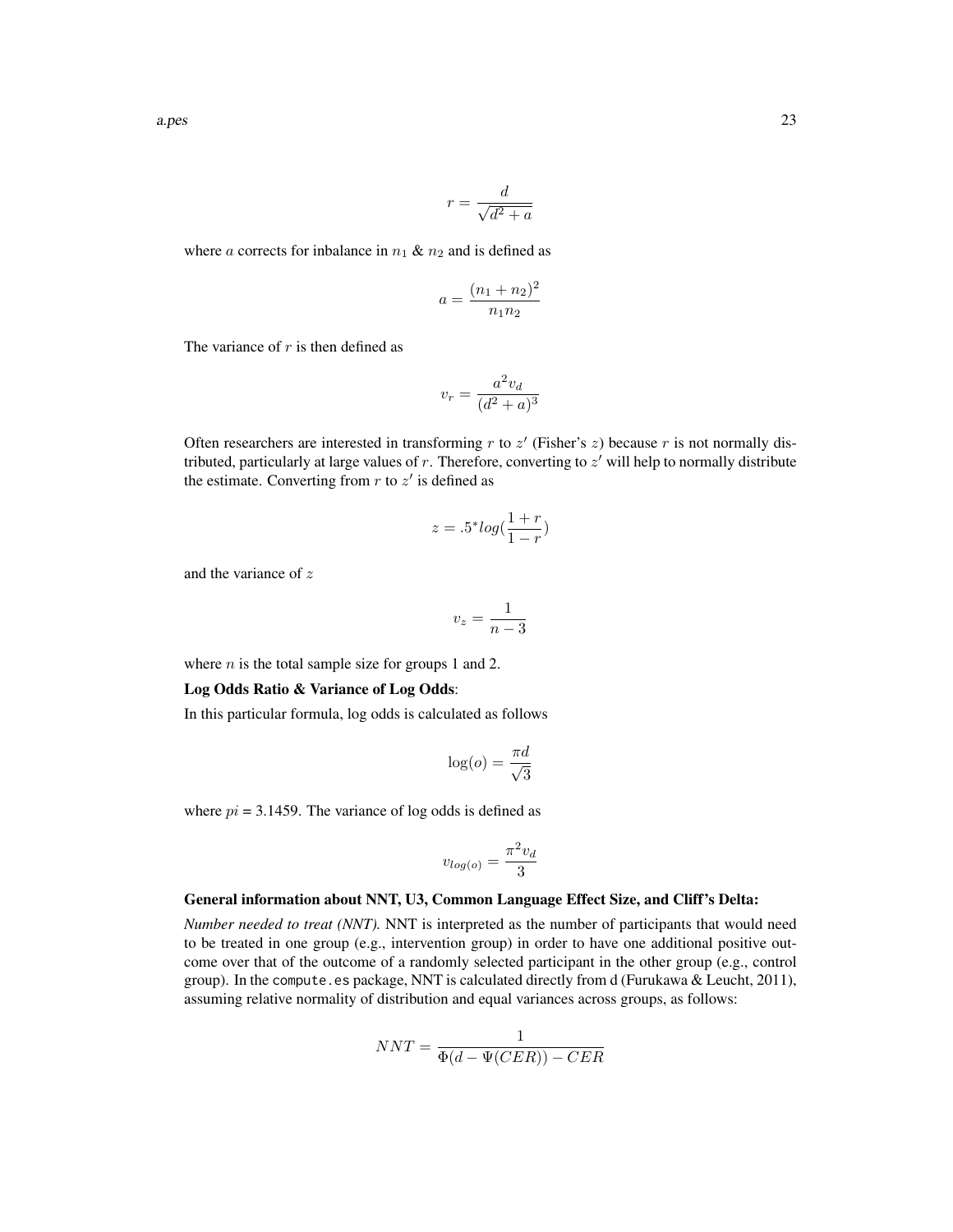$$r = \frac{d}{\sqrt{d^2 + a}}$$

where $a$ corrects for inbalance in $n_1$ & $n_2$ and is defined as

$$a = \frac{(n_1 + n_2)^2}{n_1 n_2}$$

The variance of $r$ is then defined as

$$v_r = \frac{a^2 v_d}{(d^2 + a)^3}$$

Often researchers are interested in transforming $r$ to $z'$ (Fisher's $z$) because $r$ is not normally distributed, particularly at large values of $r$. Therefore, converting to $z'$ will help to normally distribute the estimate. Converting from $r$ to $z'$ is defined as

$$z = .5^* log(\frac{1 + r}{1 - r})$$

and the variance of $z$

$$v_z = \frac{1}{n - 3}$$

where $n$ is the total sample size for groups 1 and 2.

**Log Odds Ratio & Variance of Log Odds**:

In this particular formula, log odds is calculated as follows

$$\log(o) = \frac{\pi d}{\sqrt{3}}$$

where $pi$ = 3.1459. The variance of log odds is defined as

$$v_{log(o)} = \frac{\pi^2 v_d}{3}$$

**General information about NNT, U3, Common Language Effect Size, and Cliff's Delta:**

*Number needed to treat (NNT).* NNT is interpreted as the number of participants that would need to be treated in one group (e.g., intervention group) in order to have one additional positive outcome over that of the outcome of a randomly selected participant in the other group (e.g., control group). In the `compute.es` package, NNT is calculated directly from d (Furukawa & Leucht, 2011), assuming relative normality of distribution and equal variances across groups, as follows:

$$NNT = \frac{1}{\Phi(d - \Psi(CER)) - CER}$$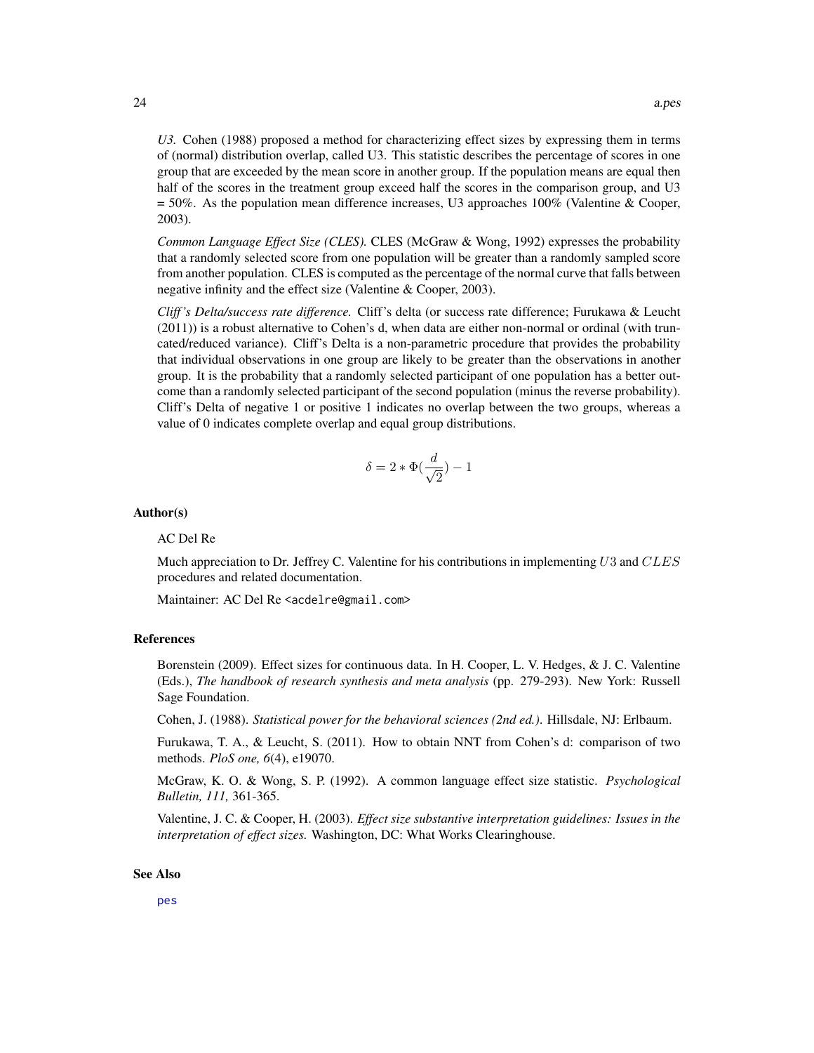*U3.* Cohen (1988) proposed a method for characterizing effect sizes by expressing them in terms of (normal) distribution overlap, called U3. This statistic describes the percentage of scores in one group that are exceeded by the mean score in another group. If the population means are equal then half of the scores in the treatment group exceed half the scores in the comparison group, and U3 = 50%. As the population mean difference increases, U3 approaches 100% (Valentine & Cooper, 2003).

*Common Language Effect Size (CLES).* CLES (McGraw & Wong, 1992) expresses the probability that a randomly selected score from one population will be greater than a randomly sampled score from another population. CLES is computed as the percentage of the normal curve that falls between negative infinity and the effect size (Valentine & Cooper, 2003).

*Cliff's Delta/success rate difference.* Cliff's delta (or success rate difference; Furukawa & Leucht (2011)) is a robust alternative to Cohen's d, when data are either non-normal or ordinal (with truncated/reduced variance). Cliff's Delta is a non-parametric procedure that provides the probability that individual observations in one group are likely to be greater than the observations in another group. It is the probability that a randomly selected participant of one population has a better outcome than a randomly selected participant of the second population (minus the reverse probability). Cliff's Delta of negative 1 or positive 1 indicates no overlap between the two groups, whereas a value of 0 indicates complete overlap and equal group distributions.

$$\delta = 2 * \Phi(\frac{d}{\sqrt{2}}) - 1$$

## Author(s)

AC Del Re

Much appreciation to Dr. Jeffrey C. Valentine for his contributions in implementing $U3$ and $CLES$ procedures and related documentation.

Maintainer: AC Del Re <acdelre@gmail.com>

## References

Borenstein (2009). Effect sizes for continuous data. In H. Cooper, L. V. Hedges, & J. C. Valentine (Eds.), *The handbook of research synthesis and meta analysis* (pp. 279-293). New York: Russell Sage Foundation.

Cohen, J. (1988). *Statistical power for the behavioral sciences (2nd ed.).* Hillsdale, NJ: Erlbaum.

Furukawa, T. A., & Leucht, S. (2011). How to obtain NNT from Cohen's d: comparison of two methods. *PloS one, 6*(4), e19070.

McGraw, K. O. & Wong, S. P. (1992). A common language effect size statistic. *Psychological Bulletin, 111,* 361-365.

Valentine, J. C. & Cooper, H. (2003). *Effect size substantive interpretation guidelines: Issues in the interpretation of effect sizes.* Washington, DC: What Works Clearinghouse.

## See Also

pes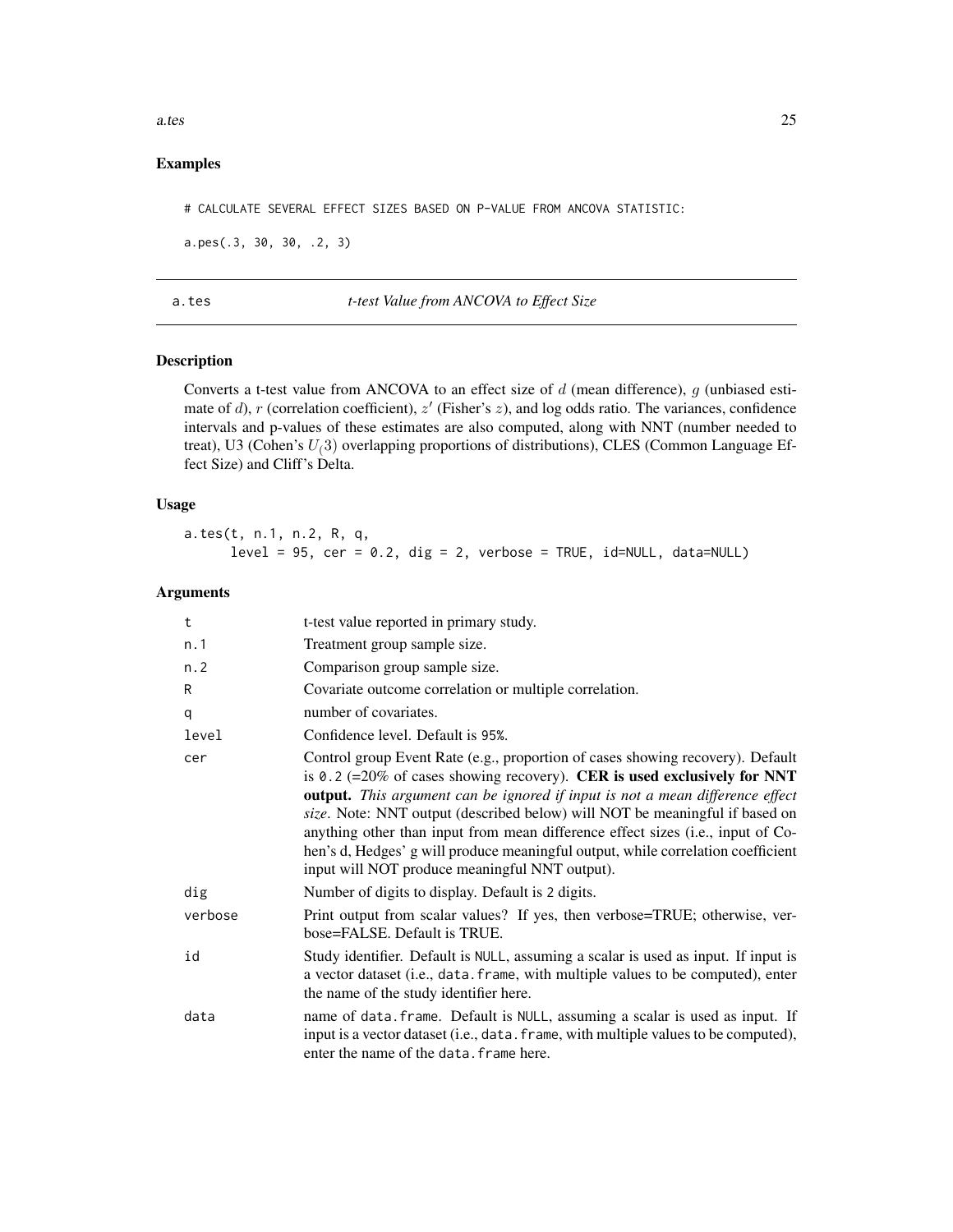## Examples

```
# CALCULATE SEVERAL EFFECT SIZES BASED ON P-VALUE FROM ANCOVA STATISTIC:

a.pes(.3, 30, 30, .2, 3)
```

---

## a.tes — *t-test Value from ANCOVA to Effect Size*

---

### Description

Converts a t-test value from ANCOVA to an effect size of $d$ (mean difference), $g$ (unbiased estimate of $d$), $r$ (correlation coefficient), $z'$ (Fisher's $z$), and log odds ratio. The variances, confidence intervals and p-values of these estimates are also computed, along with NNT (number needed to treat), U3 (Cohen's $U_(3)$ overlapping proportions of distributions), CLES (Common Language Effect Size) and Cliff's Delta.

### Usage

```
a.tes(t, n.1, n.2, R, q,
      level = 95, cer = 0.2, dig = 2, verbose = TRUE, id=NULL, data=NULL)
```

### Arguments

| | |
|---|---|
| t | t-test value reported in primary study. |
| n.1 | Treatment group sample size. |
| n.2 | Comparison group sample size. |
| R | Covariate outcome correlation or multiple correlation. |
| q | number of covariates. |
| level | Confidence level. Default is 95%. |
| cer | Control group Event Rate (e.g., proportion of cases showing recovery). Default is 0.2 (=20% of cases showing recovery). **CER is used exclusively for NNT output.** *This argument can be ignored if input is not a mean difference effect size*. Note: NNT output (described below) will NOT be meaningful if based on anything other than input from mean difference effect sizes (i.e., input of Cohen's d, Hedges' g will produce meaningful output, while correlation coefficient input will NOT produce meaningful NNT output). |
| dig | Number of digits to display. Default is 2 digits. |
| verbose | Print output from scalar values? If yes, then verbose=TRUE; otherwise, verbose=FALSE. Default is TRUE. |
| id | Study identifier. Default is NULL, assuming a scalar is used as input. If input is a vector dataset (i.e., data.frame, with multiple values to be computed), enter the name of the study identifier here. |
| data | name of data.frame. Default is NULL, assuming a scalar is used as input. If input is a vector dataset (i.e., data.frame, with multiple values to be computed), enter the name of the data.frame here. |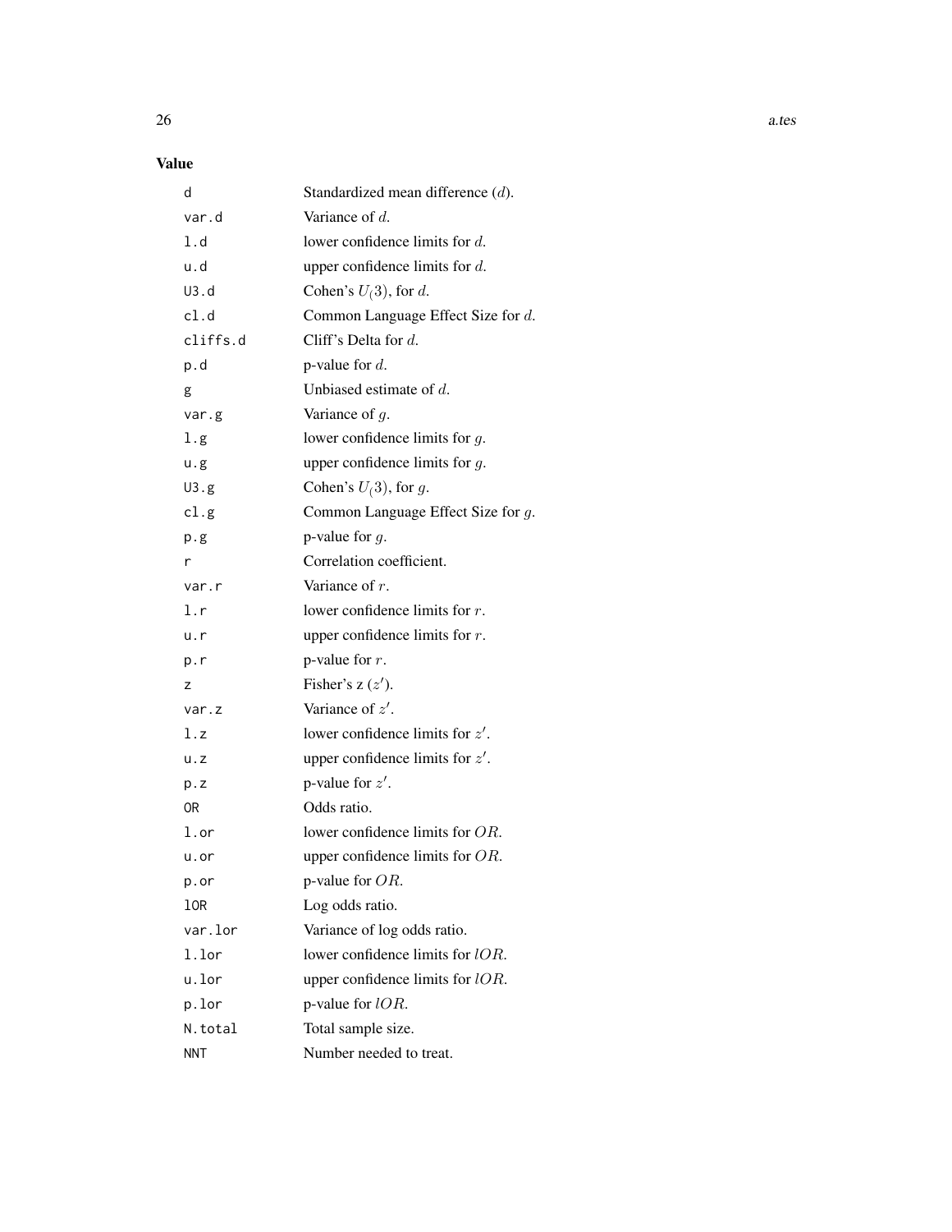## Value

| | |
|---|---|
| d | Standardized mean difference ($d$). |
| var.d | Variance of $d$. |
| l.d | lower confidence limits for $d$. |
| u.d | upper confidence limits for $d$. |
| U3.d | Cohen's $U_(3)$, for $d$. |
| cl.d | Common Language Effect Size for $d$. |
| cliffs.d | Cliff's Delta for $d$. |
| p.d | p-value for $d$. |
| g | Unbiased estimate of $d$. |
| var.g | Variance of $g$. |
| l.g | lower confidence limits for $g$. |
| u.g | upper confidence limits for $g$. |
| U3.g | Cohen's $U_(3)$, for $g$. |
| cl.g | Common Language Effect Size for $g$. |
| p.g | p-value for $g$. |
| r | Correlation coefficient. |
| var.r | Variance of $r$. |
| l.r | lower confidence limits for $r$. |
| u.r | upper confidence limits for $r$. |
| p.r | p-value for $r$. |
| z | Fisher's z ($z'$). |
| var.z | Variance of $z'$. |
| l.z | lower confidence limits for $z'$. |
| u.z | upper confidence limits for $z'$. |
| p.z | p-value for $z'$. |
| OR | Odds ratio. |
| l.or | lower confidence limits for $OR$. |
| u.or | upper confidence limits for $OR$. |
| p.or | p-value for $OR$. |
| lOR | Log odds ratio. |
| var.lor | Variance of log odds ratio. |
| l.lor | lower confidence limits for $lOR$. |
| u.lor | upper confidence limits for $lOR$. |
| p.lor | p-value for $lOR$. |
| N.total | Total sample size. |
| NNT | Number needed to treat. |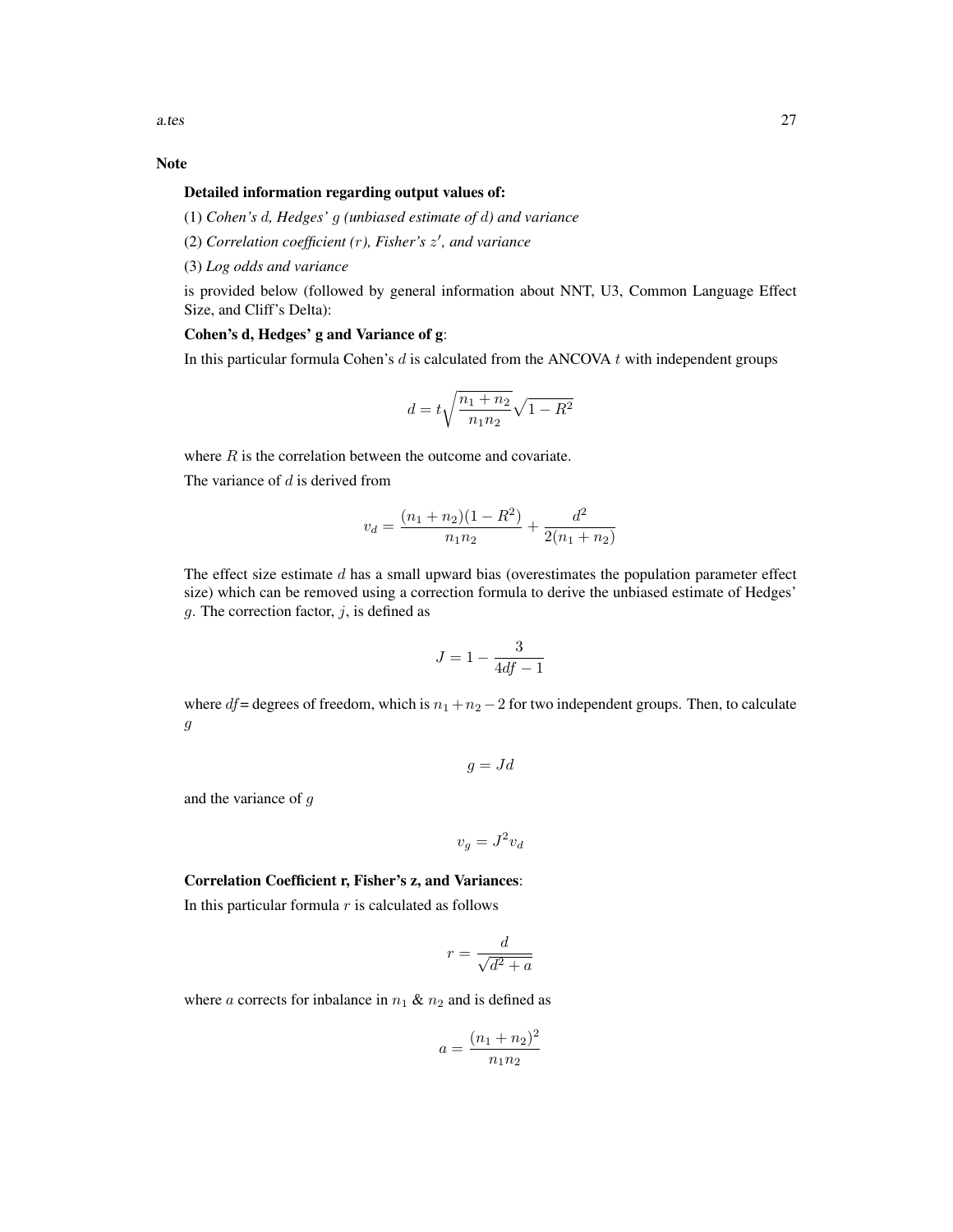## Note

**Detailed information regarding output values of:**

(1) *Cohen's $d$, Hedges' $g$ (unbiased estimate of $d$) and variance*

(2) *Correlation coefficient ($r$), Fisher's $z'$, and variance*

(3) *Log odds and variance*

is provided below (followed by general information about NNT, U3, Common Language Effect Size, and Cliff's Delta):

**Cohen's d, Hedges' g and Variance of g**:

In this particular formula Cohen's $d$ is calculated from the ANCOVA $t$ with independent groups

$$d = t\sqrt{\frac{n_1 + n_2}{n_1 n_2}}\sqrt{1 - R^2}$$

where $R$ is the correlation between the outcome and covariate.

The variance of $d$ is derived from

$$v_d = \frac{(n_1 + n_2)(1 - R^2)}{n_1 n_2} + \frac{d^2}{2(n_1 + n_2)}$$

The effect size estimate $d$ has a small upward bias (overestimates the population parameter effect size) which can be removed using a correction formula to derive the unbiased estimate of Hedges' $g$. The correction factor, $j$, is defined as

$$J = 1 - \frac{3}{4df - 1}$$

where $df$= degrees of freedom, which is $n_1 + n_2 - 2$ for two independent groups. Then, to calculate $g$

$$g = Jd$$

and the variance of $g$

$$v_g = J^2 v_d$$

**Correlation Coefficient r, Fisher's z, and Variances**:

In this particular formula $r$ is calculated as follows

$$r = \frac{d}{\sqrt{d^2 + a}}$$

where $a$ corrects for inbalance in $n_1$ & $n_2$ and is defined as

$$a = \frac{(n_1 + n_2)^2}{n_1 n_2}$$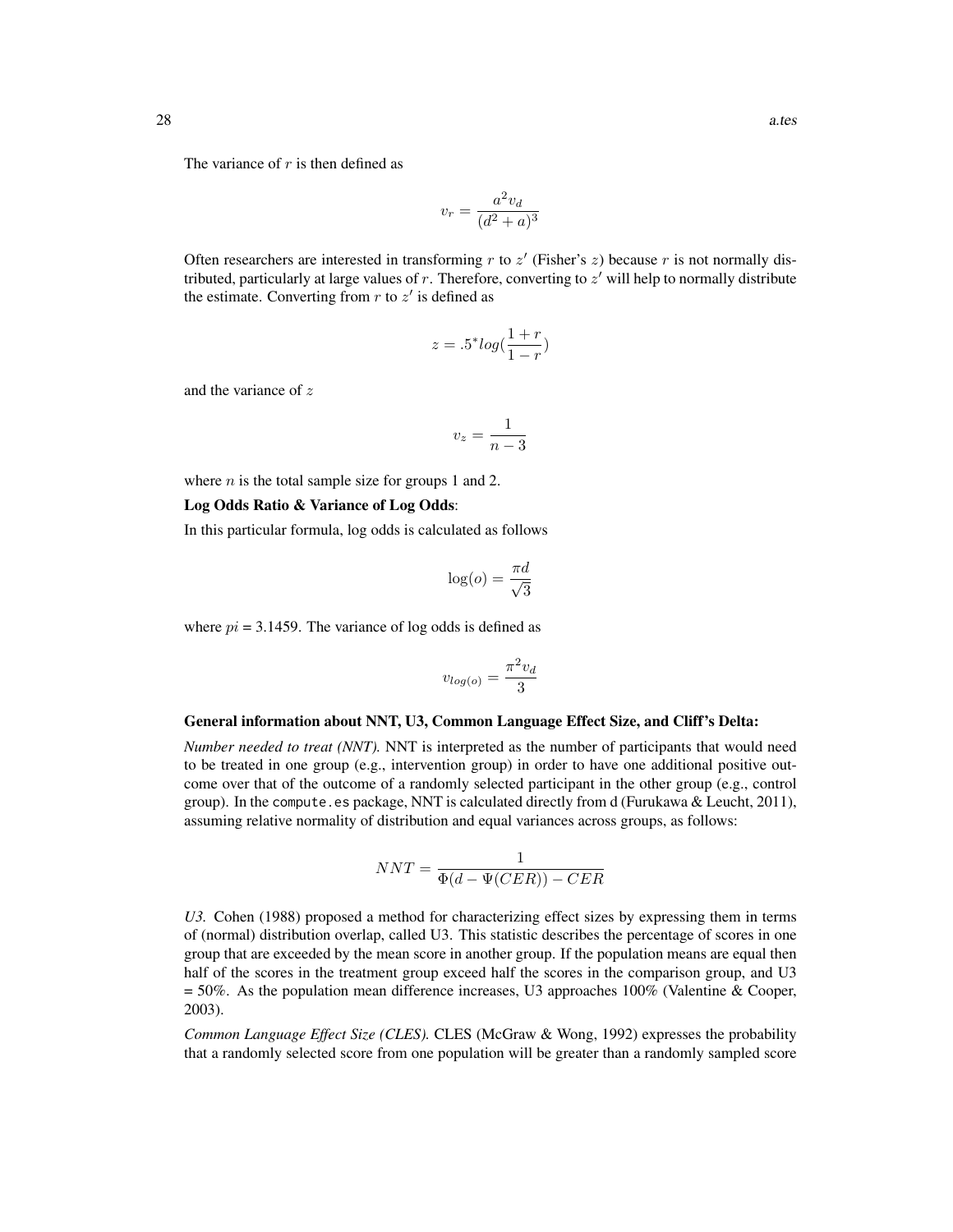The variance of $r$ is then defined as

$$v_r = \frac{a^2 v_d}{(d^2 + a)^3}$$

Often researchers are interested in transforming $r$ to $z'$ (Fisher's $z$) because $r$ is not normally distributed, particularly at large values of $r$. Therefore, converting to $z'$ will help to normally distribute the estimate. Converting from $r$ to $z'$ is defined as

$$z = .5^{*} log(\frac{1 + r}{1 - r})$$

and the variance of $z$

$$v_z = \frac{1}{n - 3}$$

where $n$ is the total sample size for groups 1 and 2.

**Log Odds Ratio & Variance of Log Odds**:

In this particular formula, log odds is calculated as follows

$$\log(o) = \frac{\pi d}{\sqrt{3}}$$

where $pi$ = 3.1459. The variance of log odds is defined as

$$v_{log(o)} = \frac{\pi^2 v_d}{3}$$

**General information about NNT, U3, Common Language Effect Size, and Cliff's Delta:**

*Number needed to treat (NNT).* NNT is interpreted as the number of participants that would need to be treated in one group (e.g., intervention group) in order to have one additional positive outcome over that of the outcome of a randomly selected participant in the other group (e.g., control group). In the `compute.es` package, NNT is calculated directly from d (Furukawa & Leucht, 2011), assuming relative normality of distribution and equal variances across groups, as follows:

$$NNT = \frac{1}{\Phi(d - \Psi(CER)) - CER}$$

*U3.* Cohen (1988) proposed a method for characterizing effect sizes by expressing them in terms of (normal) distribution overlap, called U3. This statistic describes the percentage of scores in one group that are exceeded by the mean score in another group. If the population means are equal then half of the scores in the treatment group exceed half the scores in the comparison group, and U3 = 50%. As the population mean difference increases, U3 approaches 100% (Valentine & Cooper, 2003).

*Common Language Effect Size (CLES).* CLES (McGraw & Wong, 1992) expresses the probability that a randomly selected score from one population will be greater than a randomly sampled score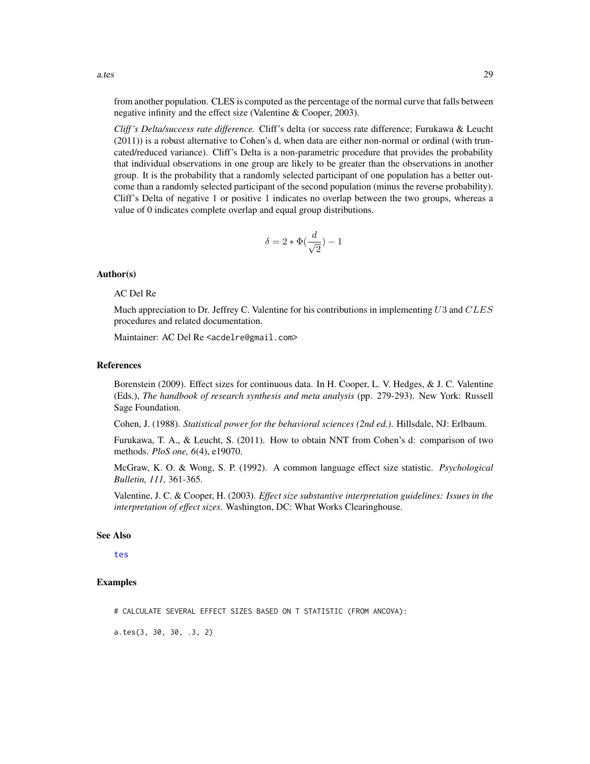from another population. CLES is computed as the percentage of the normal curve that falls between negative infinity and the effect size (Valentine & Cooper, 2003).

*Cliff's Delta/success rate difference.* Cliff's delta (or success rate difference; Furukawa & Leucht (2011)) is a robust alternative to Cohen's d, when data are either non-normal or ordinal (with truncated/reduced variance). Cliff's Delta is a non-parametric procedure that provides the probability that individual observations in one group are likely to be greater than the observations in another group. It is the probability that a randomly selected participant of one population has a better outcome than a randomly selected participant of the second population (minus the reverse probability). Cliff's Delta of negative 1 or positive 1 indicates no overlap between the two groups, whereas a value of 0 indicates complete overlap and equal group distributions.

$$\delta = 2 * \Phi(\frac{d}{\sqrt{2}}) - 1$$

## Author(s)

AC Del Re

Much appreciation to Dr. Jeffrey C. Valentine for his contributions in implementing $U3$ and $CLES$ procedures and related documentation.

Maintainer: AC Del Re <acdelre@gmail.com>

## References

Borenstein (2009). Effect sizes for continuous data. In H. Cooper, L. V. Hedges, & J. C. Valentine (Eds.), *The handbook of research synthesis and meta analysis* (pp. 279-293). New York: Russell Sage Foundation.

Cohen, J. (1988). *Statistical power for the behavioral sciences (2nd ed.).* Hillsdale, NJ: Erlbaum.

Furukawa, T. A., & Leucht, S. (2011). How to obtain NNT from Cohen's d: comparison of two methods. *PloS one, 6*(4), e19070.

McGraw, K. O. & Wong, S. P. (1992). A common language effect size statistic. *Psychological Bulletin, 111,* 361-365.

Valentine, J. C. & Cooper, H. (2003). *Effect size substantive interpretation guidelines: Issues in the interpretation of effect sizes.* Washington, DC: What Works Clearinghouse.

## See Also

tes

## Examples

```
# CALCULATE SEVERAL EFFECT SIZES BASED ON T STATISTIC (FROM ANCOVA):

a.tes(3, 30, 30, .3, 2)
```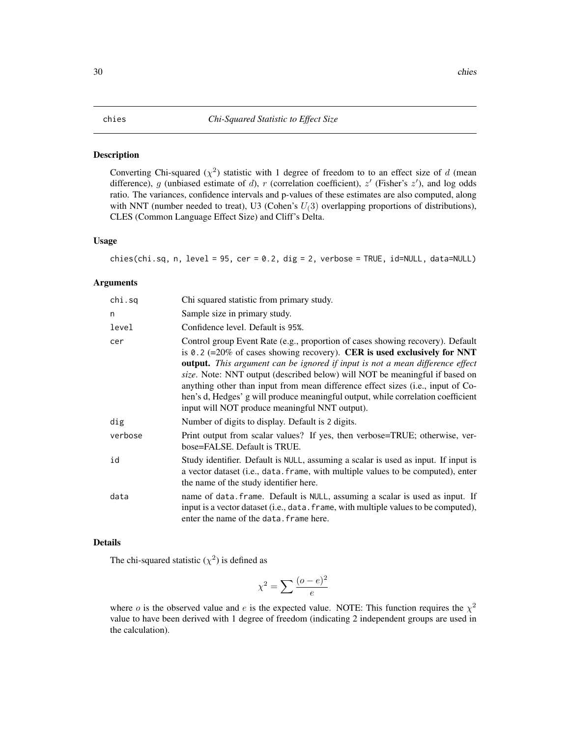chies *Chi-Squared Statistic to Effect Size*

## Description

Converting Chi-squared ($\chi^2$) statistic with 1 degree of freedom to to an effect size of $d$ (mean difference), $g$ (unbiased estimate of $d$), $r$ (correlation coefficient), $z'$ (Fisher's $z'$), and log odds ratio. The variances, confidence intervals and p-values of these estimates are also computed, along with NNT (number needed to treat), U3 (Cohen's $U_(3)$ overlapping proportions of distributions), CLES (Common Language Effect Size) and Cliff's Delta.

## Usage

```
chies(chi.sq, n, level = 95, cer = 0.2, dig = 2, verbose = TRUE, id=NULL, data=NULL)
```

## Arguments

| | |
|---|---|
| chi.sq | Chi squared statistic from primary study. |
| n | Sample size in primary study. |
| level | Confidence level. Default is 95%. |
| cer | Control group Event Rate (e.g., proportion of cases showing recovery). Default is 0.2 (=20% of cases showing recovery). **CER is used exclusively for NNT output.** *This argument can be ignored if input is not a mean difference effect size*. Note: NNT output (described below) will NOT be meaningful if based on anything other than input from mean difference effect sizes (i.e., input of Cohen's d, Hedges' g will produce meaningful output, while correlation coefficient input will NOT produce meaningful NNT output). |
| dig | Number of digits to display. Default is 2 digits. |
| verbose | Print output from scalar values? If yes, then verbose=TRUE; otherwise, verbose=FALSE. Default is TRUE. |
| id | Study identifier. Default is NULL, assuming a scalar is used as input. If input is a vector dataset (i.e., data.frame, with multiple values to be computed), enter the name of the study identifier here. |
| data | name of data.frame. Default is NULL, assuming a scalar is used as input. If input is a vector dataset (i.e., data.frame, with multiple values to be computed), enter the name of the data.frame here. |

## Details

The chi-squared statistic ($\chi^2$) is defined as

$$\chi^2 = \sum \frac{(o-e)^2}{e}$$

where $o$ is the observed value and $e$ is the expected value. NOTE: This function requires the $\chi^2$ value to have been derived with 1 degree of freedom (indicating 2 independent groups are used in the calculation).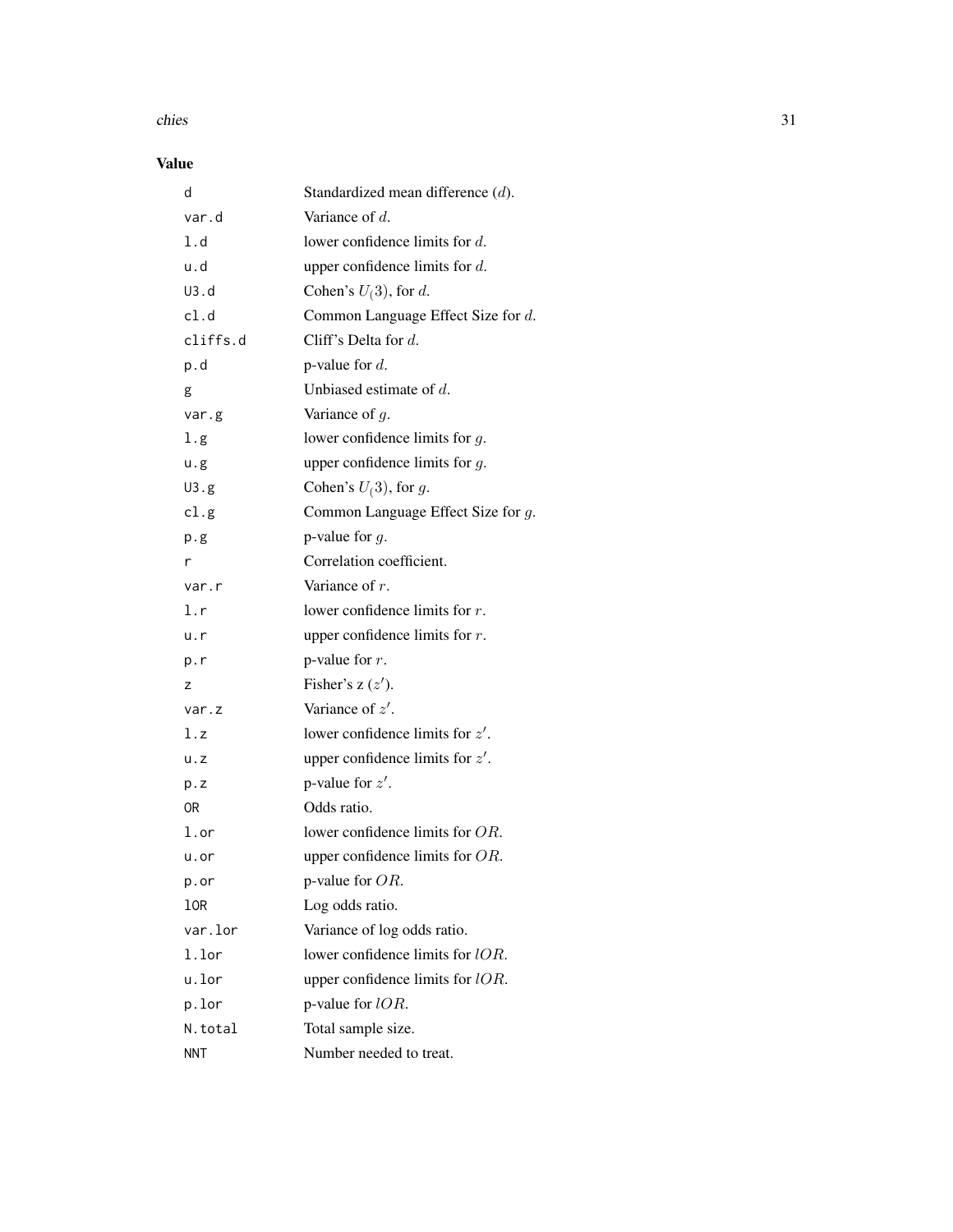## Value

| | |
|---|---|
| d | Standardized mean difference ($d$). |
| var.d | Variance of $d$. |
| l.d | lower confidence limits for $d$. |
| u.d | upper confidence limits for $d$. |
| U3.d | Cohen's $U_(3)$, for $d$. |
| cl.d | Common Language Effect Size for $d$. |
| cliffs.d | Cliff's Delta for $d$. |
| p.d | p-value for $d$. |
| g | Unbiased estimate of $d$. |
| var.g | Variance of $g$. |
| l.g | lower confidence limits for $g$. |
| u.g | upper confidence limits for $g$. |
| U3.g | Cohen's $U_(3)$, for $g$. |
| cl.g | Common Language Effect Size for $g$. |
| p.g | p-value for $g$. |
| r | Correlation coefficient. |
| var.r | Variance of $r$. |
| l.r | lower confidence limits for $r$. |
| u.r | upper confidence limits for $r$. |
| p.r | p-value for $r$. |
| z | Fisher's z ($z'$). |
| var.z | Variance of $z'$. |
| l.z | lower confidence limits for $z'$. |
| u.z | upper confidence limits for $z'$. |
| p.z | p-value for $z'$. |
| OR | Odds ratio. |
| l.or | lower confidence limits for $OR$. |
| u.or | upper confidence limits for $OR$. |
| p.or | p-value for $OR$. |
| lOR | Log odds ratio. |
| var.lor | Variance of log odds ratio. |
| l.lor | lower confidence limits for $lOR$. |
| u.lor | upper confidence limits for $lOR$. |
| p.lor | p-value for $lOR$. |
| N.total | Total sample size. |
| NNT | Number needed to treat. |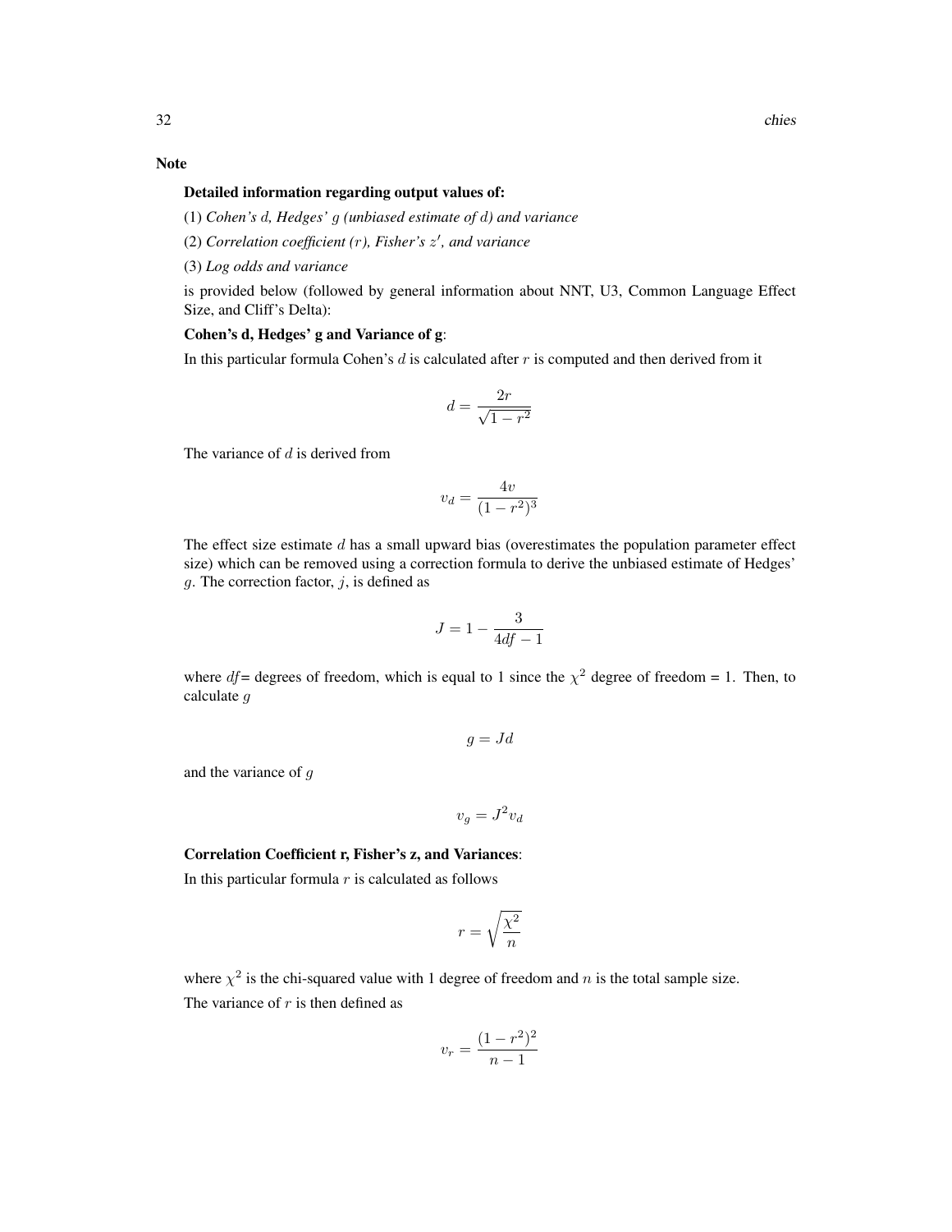## Note

**Detailed information regarding output values of:**

(1) *Cohen's $d$, Hedges' $g$ (unbiased estimate of $d$) and variance*

(2) *Correlation coefficient ($r$), Fisher's $z'$, and variance*

(3) *Log odds and variance*

is provided below (followed by general information about NNT, U3, Common Language Effect Size, and Cliff's Delta):

**Cohen's d, Hedges' g and Variance of g**:

In this particular formula Cohen's $d$ is calculated after $r$ is computed and then derived from it

$$d = \frac{2r}{\sqrt{1 - r^2}}$$

The variance of $d$ is derived from

$$v_d = \frac{4v}{(1 - r^2)^3}$$

The effect size estimate $d$ has a small upward bias (overestimates the population parameter effect size) which can be removed using a correction formula to derive the unbiased estimate of Hedges' $g$. The correction factor, $j$, is defined as

$$J = 1 - \frac{3}{4df - 1}$$

where $df$= degrees of freedom, which is equal to 1 since the $\chi^2$ degree of freedom = 1. Then, to calculate $g$

$$g = Jd$$

and the variance of $g$

$$v_g = J^2 v_d$$

**Correlation Coefficient r, Fisher's z, and Variances**:

In this particular formula $r$ is calculated as follows

$$r = \sqrt{\frac{\chi^2}{n}}$$

where $\chi^2$ is the chi-squared value with 1 degree of freedom and $n$ is the total sample size.

The variance of $r$ is then defined as

$$v_r = \frac{(1 - r^2)^2}{n - 1}$$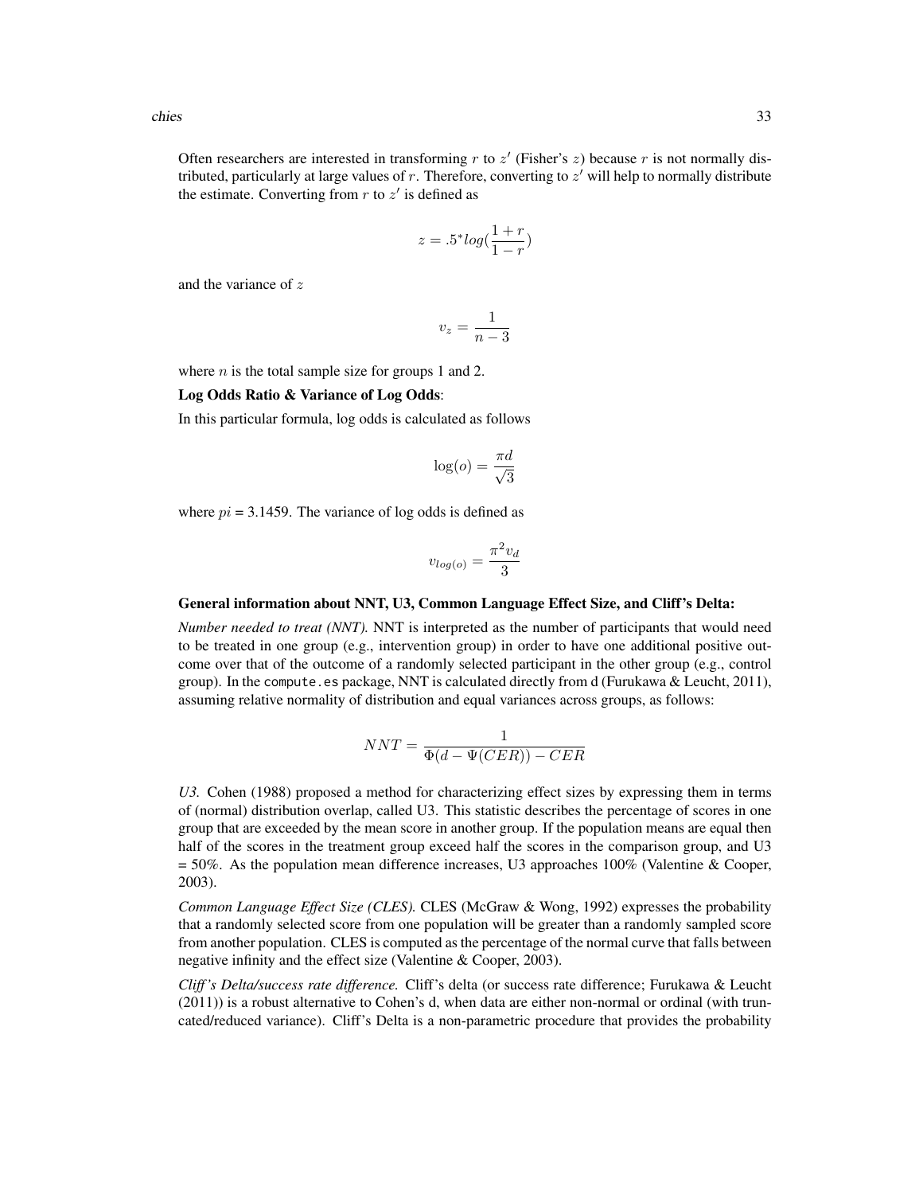Often researchers are interested in transforming $r$ to $z'$ (Fisher's $z$) because $r$ is not normally distributed, particularly at large values of $r$. Therefore, converting to $z'$ will help to normally distribute the estimate. Converting from $r$ to $z'$ is defined as

$$z = .5^*log(\frac{1+r}{1-r})$$

and the variance of $z$

$$v_z = \frac{1}{n-3}$$

where $n$ is the total sample size for groups 1 and 2.

**Log Odds Ratio & Variance of Log Odds**:

In this particular formula, log odds is calculated as follows

$$\log(o) = \frac{\pi d}{\sqrt{3}}$$

where $pi$ = 3.1459. The variance of log odds is defined as

$$v_{log(o)} = \frac{\pi^2 v_d}{3}$$

**General information about NNT, U3, Common Language Effect Size, and Cliff's Delta:**

*Number needed to treat (NNT).* NNT is interpreted as the number of participants that would need to be treated in one group (e.g., intervention group) in order to have one additional positive outcome over that of the outcome of a randomly selected participant in the other group (e.g., control group). In the `compute.es` package, NNT is calculated directly from d (Furukawa & Leucht, 2011), assuming relative normality of distribution and equal variances across groups, as follows:

$$NNT = \frac{1}{\Phi(d - \Psi(CER)) - CER}$$

*U3.* Cohen (1988) proposed a method for characterizing effect sizes by expressing them in terms of (normal) distribution overlap, called U3. This statistic describes the percentage of scores in one group that are exceeded by the mean score in another group. If the population means are equal then half of the scores in the treatment group exceed half the scores in the comparison group, and U3 = 50%. As the population mean difference increases, U3 approaches 100% (Valentine & Cooper, 2003).

*Common Language Effect Size (CLES).* CLES (McGraw & Wong, 1992) expresses the probability that a randomly selected score from one population will be greater than a randomly sampled score from another population. CLES is computed as the percentage of the normal curve that falls between negative infinity and the effect size (Valentine & Cooper, 2003).

*Cliff's Delta/success rate difference.* Cliff's delta (or success rate difference; Furukawa & Leucht (2011)) is a robust alternative to Cohen's d, when data are either non-normal or ordinal (with truncated/reduced variance). Cliff's Delta is a non-parametric procedure that provides the probability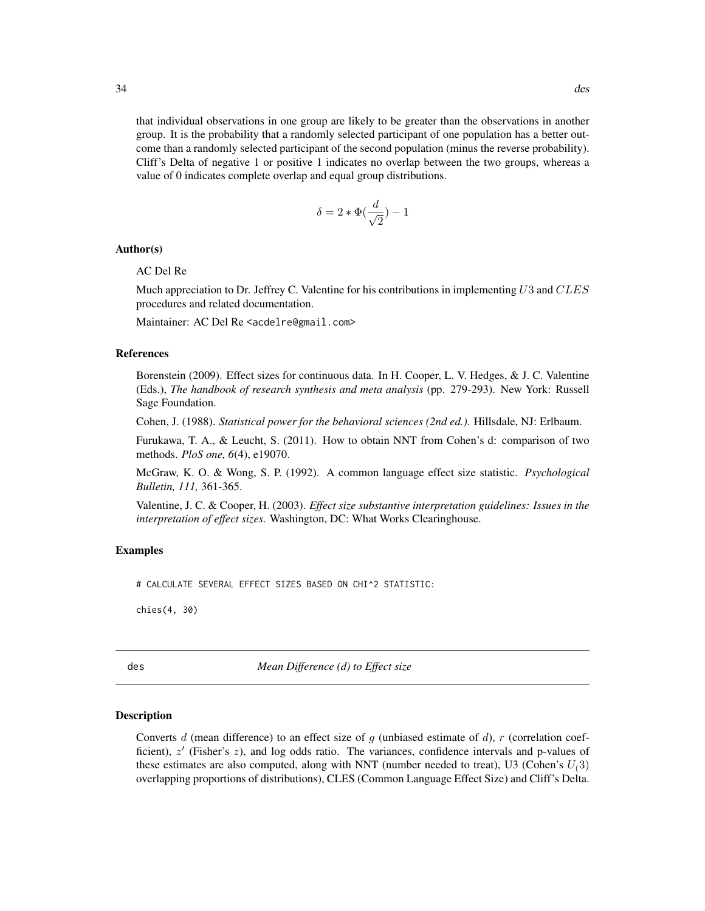that individual observations in one group are likely to be greater than the observations in another group. It is the probability that a randomly selected participant of one population has a better outcome than a randomly selected participant of the second population (minus the reverse probability). Cliff's Delta of negative 1 or positive 1 indicates no overlap between the two groups, whereas a value of 0 indicates complete overlap and equal group distributions.

$$\delta = 2 * \Phi(\frac{d}{\sqrt{2}}) - 1$$

### Author(s)

AC Del Re

Much appreciation to Dr. Jeffrey C. Valentine for his contributions in implementing $U3$ and $CLES$ procedures and related documentation.

Maintainer: AC Del Re <acdelre@gmail.com>

### References

Borenstein (2009). Effect sizes for continuous data. In H. Cooper, L. V. Hedges, & J. C. Valentine (Eds.), *The handbook of research synthesis and meta analysis* (pp. 279-293). New York: Russell Sage Foundation.

Cohen, J. (1988). *Statistical power for the behavioral sciences (2nd ed.)*. Hillsdale, NJ: Erlbaum.

Furukawa, T. A., & Leucht, S. (2011). How to obtain NNT from Cohen's d: comparison of two methods. *PloS one, 6*(4), e19070.

McGraw, K. O. & Wong, S. P. (1992). A common language effect size statistic. *Psychological Bulletin, 111,* 361-365.

Valentine, J. C. & Cooper, H. (2003). *Effect size substantive interpretation guidelines: Issues in the interpretation of effect sizes.* Washington, DC: What Works Clearinghouse.

### Examples

```
# CALCULATE SEVERAL EFFECT SIZES BASED ON CHI^2 STATISTIC:

chies(4, 30)
```

---

## des — *Mean Difference (d) to Effect size*

### Description

Converts $d$ (mean difference) to an effect size of $g$ (unbiased estimate of $d$), $r$ (correlation coefficient), $z'$ (Fisher's $z$), and log odds ratio. The variances, confidence intervals and p-values of these estimates are also computed, along with NNT (number needed to treat), U3 (Cohen's $U_(3)$ overlapping proportions of distributions), CLES (Common Language Effect Size) and Cliff's Delta.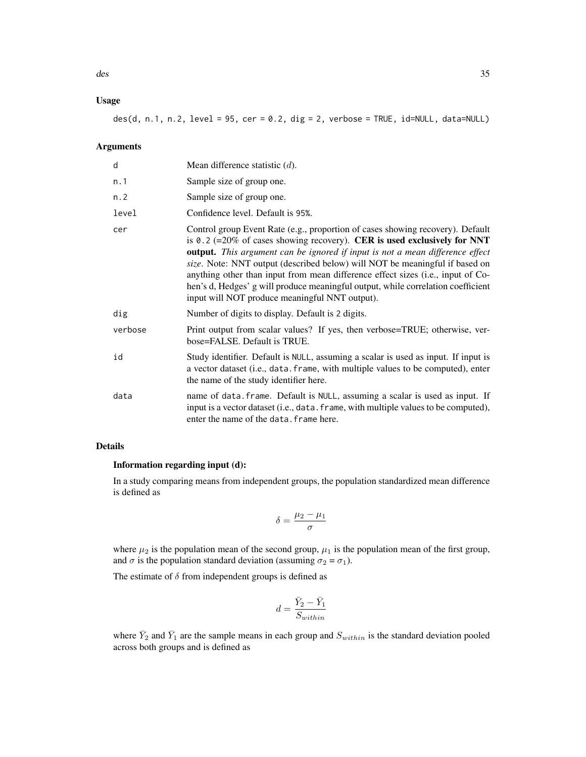### Usage

```
des(d, n.1, n.2, level = 95, cer = 0.2, dig = 2, verbose = TRUE, id=NULL, data=NULL)
```

### Arguments

| | |
|---|---|
| d | Mean difference statistic ($d$). |
| n.1 | Sample size of group one. |
| n.2 | Sample size of group one. |
| level | Confidence level. Default is 95%. |
| cer | Control group Event Rate (e.g., proportion of cases showing recovery). Default is 0.2 (=20% of cases showing recovery). **CER is used exclusively for NNT output.** *This argument can be ignored if input is not a mean difference effect size*. Note: NNT output (described below) will NOT be meaningful if based on anything other than input from mean difference effect sizes (i.e., input of Cohen's d, Hedges' g will produce meaningful output, while correlation coefficient input will NOT produce meaningful NNT output). |
| dig | Number of digits to display. Default is 2 digits. |
| verbose | Print output from scalar values? If yes, then verbose=TRUE; otherwise, verbose=FALSE. Default is TRUE. |
| id | Study identifier. Default is NULL, assuming a scalar is used as input. If input is a vector dataset (i.e., data.frame, with multiple values to be computed), enter the name of the study identifier here. |
| data | name of data.frame. Default is NULL, assuming a scalar is used as input. If input is a vector dataset (i.e., data.frame, with multiple values to be computed), enter the name of the data.frame here. |

### Details

**Information regarding input (d):**

In a study comparing means from independent groups, the population standardized mean difference is defined as

$$\delta = \frac{\mu_2 - \mu_1}{\sigma}$$

where $\mu_2$ is the population mean of the second group, $\mu_1$ is the population mean of the first group, and $\sigma$ is the population standard deviation (assuming $\sigma_2 = \sigma_1$).

The estimate of $\delta$ from independent groups is defined as

$$d = \frac{\bar{Y}_2 - \bar{Y}_1}{S_{within}}$$

where $\bar{Y}_2$ and $\bar{Y}_1$ are the sample means in each group and $S_{within}$ is the standard deviation pooled across both groups and is defined as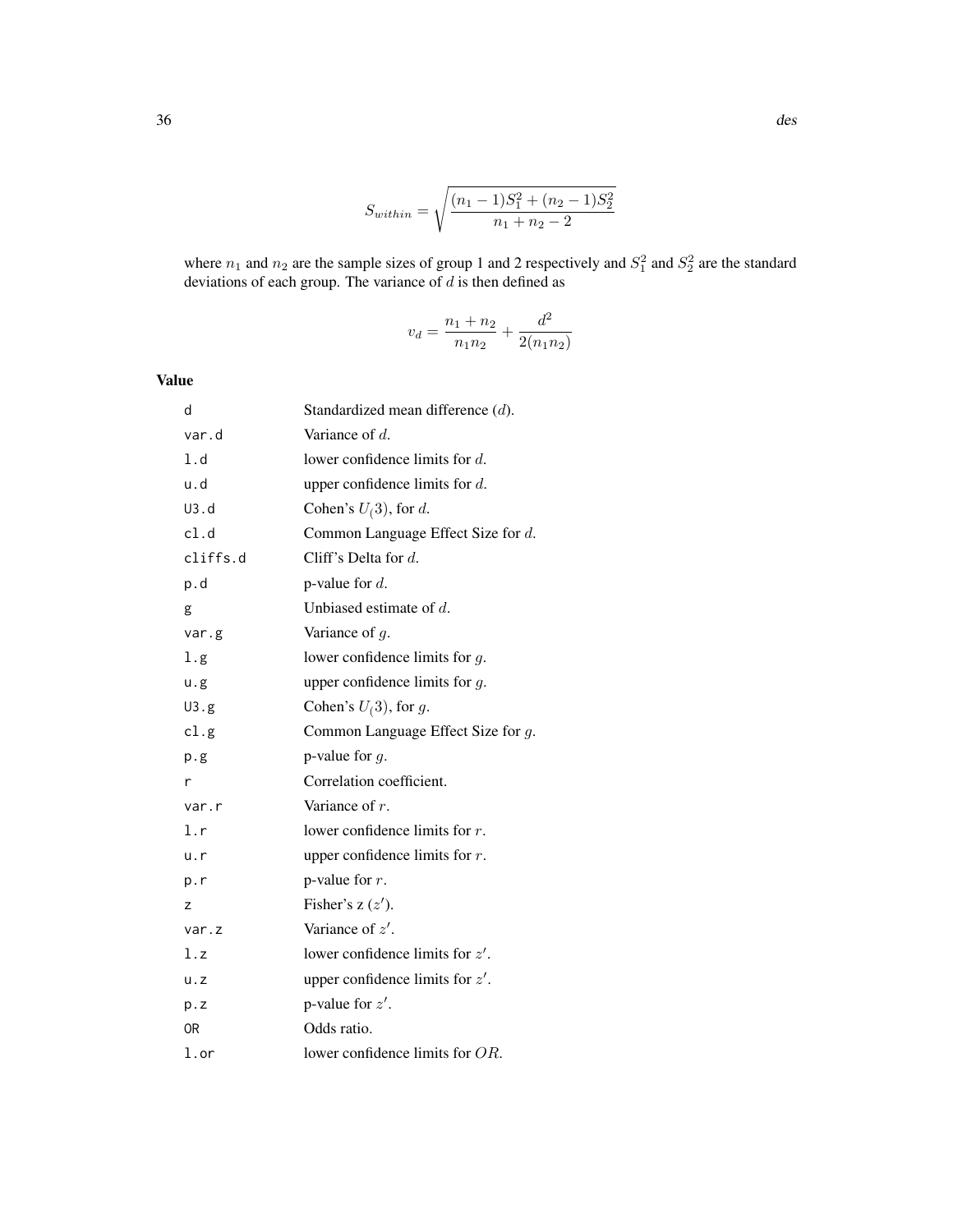$$S_{within} = \sqrt{\frac{(n_1 - 1)S_1^2 + (n_2 - 1)S_2^2}{n_1 + n_2 - 2}}$$

where $n_1$ and $n_2$ are the sample sizes of group 1 and 2 respectively and $S_1^2$ and $S_2^2$ are the standard deviations of each group. The variance of $d$ is then defined as

$$v_d = \frac{n_1 + n_2}{n_1 n_2} + \frac{d^2}{2(n_1 n_2)}$$

## Value

| | |
|---|---|
| d | Standardized mean difference ($d$). |
| var.d | Variance of $d$. |
| l.d | lower confidence limits for $d$. |
| u.d | upper confidence limits for $d$. |
| U3.d | Cohen's $U_(3)$, for $d$. |
| cl.d | Common Language Effect Size for $d$. |
| cliffs.d | Cliff's Delta for $d$. |
| p.d | p-value for $d$. |
| g | Unbiased estimate of $d$. |
| var.g | Variance of $g$. |
| l.g | lower confidence limits for $g$. |
| u.g | upper confidence limits for $g$. |
| U3.g | Cohen's $U_(3)$, for $g$. |
| cl.g | Common Language Effect Size for $g$. |
| p.g | p-value for $g$. |
| r | Correlation coefficient. |
| var.r | Variance of $r$. |
| l.r | lower confidence limits for $r$. |
| u.r | upper confidence limits for $r$. |
| p.r | p-value for $r$. |
| z | Fisher's z ($z'$). |
| var.z | Variance of $z'$. |
| l.z | lower confidence limits for $z'$. |
| u.z | upper confidence limits for $z'$. |
| p.z | p-value for $z'$. |
| OR | Odds ratio. |
| l.or | lower confidence limits for $OR$. |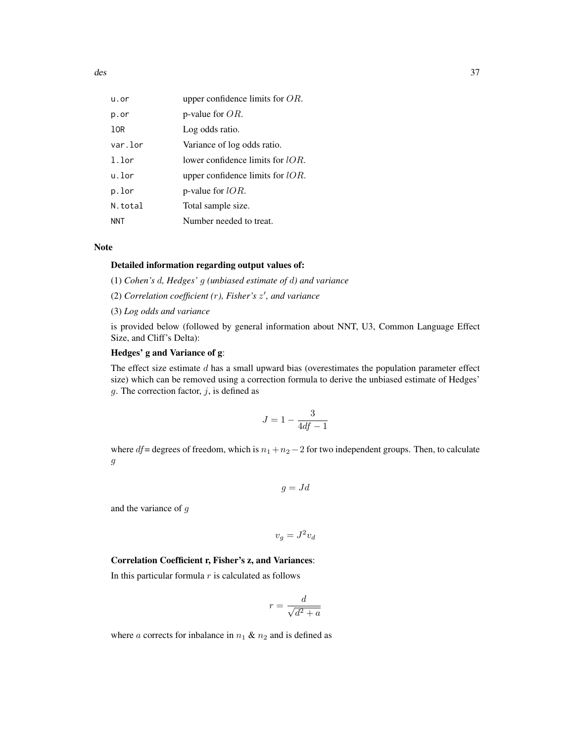| | |
|---|---|
| u.or | upper confidence limits for $OR$. |
| p.or | p-value for $OR$. |
| lOR | Log odds ratio. |
| var.lor | Variance of log odds ratio. |
| l.lor | lower confidence limits for $lOR$. |
| u.lor | upper confidence limits for $lOR$. |
| p.lor | p-value for $lOR$. |
| N.total | Total sample size. |
| NNT | Number needed to treat. |

## Note

**Detailed information regarding output values of:**

(1) *Cohen's $d$, Hedges' $g$ (unbiased estimate of $d$) and variance*

(2) *Correlation coefficient ($r$), Fisher's $z'$, and variance*

(3) *Log odds and variance*

is provided below (followed by general information about NNT, U3, Common Language Effect Size, and Cliff's Delta):

**Hedges' g and Variance of g**:

The effect size estimate $d$ has a small upward bias (overestimates the population parameter effect size) which can be removed using a correction formula to derive the unbiased estimate of Hedges' $g$. The correction factor, $j$, is defined as

$$J = 1 - \frac{3}{4df - 1}$$

where $df$= degrees of freedom, which is $n_1 + n_2 - 2$ for two independent groups. Then, to calculate $g$

$$g = Jd$$

and the variance of $g$

$$v_g = J^2 v_d$$

**Correlation Coefficient r, Fisher's z, and Variances**:

In this particular formula $r$ is calculated as follows

$$r = \frac{d}{\sqrt{d^2 + a}}$$

where $a$ corrects for inbalance in $n_1$ & $n_2$ and is defined as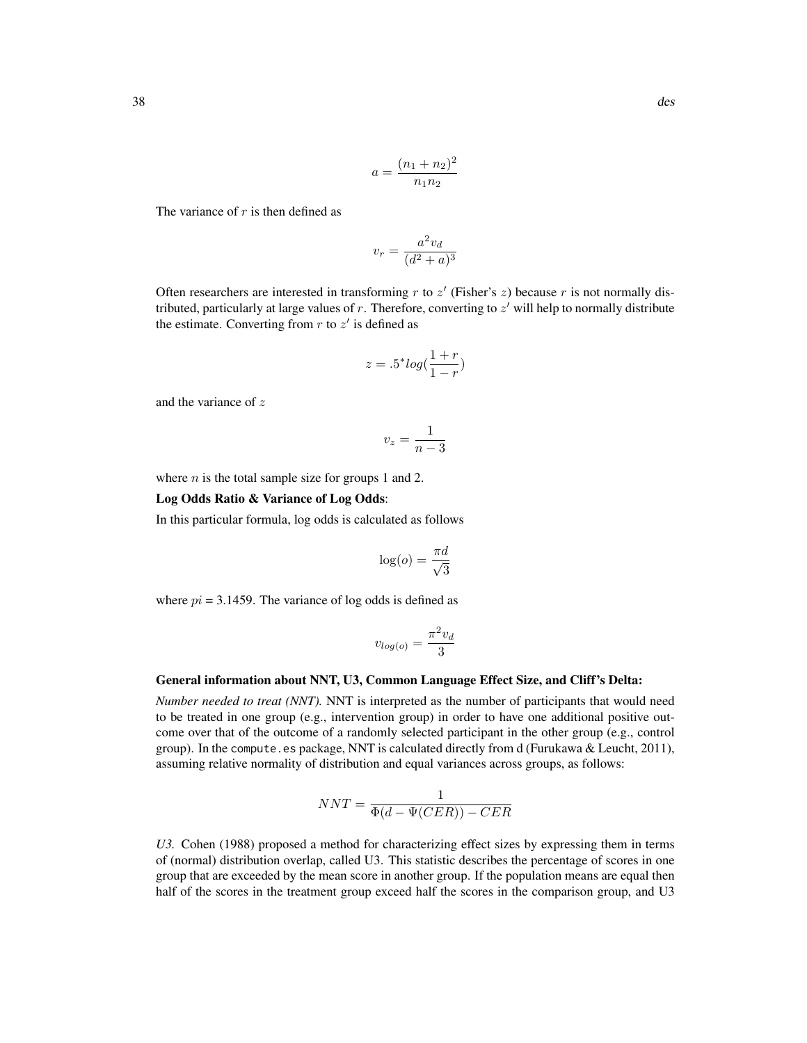$$a = \frac{(n_1 + n_2)^2}{n_1 n_2}$$

The variance of $r$ is then defined as

$$v_r = \frac{a^2 v_d}{(d^2 + a)^3}$$

Often researchers are interested in transforming $r$ to $z'$ (Fisher's $z$) because $r$ is not normally distributed, particularly at large values of $r$. Therefore, converting to $z'$ will help to normally distribute the estimate. Converting from $r$ to $z'$ is defined as

$$z = .5^{*} log(\frac{1 + r}{1 - r})$$

and the variance of $z$

$$v_z = \frac{1}{n - 3}$$

where $n$ is the total sample size for groups 1 and 2.

**Log Odds Ratio & Variance of Log Odds**:

In this particular formula, log odds is calculated as follows

$$\log(o) = \frac{\pi d}{\sqrt{3}}$$

where $pi$ = 3.1459. The variance of log odds is defined as

$$v_{log(o)} = \frac{\pi^2 v_d}{3}$$

**General information about NNT, U3, Common Language Effect Size, and Cliff's Delta:**

*Number needed to treat (NNT).* NNT is interpreted as the number of participants that would need to be treated in one group (e.g., intervention group) in order to have one additional positive outcome over that of the outcome of a randomly selected participant in the other group (e.g., control group). In the `compute.es` package, NNT is calculated directly from d (Furukawa & Leucht, 2011), assuming relative normality of distribution and equal variances across groups, as follows:

$$NNT = \frac{1}{\Phi(d - \Psi(CER)) - CER}$$

*U3.* Cohen (1988) proposed a method for characterizing effect sizes by expressing them in terms of (normal) distribution overlap, called U3. This statistic describes the percentage of scores in one group that are exceeded by the mean score in another group. If the population means are equal then half of the scores in the treatment group exceed half the scores in the comparison group, and U3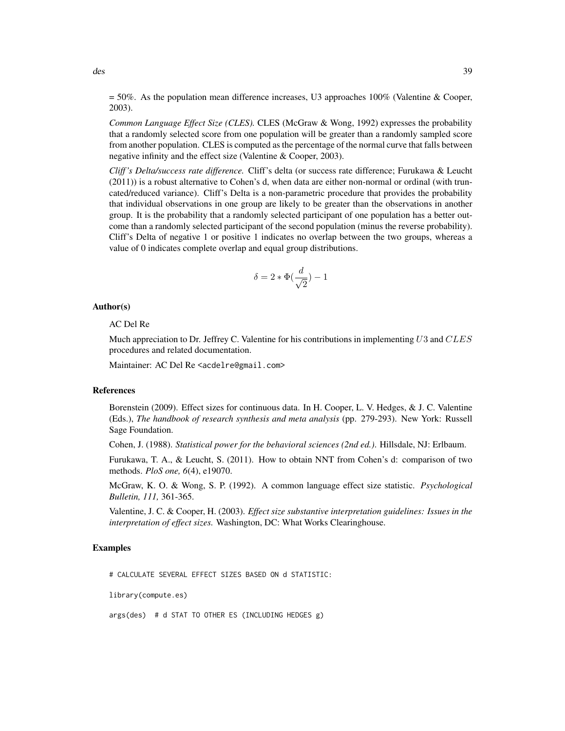= 50%. As the population mean difference increases, U3 approaches 100% (Valentine & Cooper, 2003).

*Common Language Effect Size (CLES).* CLES (McGraw & Wong, 1992) expresses the probability that a randomly selected score from one population will be greater than a randomly sampled score from another population. CLES is computed as the percentage of the normal curve that falls between negative infinity and the effect size (Valentine & Cooper, 2003).

*Cliff's Delta/success rate difference.* Cliff's delta (or success rate difference; Furukawa & Leucht (2011)) is a robust alternative to Cohen's d, when data are either non-normal or ordinal (with truncated/reduced variance). Cliff's Delta is a non-parametric procedure that provides the probability that individual observations in one group are likely to be greater than the observations in another group. It is the probability that a randomly selected participant of one population has a better outcome than a randomly selected participant of the second population (minus the reverse probability). Cliff's Delta of negative 1 or positive 1 indicates no overlap between the two groups, whereas a value of 0 indicates complete overlap and equal group distributions.

$$\delta = 2 * \Phi(\frac{d}{\sqrt{2}}) - 1$$

## Author(s)

AC Del Re

Much appreciation to Dr. Jeffrey C. Valentine for his contributions in implementing $U3$ and $CLES$ procedures and related documentation.

Maintainer: AC Del Re <acdelre@gmail.com>

## References

Borenstein (2009). Effect sizes for continuous data. In H. Cooper, L. V. Hedges, & J. C. Valentine (Eds.), *The handbook of research synthesis and meta analysis* (pp. 279-293). New York: Russell Sage Foundation.

Cohen, J. (1988). *Statistical power for the behavioral sciences (2nd ed.).* Hillsdale, NJ: Erlbaum.

Furukawa, T. A., & Leucht, S. (2011). How to obtain NNT from Cohen's d: comparison of two methods. *PloS one, 6*(4), e19070.

McGraw, K. O. & Wong, S. P. (1992). A common language effect size statistic. *Psychological Bulletin, 111,* 361-365.

Valentine, J. C. & Cooper, H. (2003). *Effect size substantive interpretation guidelines: Issues in the interpretation of effect sizes.* Washington, DC: What Works Clearinghouse.

## Examples

```
# CALCULATE SEVERAL EFFECT SIZES BASED ON d STATISTIC:

library(compute.es)

args(des)  # d STAT TO OTHER ES (INCLUDING HEDGES g)
```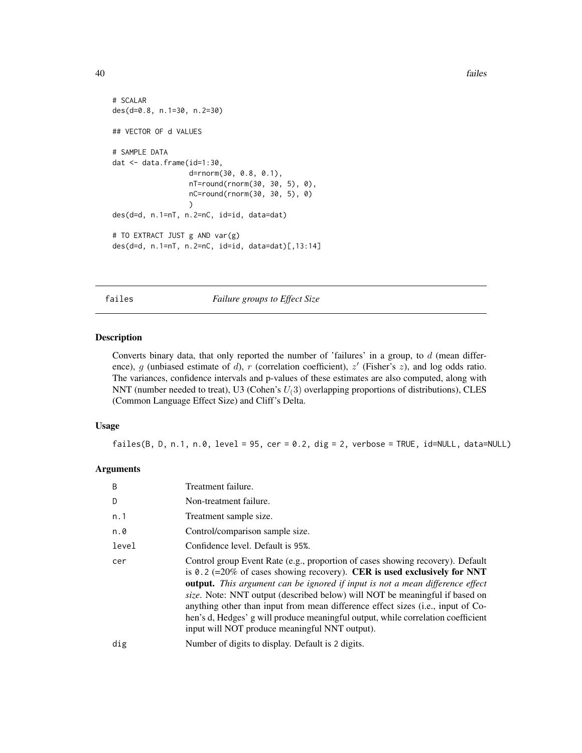```
# SCALAR
des(d=0.8, n.1=30, n.2=30)

## VECTOR OF d VALUES

# SAMPLE DATA
dat <- data.frame(id=1:30,
                  d=rnorm(30, 0.8, 0.1),
                  nT=round(rnorm(30, 30, 5), 0),
                  nC=round(rnorm(30, 30, 5), 0)
                  )
des(d=d, n.1=nT, n.2=nC, id=id, data=dat)

# TO EXTRACT JUST g AND var(g)
des(d=d, n.1=nT, n.2=nC, id=id, data=dat)[,13:14]
```

## failes — *Failure groups to Effect Size*

### Description

Converts binary data, that only reported the number of 'failures' in a group, to $d$ (mean difference), $g$ (unbiased estimate of $d$), $r$ (correlation coefficient), $z'$ (Fisher's $z$), and log odds ratio. The variances, confidence intervals and p-values of these estimates are also computed, along with NNT (number needed to treat), U3 (Cohen's $U_(3)$ overlapping proportions of distributions), CLES (Common Language Effect Size) and Cliff's Delta.

### Usage

```
failes(B, D, n.1, n.0, level = 95, cer = 0.2, dig = 2, verbose = TRUE, id=NULL, data=NULL)
```

### Arguments

| | |
|---|---|
| B | Treatment failure. |
| D | Non-treatment failure. |
| n.1 | Treatment sample size. |
| n.0 | Control/comparison sample size. |
| level | Confidence level. Default is 95%. |
| cer | Control group Event Rate (e.g., proportion of cases showing recovery). Default is 0.2 (=20% of cases showing recovery). **CER is used exclusively for NNT output.** *This argument can be ignored if input is not a mean difference effect size*. Note: NNT output (described below) will NOT be meaningful if based on anything other than input from mean difference effect sizes (i.e., input of Cohen's d, Hedges' g will produce meaningful output, while correlation coefficient input will NOT produce meaningful NNT output). |
| dig | Number of digits to display. Default is 2 digits. |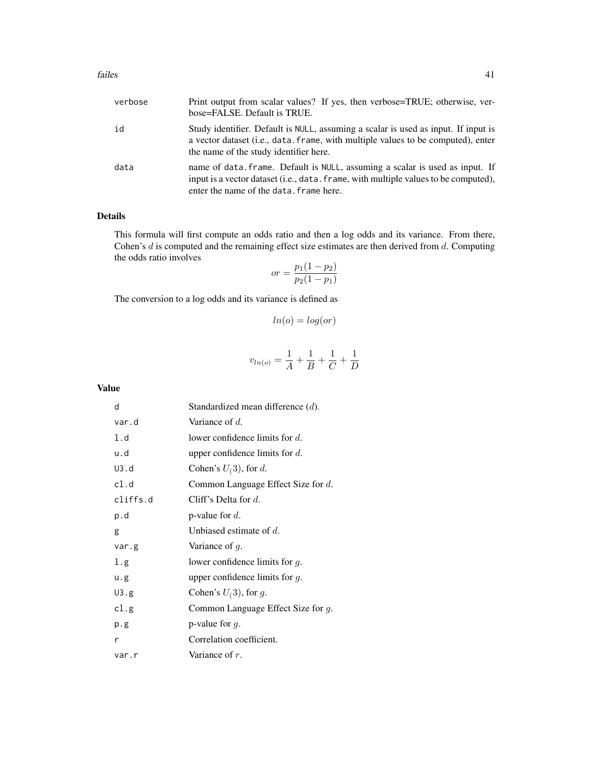| | |
|---|---|
| `verbose` | Print output from scalar values? If yes, then verbose=TRUE; otherwise, verbose=FALSE. Default is TRUE. |
| `id` | Study identifier. Default is `NULL`, assuming a scalar is used as input. If input is a vector dataset (i.e., `data.frame`, with multiple values to be computed), enter the name of the study identifier here. |
| `data` | name of `data.frame`. Default is `NULL`, assuming a scalar is used as input. If input is a vector dataset (i.e., `data.frame`, with multiple values to be computed), enter the name of the `data.frame` here. |

## Details

This formula will first compute an odds ratio and then a log odds and its variance. From there, Cohen's $d$ is computed and the remaining effect size estimates are then derived from $d$. Computing the odds ratio involves

$$or = \frac{p_1(1 - p_2)}{p_2(1 - p_1)}$$

The conversion to a log odds and its variance is defined as

$$ln(o) = log(or)$$

$$v_{ln(o)} = \frac{1}{A} + \frac{1}{B} + \frac{1}{C} + \frac{1}{D}$$

## Value

| | |
|---|---|
| `d` | Standardized mean difference ($d$). |
| `var.d` | Variance of $d$. |
| `l.d` | lower confidence limits for $d$. |
| `u.d` | upper confidence limits for $d$. |
| `U3.d` | Cohen's $U_(3)$, for $d$. |
| `cl.d` | Common Language Effect Size for $d$. |
| `cliffs.d` | Cliff's Delta for $d$. |
| `p.d` | p-value for $d$. |
| `g` | Unbiased estimate of $d$. |
| `var.g` | Variance of $g$. |
| `l.g` | lower confidence limits for $g$. |
| `u.g` | upper confidence limits for $g$. |
| `U3.g` | Cohen's $U_(3)$, for $g$. |
| `cl.g` | Common Language Effect Size for $g$. |
| `p.g` | p-value for $g$. |
| `r` | Correlation coefficient. |
| `var.r` | Variance of $r$. |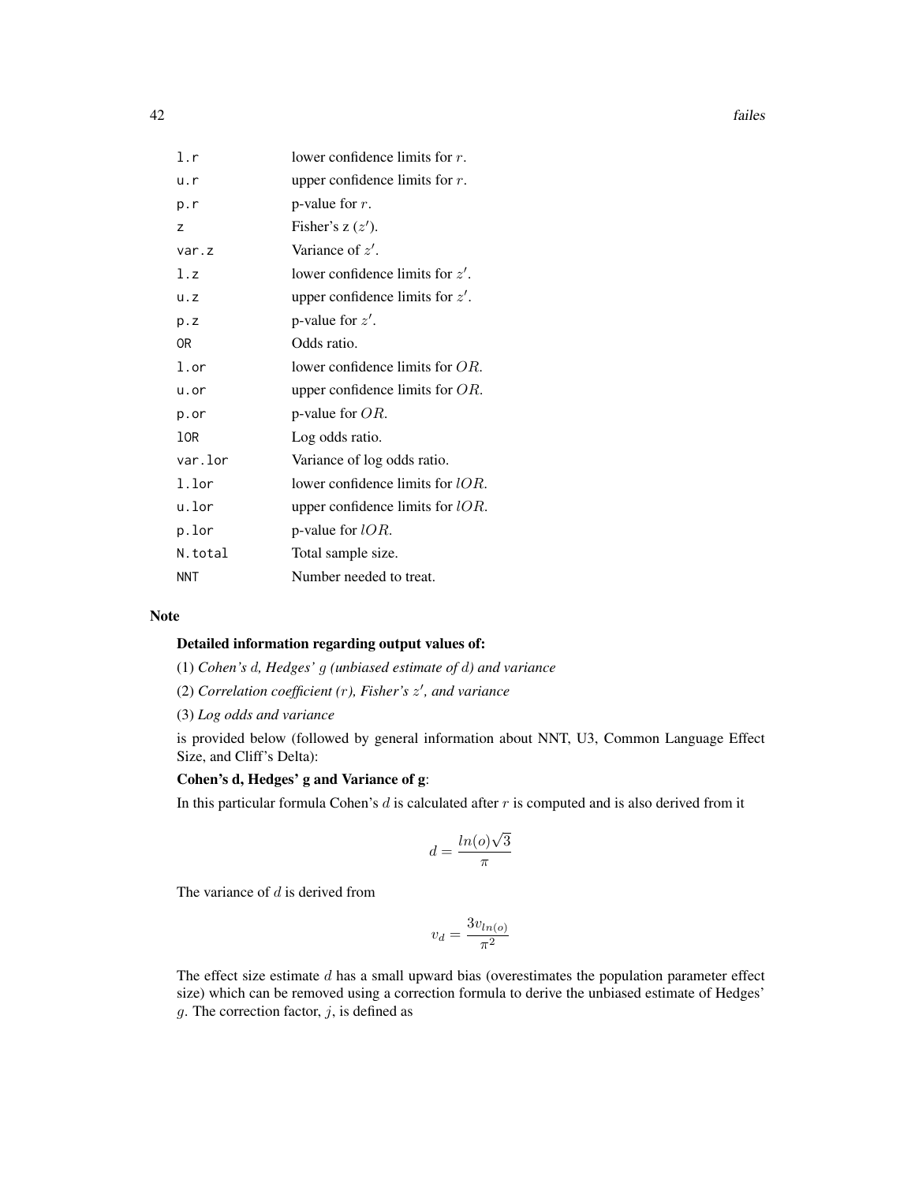| | |
|---|---|
| `l.r` | lower confidence limits for $r$. |
| `u.r` | upper confidence limits for $r$. |
| `p.r` | p-value for $r$. |
| `z` | Fisher's z ($z'$). |
| `var.z` | Variance of $z'$. |
| `l.z` | lower confidence limits for $z'$. |
| `u.z` | upper confidence limits for $z'$. |
| `p.z` | p-value for $z'$. |
| `OR` | Odds ratio. |
| `l.or` | lower confidence limits for $OR$. |
| `u.or` | upper confidence limits for $OR$. |
| `p.or` | p-value for $OR$. |
| `lOR` | Log odds ratio. |
| `var.lor` | Variance of log odds ratio. |
| `l.lor` | lower confidence limits for $lOR$. |
| `u.lor` | upper confidence limits for $lOR$. |
| `p.lor` | p-value for $lOR$. |
| `N.total` | Total sample size. |
| `NNT` | Number needed to treat. |

### Note

**Detailed information regarding output values of:**

(1) *Cohen's $d$, Hedges' $g$ (unbiased estimate of $d$) and variance*

(2) *Correlation coefficient ($r$), Fisher's $z'$, and variance*

(3) *Log odds and variance*

is provided below (followed by general information about NNT, U3, Common Language Effect Size, and Cliff's Delta):

**Cohen's d, Hedges' g and Variance of g**:

In this particular formula Cohen's $d$ is calculated after $r$ is computed and is also derived from it

$$d = \frac{ln(o)\sqrt{3}}{\pi}$$

The variance of $d$ is derived from

$$v_d = \frac{3v_{ln(o)}}{\pi^2}$$

The effect size estimate $d$ has a small upward bias (overestimates the population parameter effect size) which can be removed using a correction formula to derive the unbiased estimate of Hedges' $g$. The correction factor, $j$, is defined as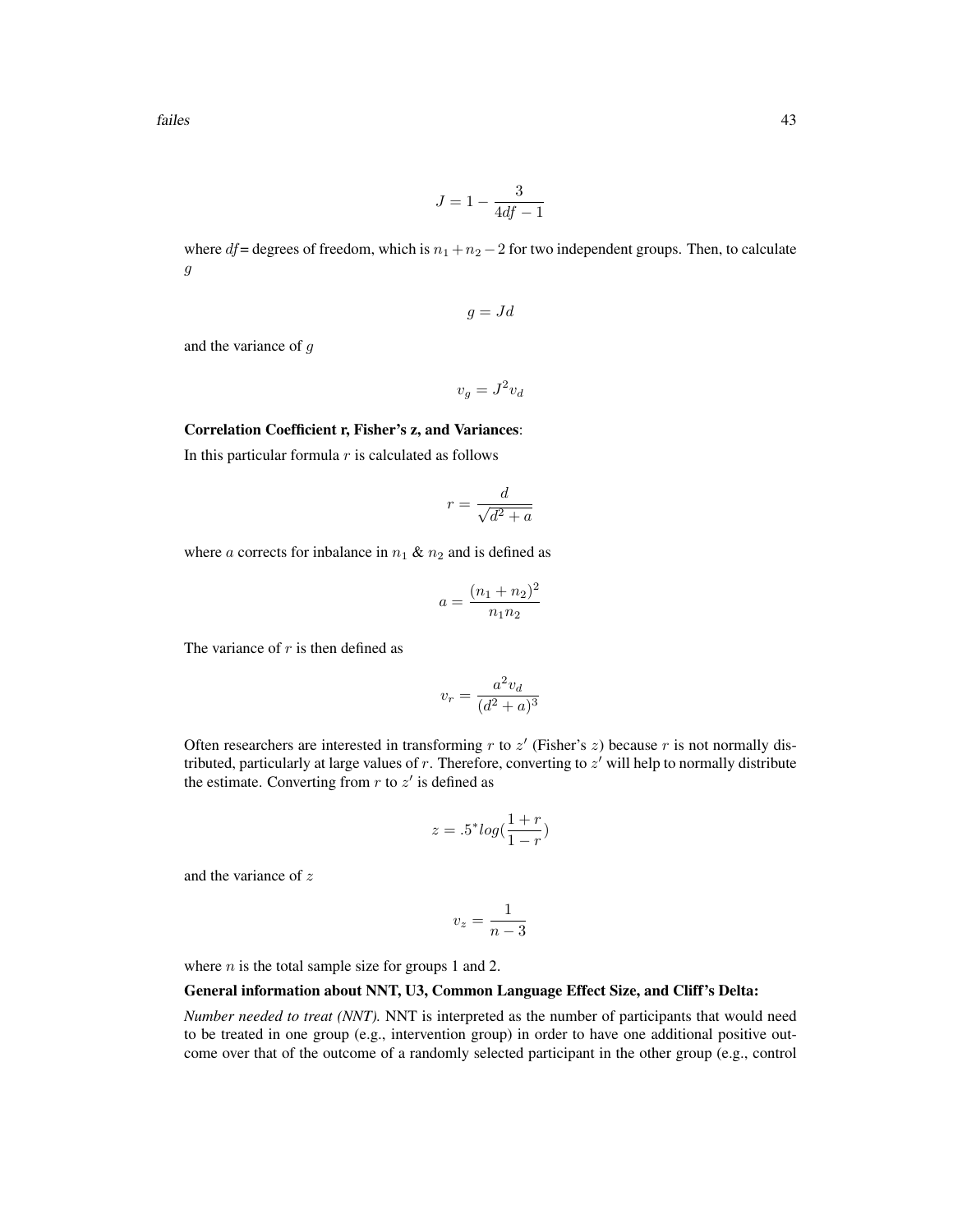$$J = 1 - \frac{3}{4df - 1}$$

where *df* = degrees of freedom, which is $n_1 + n_2 - 2$ for two independent groups. Then, to calculate $g$

$$g = Jd$$

and the variance of $g$

$$v_g = J^2 v_d$$

**Correlation Coefficient r, Fisher's z, and Variances**:

In this particular formula $r$ is calculated as follows

$$r = \frac{d}{\sqrt{d^2 + a}}$$

where $a$ corrects for inbalance in $n_1$ & $n_2$ and is defined as

$$a = \frac{(n_1 + n_2)^2}{n_1 n_2}$$

The variance of $r$ is then defined as

$$v_r = \frac{a^2 v_d}{(d^2 + a)^3}$$

Often researchers are interested in transforming $r$ to $z'$ (Fisher's $z$) because $r$ is not normally distributed, particularly at large values of $r$. Therefore, converting to $z'$ will help to normally distribute the estimate. Converting from $r$ to $z'$ is defined as

$$z = .5^* log(\frac{1 + r}{1 - r})$$

and the variance of $z$

$$v_z = \frac{1}{n - 3}$$

where $n$ is the total sample size for groups 1 and 2.

**General information about NNT, U3, Common Language Effect Size, and Cliff's Delta:**

*Number needed to treat (NNT).* NNT is interpreted as the number of participants that would need to be treated in one group (e.g., intervention group) in order to have one additional positive outcome over that of the outcome of a randomly selected participant in the other group (e.g., control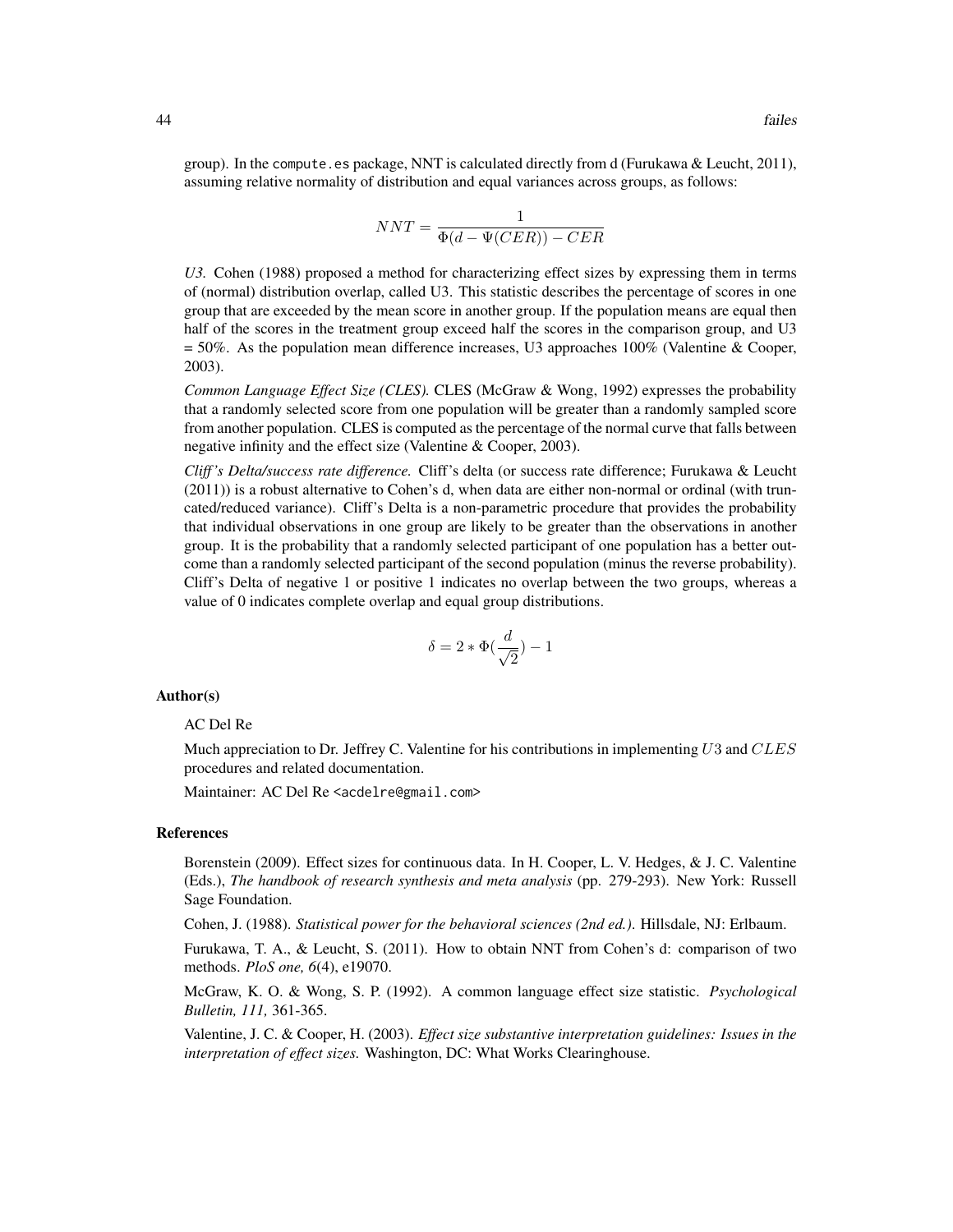group). In the compute.es package, NNT is calculated directly from d (Furukawa & Leucht, 2011), assuming relative normality of distribution and equal variances across groups, as follows:

$$NNT = \frac{1}{\Phi(d - \Psi(CER)) - CER}$$

*U3.* Cohen (1988) proposed a method for characterizing effect sizes by expressing them in terms of (normal) distribution overlap, called U3. This statistic describes the percentage of scores in one group that are exceeded by the mean score in another group. If the population means are equal then half of the scores in the treatment group exceed half the scores in the comparison group, and U3 = 50%. As the population mean difference increases, U3 approaches 100% (Valentine & Cooper, 2003).

*Common Language Effect Size (CLES).* CLES (McGraw & Wong, 1992) expresses the probability that a randomly selected score from one population will be greater than a randomly sampled score from another population. CLES is computed as the percentage of the normal curve that falls between negative infinity and the effect size (Valentine & Cooper, 2003).

*Cliff's Delta/success rate difference.* Cliff's delta (or success rate difference; Furukawa & Leucht (2011)) is a robust alternative to Cohen's d, when data are either non-normal or ordinal (with truncated/reduced variance). Cliff's Delta is a non-parametric procedure that provides the probability that individual observations in one group are likely to be greater than the observations in another group. It is the probability that a randomly selected participant of one population has a better outcome than a randomly selected participant of the second population (minus the reverse probability). Cliff's Delta of negative 1 or positive 1 indicates no overlap between the two groups, whereas a value of 0 indicates complete overlap and equal group distributions.

$$\delta = 2 * \Phi(\frac{d}{\sqrt{2}}) - 1$$

## Author(s)

AC Del Re

Much appreciation to Dr. Jeffrey C. Valentine for his contributions in implementing $U3$ and $CLES$ procedures and related documentation.

Maintainer: AC Del Re <acdelre@gmail.com>

## References

Borenstein (2009). Effect sizes for continuous data. In H. Cooper, L. V. Hedges, & J. C. Valentine (Eds.), *The handbook of research synthesis and meta analysis* (pp. 279-293). New York: Russell Sage Foundation.

Cohen, J. (1988). *Statistical power for the behavioral sciences (2nd ed.).* Hillsdale, NJ: Erlbaum.

Furukawa, T. A., & Leucht, S. (2011). How to obtain NNT from Cohen's d: comparison of two methods. *PloS one, 6*(4), e19070.

McGraw, K. O. & Wong, S. P. (1992). A common language effect size statistic. *Psychological Bulletin, 111,* 361-365.

Valentine, J. C. & Cooper, H. (2003). *Effect size substantive interpretation guidelines: Issues in the interpretation of effect sizes.* Washington, DC: What Works Clearinghouse.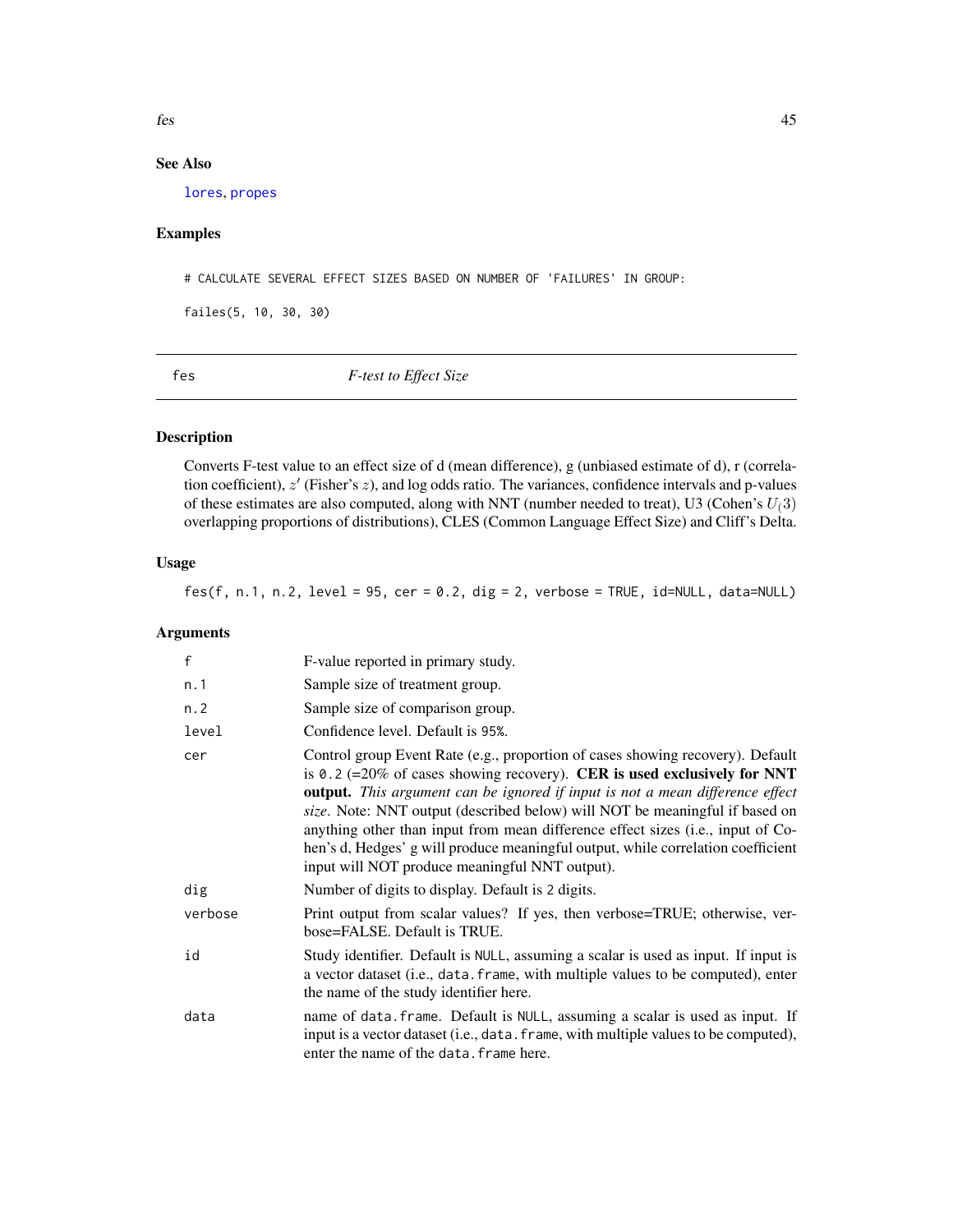## See Also

lores, propes

## Examples

```
# CALCULATE SEVERAL EFFECT SIZES BASED ON NUMBER OF 'FAILURES' IN GROUP:

failes(5, 10, 30, 30)
```

---

# fes — *F-test to Effect Size*

---

## Description

Converts F-test value to an effect size of d (mean difference), g (unbiased estimate of d), r (correlation coefficient), $z'$ (Fisher's $z$), and log odds ratio. The variances, confidence intervals and p-values of these estimates are also computed, along with NNT (number needed to treat), U3 (Cohen's $U_(3)$ overlapping proportions of distributions), CLES (Common Language Effect Size) and Cliff's Delta.

## Usage

```
fes(f, n.1, n.2, level = 95, cer = 0.2, dig = 2, verbose = TRUE, id=NULL, data=NULL)
```

## Arguments

| | |
|---|---|
| f | F-value reported in primary study. |
| n.1 | Sample size of treatment group. |
| n.2 | Sample size of comparison group. |
| level | Confidence level. Default is 95%. |
| cer | Control group Event Rate (e.g., proportion of cases showing recovery). Default is 0.2 (=20% of cases showing recovery). **CER is used exclusively for NNT output.** *This argument can be ignored if input is not a mean difference effect size*. Note: NNT output (described below) will NOT be meaningful if based on anything other than input from mean difference effect sizes (i.e., input of Cohen's d, Hedges' g will produce meaningful output, while correlation coefficient input will NOT produce meaningful NNT output). |
| dig | Number of digits to display. Default is 2 digits. |
| verbose | Print output from scalar values? If yes, then verbose=TRUE; otherwise, verbose=FALSE. Default is TRUE. |
| id | Study identifier. Default is NULL, assuming a scalar is used as input. If input is a vector dataset (i.e., data.frame, with multiple values to be computed), enter the name of the study identifier here. |
| data | name of data.frame. Default is NULL, assuming a scalar is used as input. If input is a vector dataset (i.e., data.frame, with multiple values to be computed), enter the name of the data.frame here. |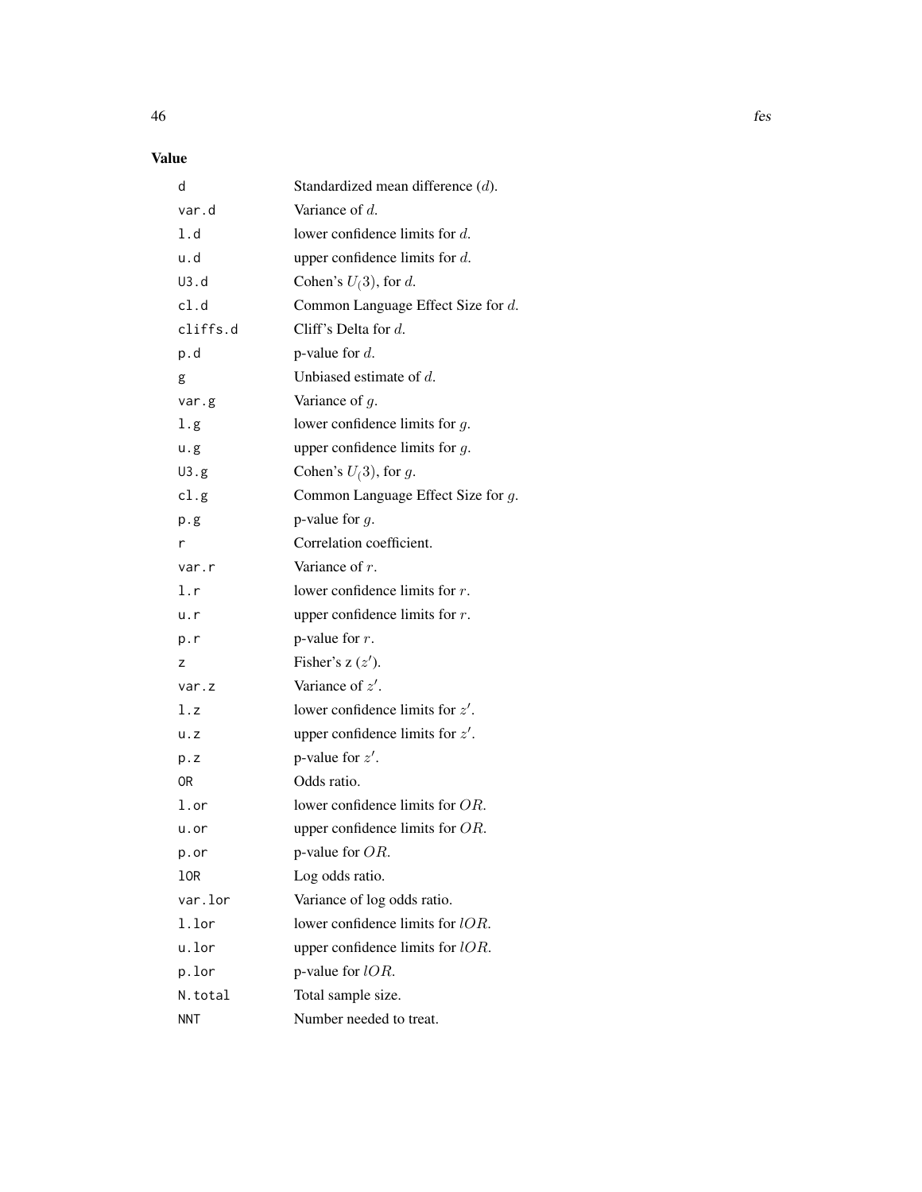### Value

| | |
|---|---|
| d | Standardized mean difference ($d$). |
| var.d | Variance of $d$. |
| l.d | lower confidence limits for $d$. |
| u.d | upper confidence limits for $d$. |
| U3.d | Cohen's $U_(3)$, for $d$. |
| cl.d | Common Language Effect Size for $d$. |
| cliffs.d | Cliff's Delta for $d$. |
| p.d | p-value for $d$. |
| g | Unbiased estimate of $d$. |
| var.g | Variance of $g$. |
| l.g | lower confidence limits for $g$. |
| u.g | upper confidence limits for $g$. |
| U3.g | Cohen's $U_(3)$, for $g$. |
| cl.g | Common Language Effect Size for $g$. |
| p.g | p-value for $g$. |
| r | Correlation coefficient. |
| var.r | Variance of $r$. |
| l.r | lower confidence limits for $r$. |
| u.r | upper confidence limits for $r$. |
| p.r | p-value for $r$. |
| z | Fisher's z ($z'$). |
| var.z | Variance of $z'$. |
| l.z | lower confidence limits for $z'$. |
| u.z | upper confidence limits for $z'$. |
| p.z | p-value for $z'$. |
| OR | Odds ratio. |
| l.or | lower confidence limits for $OR$. |
| u.or | upper confidence limits for $OR$. |
| p.or | p-value for $OR$. |
| lOR | Log odds ratio. |
| var.lor | Variance of log odds ratio. |
| l.lor | lower confidence limits for $lOR$. |
| u.lor | upper confidence limits for $lOR$. |
| p.lor | p-value for $lOR$. |
| N.total | Total sample size. |
| NNT | Number needed to treat. |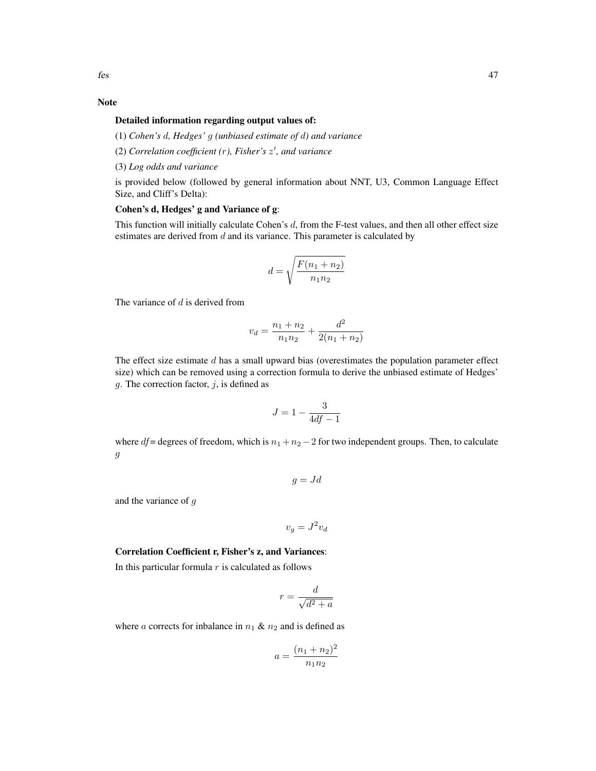## Note

**Detailed information regarding output values of:**

(1) *Cohen's $d$, Hedges' $g$ (unbiased estimate of $d$) and variance*

(2) *Correlation coefficient ($r$), Fisher's $z'$, and variance*

(3) *Log odds and variance*

is provided below (followed by general information about NNT, U3, Common Language Effect Size, and Cliff's Delta):

**Cohen's d, Hedges' g and Variance of g**:

This function will initially calculate Cohen's $d$, from the F-test values, and then all other effect size estimates are derived from $d$ and its variance. This parameter is calculated by

$$d = \sqrt{\frac{F(n_1 + n_2)}{n_1 n_2}}$$

The variance of $d$ is derived from

$$v_d = \frac{n_1 + n_2}{n_1 n_2} + \frac{d^2}{2(n_1 + n_2)}$$

The effect size estimate $d$ has a small upward bias (overestimates the population parameter effect size) which can be removed using a correction formula to derive the unbiased estimate of Hedges' $g$. The correction factor, $j$, is defined as

$$J = 1 - \frac{3}{4df - 1}$$

where $df$= degrees of freedom, which is $n_1 + n_2 - 2$ for two independent groups. Then, to calculate $g$

$$g = Jd$$

and the variance of $g$

$$v_g = J^2 v_d$$

**Correlation Coefficient r, Fisher's z, and Variances**:

In this particular formula $r$ is calculated as follows

$$r = \frac{d}{\sqrt{d^2 + a}}$$

where $a$ corrects for inbalance in $n_1$ & $n_2$ and is defined as

$$a = \frac{(n_1 + n_2)^2}{n_1 n_2}$$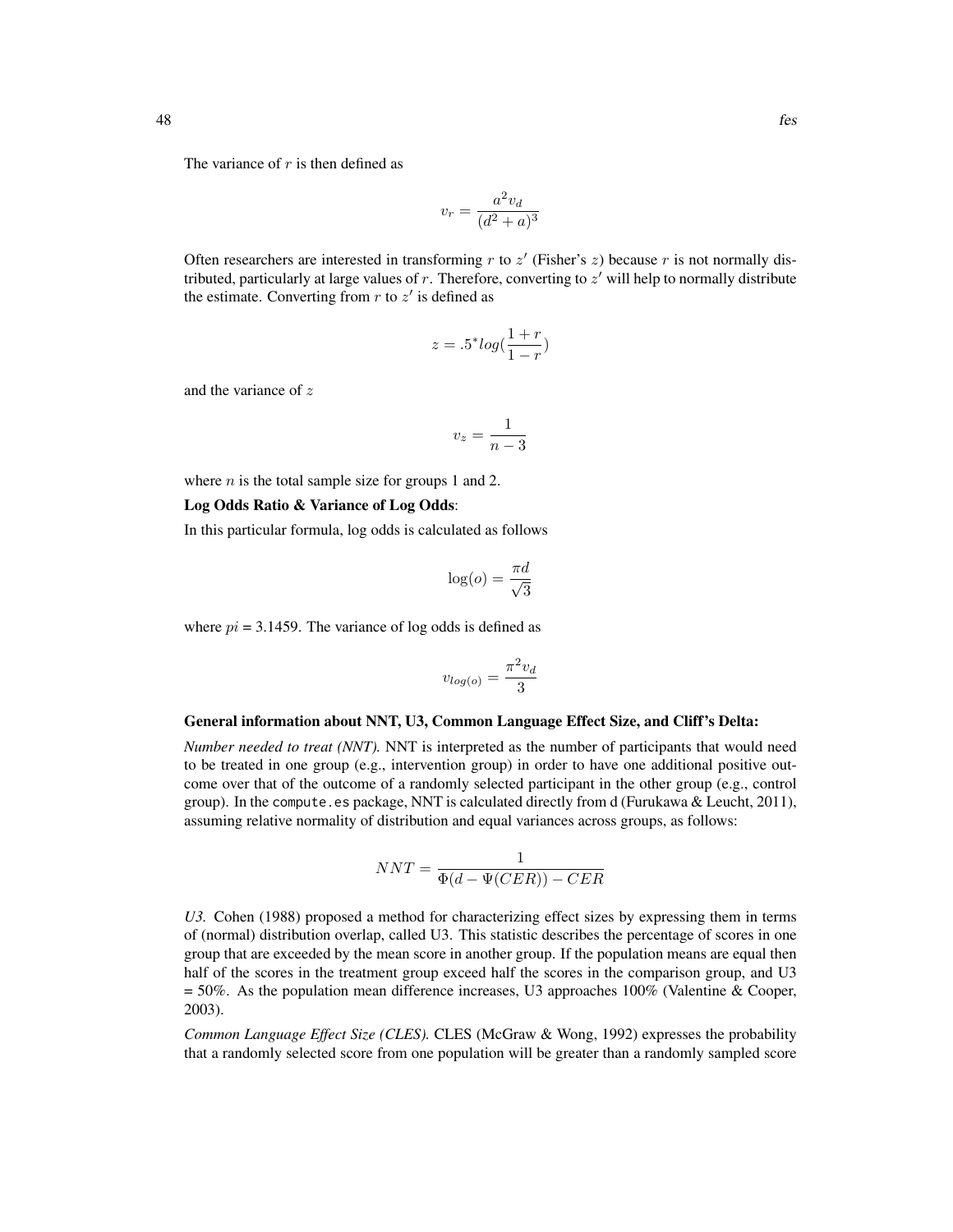The variance of $r$ is then defined as

$$v_r = \frac{a^2 v_d}{(d^2 + a)^3}$$

Often researchers are interested in transforming $r$ to $z'$ (Fisher's $z$) because $r$ is not normally distributed, particularly at large values of $r$. Therefore, converting to $z'$ will help to normally distribute the estimate. Converting from $r$ to $z'$ is defined as

$$z = .5^{*} log(\frac{1 + r}{1 - r})$$

and the variance of $z$

$$v_z = \frac{1}{n - 3}$$

where $n$ is the total sample size for groups 1 and 2.

**Log Odds Ratio & Variance of Log Odds**:

In this particular formula, log odds is calculated as follows

$$\log(o) = \frac{\pi d}{\sqrt{3}}$$

where $pi$ = 3.1459. The variance of log odds is defined as

$$v_{log(o)} = \frac{\pi^2 v_d}{3}$$

**General information about NNT, U3, Common Language Effect Size, and Cliff's Delta:**

*Number needed to treat (NNT).* NNT is interpreted as the number of participants that would need to be treated in one group (e.g., intervention group) in order to have one additional positive outcome over that of the outcome of a randomly selected participant in the other group (e.g., control group). In the `compute.es` package, NNT is calculated directly from d (Furukawa & Leucht, 2011), assuming relative normality of distribution and equal variances across groups, as follows:

$$NNT = \frac{1}{\Phi(d - \Psi(CER)) - CER}$$

*U3.* Cohen (1988) proposed a method for characterizing effect sizes by expressing them in terms of (normal) distribution overlap, called U3. This statistic describes the percentage of scores in one group that are exceeded by the mean score in another group. If the population means are equal then half of the scores in the treatment group exceed half the scores in the comparison group, and U3 = 50%. As the population mean difference increases, U3 approaches 100% (Valentine & Cooper, 2003).

*Common Language Effect Size (CLES).* CLES (McGraw & Wong, 1992) expresses the probability that a randomly selected score from one population will be greater than a randomly sampled score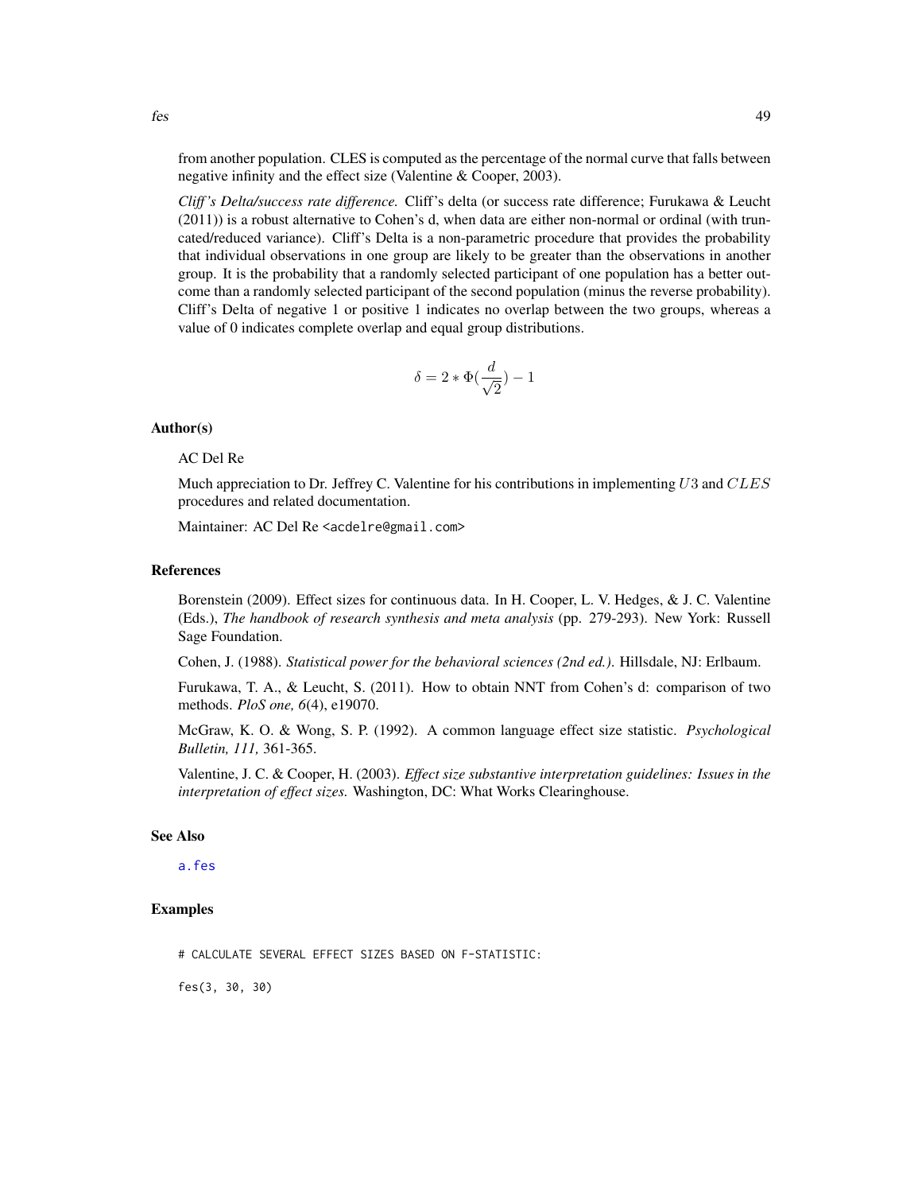from another population. CLES is computed as the percentage of the normal curve that falls between negative infinity and the effect size (Valentine & Cooper, 2003).

*Cliff's Delta/success rate difference.* Cliff's delta (or success rate difference; Furukawa & Leucht (2011)) is a robust alternative to Cohen's d, when data are either non-normal or ordinal (with truncated/reduced variance). Cliff's Delta is a non-parametric procedure that provides the probability that individual observations in one group are likely to be greater than the observations in another group. It is the probability that a randomly selected participant of one population has a better outcome than a randomly selected participant of the second population (minus the reverse probability). Cliff's Delta of negative 1 or positive 1 indicates no overlap between the two groups, whereas a value of 0 indicates complete overlap and equal group distributions.

$$\delta = 2 * \Phi(\frac{d}{\sqrt{2}}) - 1$$

### Author(s)

AC Del Re

Much appreciation to Dr. Jeffrey C. Valentine for his contributions in implementing $U3$ and $CLES$ procedures and related documentation.

Maintainer: AC Del Re <acdelre@gmail.com>

### References

Borenstein (2009). Effect sizes for continuous data. In H. Cooper, L. V. Hedges, & J. C. Valentine (Eds.), *The handbook of research synthesis and meta analysis* (pp. 279-293). New York: Russell Sage Foundation.

Cohen, J. (1988). *Statistical power for the behavioral sciences (2nd ed.)*. Hillsdale, NJ: Erlbaum.

Furukawa, T. A., & Leucht, S. (2011). How to obtain NNT from Cohen's d: comparison of two methods. *PloS one, 6*(4), e19070.

McGraw, K. O. & Wong, S. P. (1992). A common language effect size statistic. *Psychological Bulletin, 111,* 361-365.

Valentine, J. C. & Cooper, H. (2003). *Effect size substantive interpretation guidelines: Issues in the interpretation of effect sizes.* Washington, DC: What Works Clearinghouse.

### See Also

a.fes

### Examples

```
# CALCULATE SEVERAL EFFECT SIZES BASED ON F-STATISTIC:

fes(3, 30, 30)
```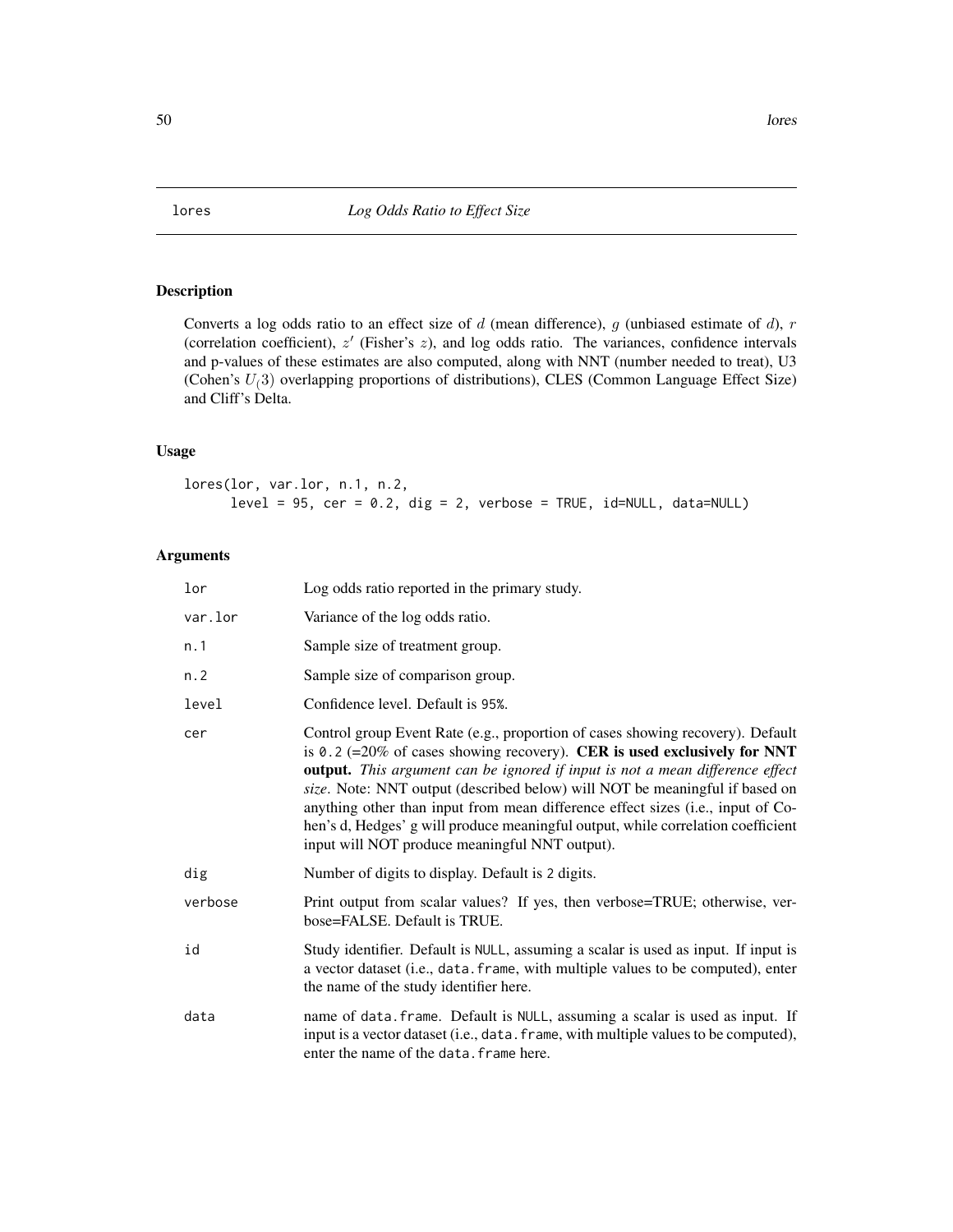# lores — *Log Odds Ratio to Effect Size*

## Description

Converts a log odds ratio to an effect size of $d$ (mean difference), $g$ (unbiased estimate of $d$), $r$ (correlation coefficient), $z'$ (Fisher's $z$), and log odds ratio. The variances, confidence intervals and p-values of these estimates are also computed, along with NNT (number needed to treat), U3 (Cohen's $U_(3)$ overlapping proportions of distributions), CLES (Common Language Effect Size) and Cliff's Delta.

## Usage

```
lores(lor, var.lor, n.1, n.2,
      level = 95, cer = 0.2, dig = 2, verbose = TRUE, id=NULL, data=NULL)
```

## Arguments

| | |
|---|---|
| lor | Log odds ratio reported in the primary study. |
| var.lor | Variance of the log odds ratio. |
| n.1 | Sample size of treatment group. |
| n.2 | Sample size of comparison group. |
| level | Confidence level. Default is 95%. |
| cer | Control group Event Rate (e.g., proportion of cases showing recovery). Default is 0.2 (=20% of cases showing recovery). **CER is used exclusively for NNT output.** *This argument can be ignored if input is not a mean difference effect size*. Note: NNT output (described below) will NOT be meaningful if based on anything other than input from mean difference effect sizes (i.e., input of Cohen's d, Hedges' g will produce meaningful output, while correlation coefficient input will NOT produce meaningful NNT output). |
| dig | Number of digits to display. Default is 2 digits. |
| verbose | Print output from scalar values? If yes, then verbose=TRUE; otherwise, verbose=FALSE. Default is TRUE. |
| id | Study identifier. Default is NULL, assuming a scalar is used as input. If input is a vector dataset (i.e., data.frame, with multiple values to be computed), enter the name of the study identifier here. |
| data | name of data.frame. Default is NULL, assuming a scalar is used as input. If input is a vector dataset (i.e., data.frame, with multiple values to be computed), enter the name of the data.frame here. |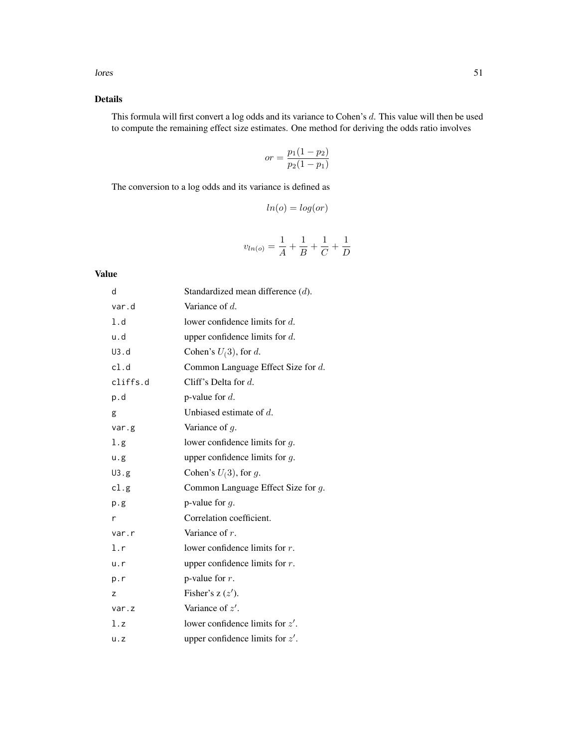## Details

This formula will first convert a log odds and its variance to Cohen's $d$. This value will then be used to compute the remaining effect size estimates. One method for deriving the odds ratio involves

$$or = \frac{p_1(1-p_2)}{p_2(1-p_1)}$$

The conversion to a log odds and its variance is defined as

$$ln(o) = log(or)$$

$$v_{ln(o)} = \frac{1}{A} + \frac{1}{B} + \frac{1}{C} + \frac{1}{D}$$

## Value

| | |
|---|---|
| d | Standardized mean difference ($d$). |
| var.d | Variance of $d$. |
| l.d | lower confidence limits for $d$. |
| u.d | upper confidence limits for $d$. |
| U3.d | Cohen's $U_(3)$, for $d$. |
| cl.d | Common Language Effect Size for $d$. |
| cliffs.d | Cliff's Delta for $d$. |
| p.d | p-value for $d$. |
| g | Unbiased estimate of $d$. |
| var.g | Variance of $g$. |
| l.g | lower confidence limits for $g$. |
| u.g | upper confidence limits for $g$. |
| U3.g | Cohen's $U_(3)$, for $g$. |
| cl.g | Common Language Effect Size for $g$. |
| p.g | p-value for $g$. |
| r | Correlation coefficient. |
| var.r | Variance of $r$. |
| l.r | lower confidence limits for $r$. |
| u.r | upper confidence limits for $r$. |
| p.r | p-value for $r$. |
| z | Fisher's z ($z'$). |
| var.z | Variance of $z'$. |
| l.z | lower confidence limits for $z'$. |
| u.z | upper confidence limits for $z'$. |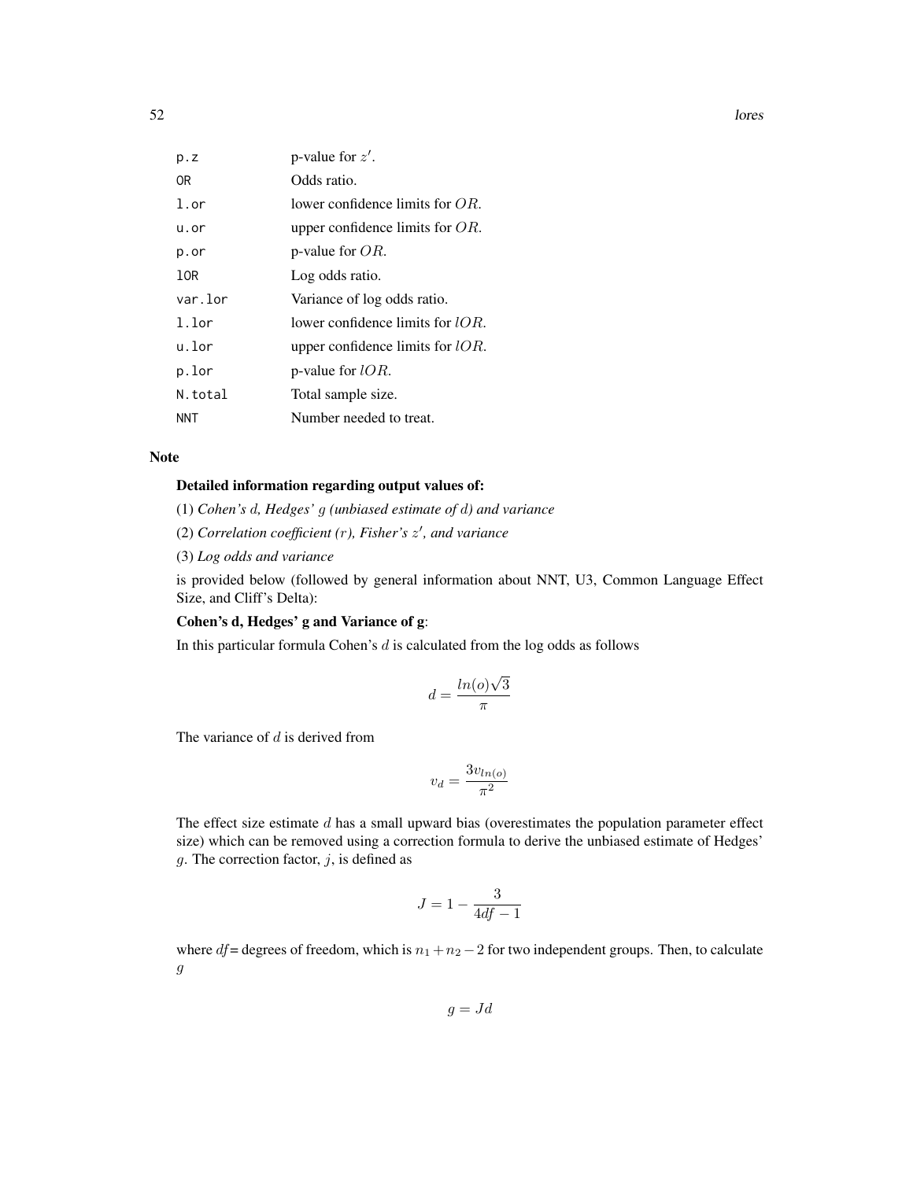| | |
|---|---|
| p.z | p-value for $z'$. |
| OR | Odds ratio. |
| l.or | lower confidence limits for $OR$. |
| u.or | upper confidence limits for $OR$. |
| p.or | p-value for $OR$. |
| lOR | Log odds ratio. |
| var.lor | Variance of log odds ratio. |
| l.lor | lower confidence limits for $lOR$. |
| u.lor | upper confidence limits for $lOR$. |
| p.lor | p-value for $lOR$. |
| N.total | Total sample size. |
| NNT | Number needed to treat. |

## Note

**Detailed information regarding output values of:**

(1) *Cohen's $d$, Hedges' $g$ (unbiased estimate of $d$) and variance*

(2) *Correlation coefficient ($r$), Fisher's $z'$, and variance*

(3) *Log odds and variance*

is provided below (followed by general information about NNT, U3, Common Language Effect Size, and Cliff's Delta):

**Cohen's d, Hedges' g and Variance of g**:

In this particular formula Cohen's $d$ is calculated from the log odds as follows

$$d = \frac{ln(o)\sqrt{3}}{\pi}$$

The variance of $d$ is derived from

$$v_d = \frac{3v_{ln(o)}}{\pi^2}$$

The effect size estimate $d$ has a small upward bias (overestimates the population parameter effect size) which can be removed using a correction formula to derive the unbiased estimate of Hedges' $g$. The correction factor, $j$, is defined as

$$J = 1 - \frac{3}{4df - 1}$$

where $df$ = degrees of freedom, which is $n_1 + n_2 - 2$ for two independent groups. Then, to calculate $g$

$$g = Jd$$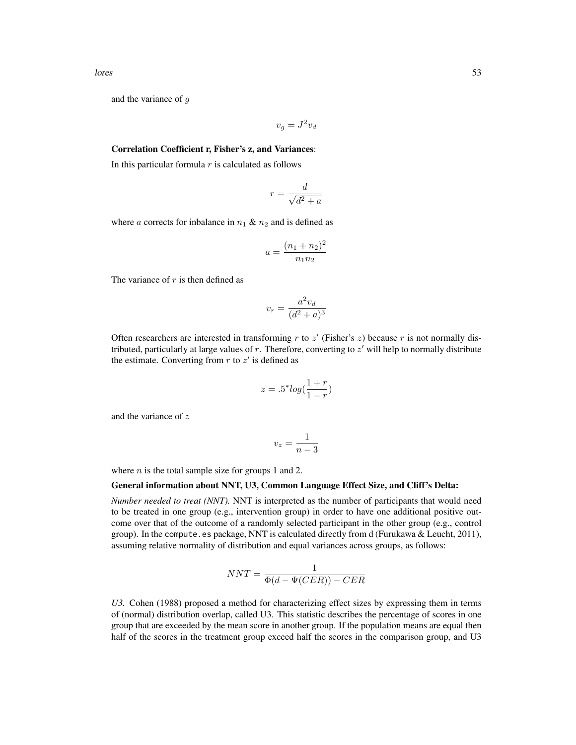and the variance of $g$

$$v_g = J^2 v_d$$

**Correlation Coefficient r, Fisher's z, and Variances**:

In this particular formula $r$ is calculated as follows

$$r = \frac{d}{\sqrt{d^2 + a}}$$

where $a$ corrects for inbalance in $n_1$ & $n_2$ and is defined as

$$a = \frac{(n_1 + n_2)^2}{n_1 n_2}$$

The variance of $r$ is then defined as

$$v_r = \frac{a^2 v_d}{(d^2 + a)^3}$$

Often researchers are interested in transforming $r$ to $z'$ (Fisher's $z$) because $r$ is not normally distributed, particularly at large values of $r$. Therefore, converting to $z'$ will help to normally distribute the estimate. Converting from $r$ to $z'$ is defined as

$$z = .5^{*} log(\frac{1 + r}{1 - r})$$

and the variance of $z$

$$v_z = \frac{1}{n - 3}$$

where $n$ is the total sample size for groups 1 and 2.

**General information about NNT, U3, Common Language Effect Size, and Cliff's Delta:**

*Number needed to treat (NNT).* NNT is interpreted as the number of participants that would need to be treated in one group (e.g., intervention group) in order to have one additional positive outcome over that of the outcome of a randomly selected participant in the other group (e.g., control group). In the `compute.es` package, NNT is calculated directly from d (Furukawa & Leucht, 2011), assuming relative normality of distribution and equal variances across groups, as follows:

$$NNT = \frac{1}{\Phi(d - \Psi(CER)) - CER}$$

*U3.* Cohen (1988) proposed a method for characterizing effect sizes by expressing them in terms of (normal) distribution overlap, called U3. This statistic describes the percentage of scores in one group that are exceeded by the mean score in another group. If the population means are equal then half of the scores in the treatment group exceed half the scores in the comparison group, and U3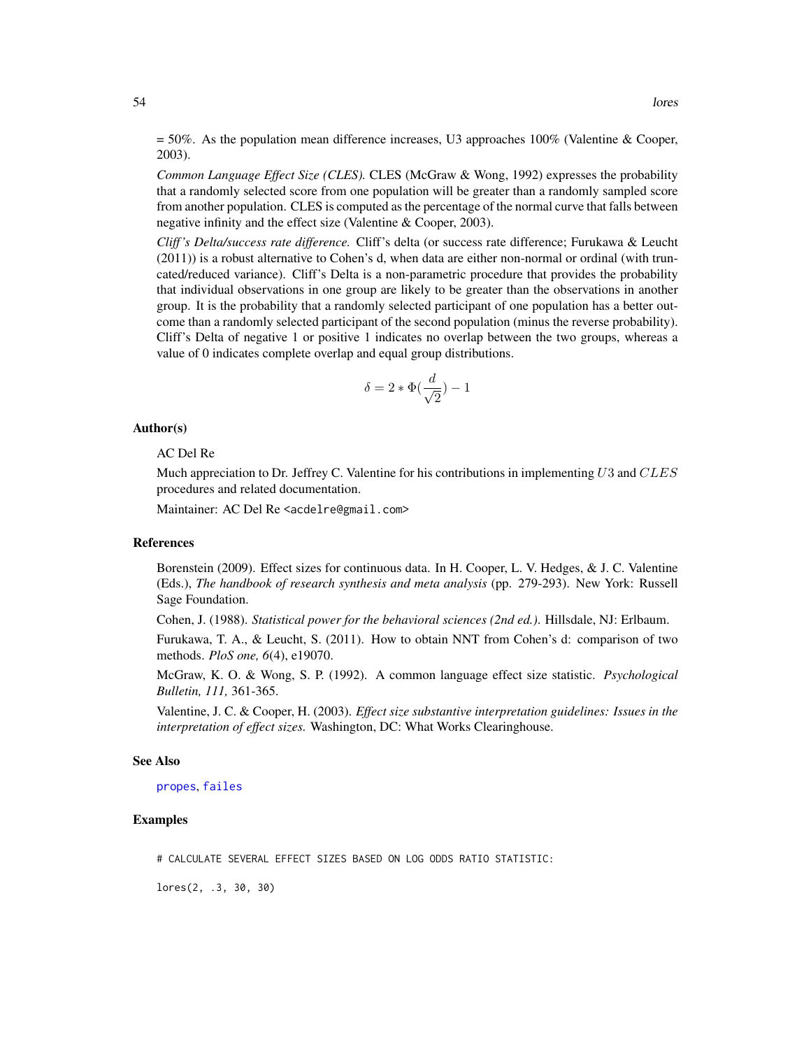= 50%. As the population mean difference increases, U3 approaches 100% (Valentine & Cooper, 2003).

*Common Language Effect Size (CLES).* CLES (McGraw & Wong, 1992) expresses the probability that a randomly selected score from one population will be greater than a randomly sampled score from another population. CLES is computed as the percentage of the normal curve that falls between negative infinity and the effect size (Valentine & Cooper, 2003).

*Cliff's Delta/success rate difference.* Cliff's delta (or success rate difference; Furukawa & Leucht (2011)) is a robust alternative to Cohen's d, when data are either non-normal or ordinal (with truncated/reduced variance). Cliff's Delta is a non-parametric procedure that provides the probability that individual observations in one group are likely to be greater than the observations in another group. It is the probability that a randomly selected participant of one population has a better outcome than a randomly selected participant of the second population (minus the reverse probability). Cliff's Delta of negative 1 or positive 1 indicates no overlap between the two groups, whereas a value of 0 indicates complete overlap and equal group distributions.

$$\delta = 2 * \Phi(\frac{d}{\sqrt{2}}) - 1$$

### Author(s)

AC Del Re

Much appreciation to Dr. Jeffrey C. Valentine for his contributions in implementing $U3$ and $CLES$ procedures and related documentation.

Maintainer: AC Del Re <acdelre@gmail.com>

### References

Borenstein (2009). Effect sizes for continuous data. In H. Cooper, L. V. Hedges, & J. C. Valentine (Eds.), *The handbook of research synthesis and meta analysis* (pp. 279-293). New York: Russell Sage Foundation.

Cohen, J. (1988). *Statistical power for the behavioral sciences (2nd ed.).* Hillsdale, NJ: Erlbaum.

Furukawa, T. A., & Leucht, S. (2011). How to obtain NNT from Cohen's d: comparison of two methods. *PloS one, 6*(4), e19070.

McGraw, K. O. & Wong, S. P. (1992). A common language effect size statistic. *Psychological Bulletin, 111,* 361-365.

Valentine, J. C. & Cooper, H. (2003). *Effect size substantive interpretation guidelines: Issues in the interpretation of effect sizes.* Washington, DC: What Works Clearinghouse.

### See Also

propes, failes

### Examples

```
# CALCULATE SEVERAL EFFECT SIZES BASED ON LOG ODDS RATIO STATISTIC:

lores(2, .3, 30, 30)
```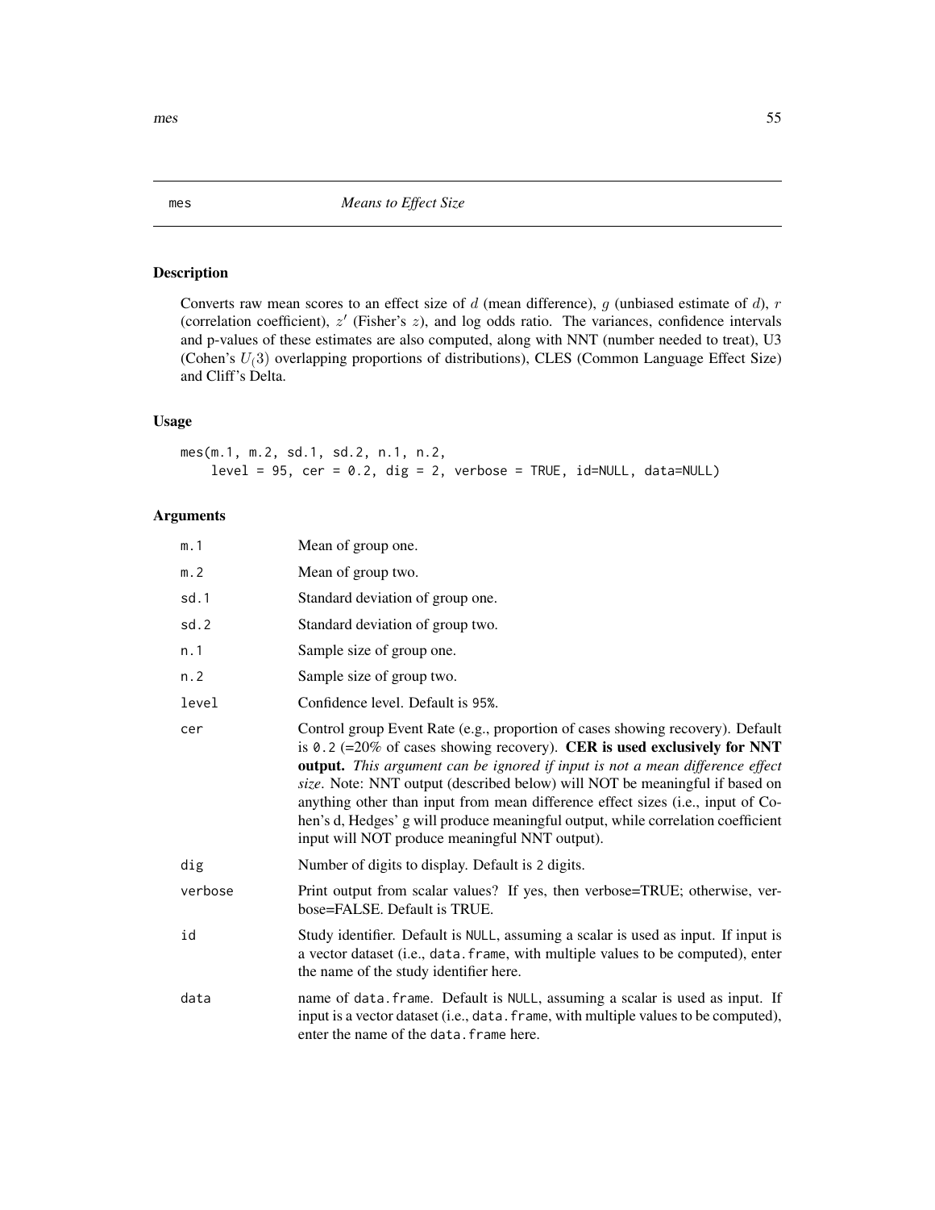mes *Means to Effect Size*

## Description

Converts raw mean scores to an effect size of $d$ (mean difference), $g$ (unbiased estimate of $d$), $r$ (correlation coefficient), $z'$ (Fisher's $z$), and log odds ratio. The variances, confidence intervals and p-values of these estimates are also computed, along with NNT (number needed to treat), U3 (Cohen's $U_(3)$ overlapping proportions of distributions), CLES (Common Language Effect Size) and Cliff's Delta.

## Usage

```
mes(m.1, m.2, sd.1, sd.2, n.1, n.2,
    level = 95, cer = 0.2, dig = 2, verbose = TRUE, id=NULL, data=NULL)
```

## Arguments

| | |
|---|---|
| m.1 | Mean of group one. |
| m.2 | Mean of group two. |
| sd.1 | Standard deviation of group one. |
| sd.2 | Standard deviation of group two. |
| n.1 | Sample size of group one. |
| n.2 | Sample size of group two. |
| level | Confidence level. Default is 95%. |
| cer | Control group Event Rate (e.g., proportion of cases showing recovery). Default is 0.2 (=20% of cases showing recovery). **CER is used exclusively for NNT output.** *This argument can be ignored if input is not a mean difference effect size*. Note: NNT output (described below) will NOT be meaningful if based on anything other than input from mean difference effect sizes (i.e., input of Cohen's d, Hedges' g will produce meaningful output, while correlation coefficient input will NOT produce meaningful NNT output). |
| dig | Number of digits to display. Default is 2 digits. |
| verbose | Print output from scalar values? If yes, then verbose=TRUE; otherwise, verbose=FALSE. Default is TRUE. |
| id | Study identifier. Default is NULL, assuming a scalar is used as input. If input is a vector dataset (i.e., data.frame, with multiple values to be computed), enter the name of the study identifier here. |
| data | name of data.frame. Default is NULL, assuming a scalar is used as input. If input is a vector dataset (i.e., data.frame, with multiple values to be computed), enter the name of the data.frame here. |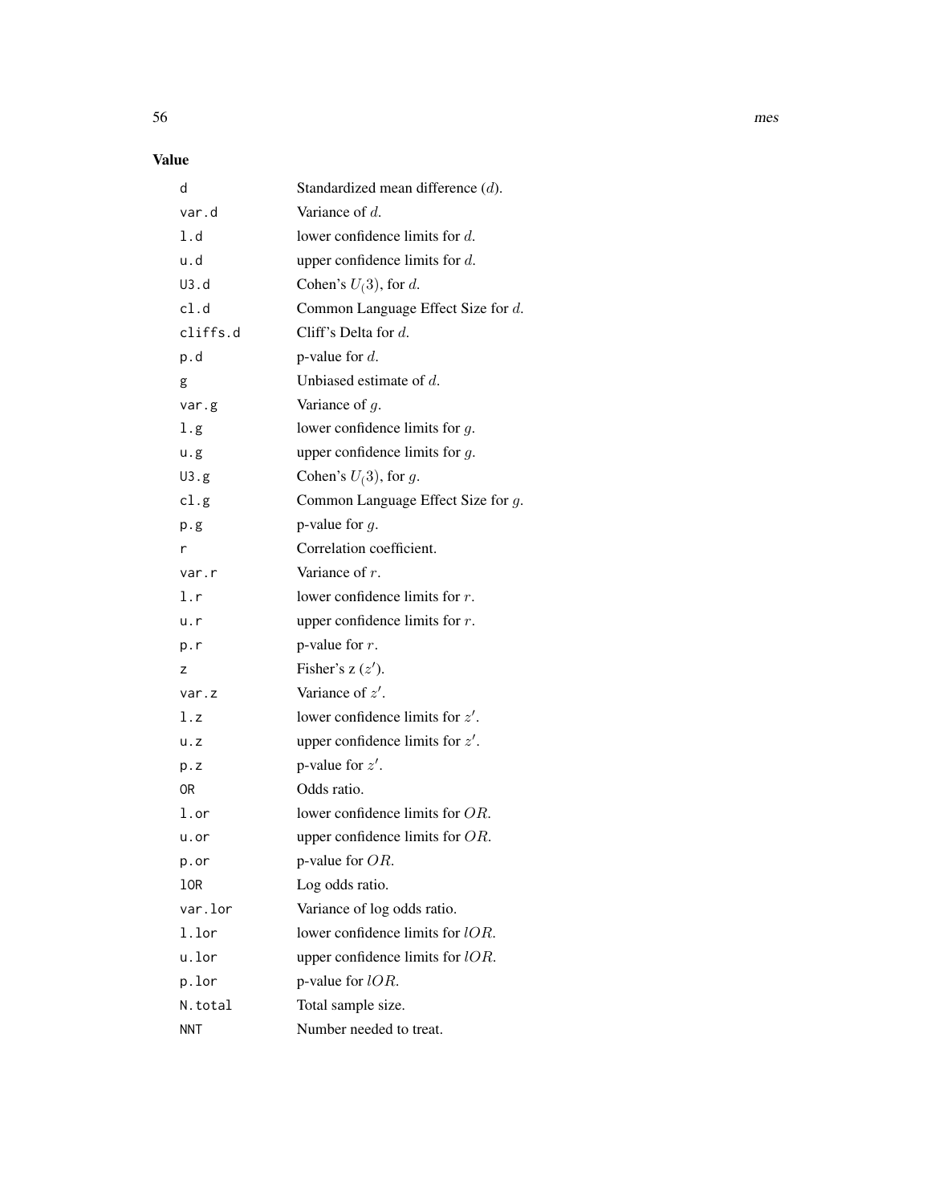## Value

| | |
|---|---|
| d | Standardized mean difference ($d$). |
| var.d | Variance of $d$. |
| l.d | lower confidence limits for $d$. |
| u.d | upper confidence limits for $d$. |
| U3.d | Cohen's $U_(3)$, for $d$. |
| cl.d | Common Language Effect Size for $d$. |
| cliffs.d | Cliff's Delta for $d$. |
| p.d | p-value for $d$. |
| g | Unbiased estimate of $d$. |
| var.g | Variance of $g$. |
| l.g | lower confidence limits for $g$. |
| u.g | upper confidence limits for $g$. |
| U3.g | Cohen's $U_(3)$, for $g$. |
| cl.g | Common Language Effect Size for $g$. |
| p.g | p-value for $g$. |
| r | Correlation coefficient. |
| var.r | Variance of $r$. |
| l.r | lower confidence limits for $r$. |
| u.r | upper confidence limits for $r$. |
| p.r | p-value for $r$. |
| z | Fisher's z ($z'$). |
| var.z | Variance of $z'$. |
| l.z | lower confidence limits for $z'$. |
| u.z | upper confidence limits for $z'$. |
| p.z | p-value for $z'$. |
| OR | Odds ratio. |
| l.or | lower confidence limits for $OR$. |
| u.or | upper confidence limits for $OR$. |
| p.or | p-value for $OR$. |
| lOR | Log odds ratio. |
| var.lor | Variance of log odds ratio. |
| l.lor | lower confidence limits for $lOR$. |
| u.lor | upper confidence limits for $lOR$. |
| p.lor | p-value for $lOR$. |
| N.total | Total sample size. |
| NNT | Number needed to treat. |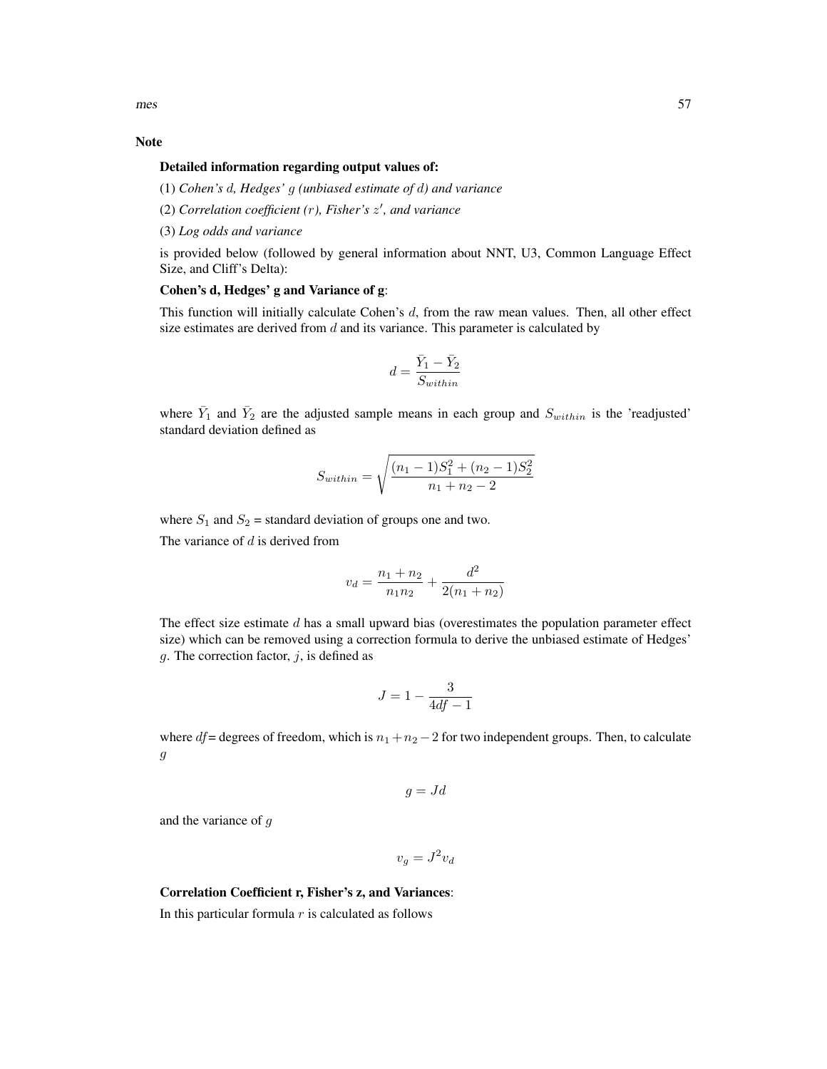## Note

**Detailed information regarding output values of:**

(1) *Cohen's $d$, Hedges' $g$ (unbiased estimate of $d$) and variance*

(2) *Correlation coefficient ($r$), Fisher's $z'$, and variance*

(3) *Log odds and variance*

is provided below (followed by general information about NNT, U3, Common Language Effect Size, and Cliff's Delta):

**Cohen's d, Hedges' g and Variance of g**:

This function will initially calculate Cohen's $d$, from the raw mean values. Then, all other effect size estimates are derived from $d$ and its variance. This parameter is calculated by

$$d = \frac{\bar{Y}_1 - \bar{Y}_2}{S_{within}}$$

where $\bar{Y}_1$ and $\bar{Y}_2$ are the adjusted sample means in each group and $S_{within}$ is the 'readjusted' standard deviation defined as

$$S_{within} = \sqrt{\frac{(n_1 - 1)S_1^2 + (n_2 - 1)S_2^2}{n_1 + n_2 - 2}}$$

where $S_1$ and $S_2$ = standard deviation of groups one and two.

The variance of $d$ is derived from

$$v_d = \frac{n_1 + n_2}{n_1 n_2} + \frac{d^2}{2(n_1 + n_2)}$$

The effect size estimate $d$ has a small upward bias (overestimates the population parameter effect size) which can be removed using a correction formula to derive the unbiased estimate of Hedges' $g$. The correction factor, $j$, is defined as

$$J = 1 - \frac{3}{4df - 1}$$

where $df$ = degrees of freedom, which is $n_1 + n_2 - 2$ for two independent groups. Then, to calculate $g$

$$g = Jd$$

and the variance of $g$

$$v_g = J^2 v_d$$

**Correlation Coefficient r, Fisher's z, and Variances**:

In this particular formula $r$ is calculated as follows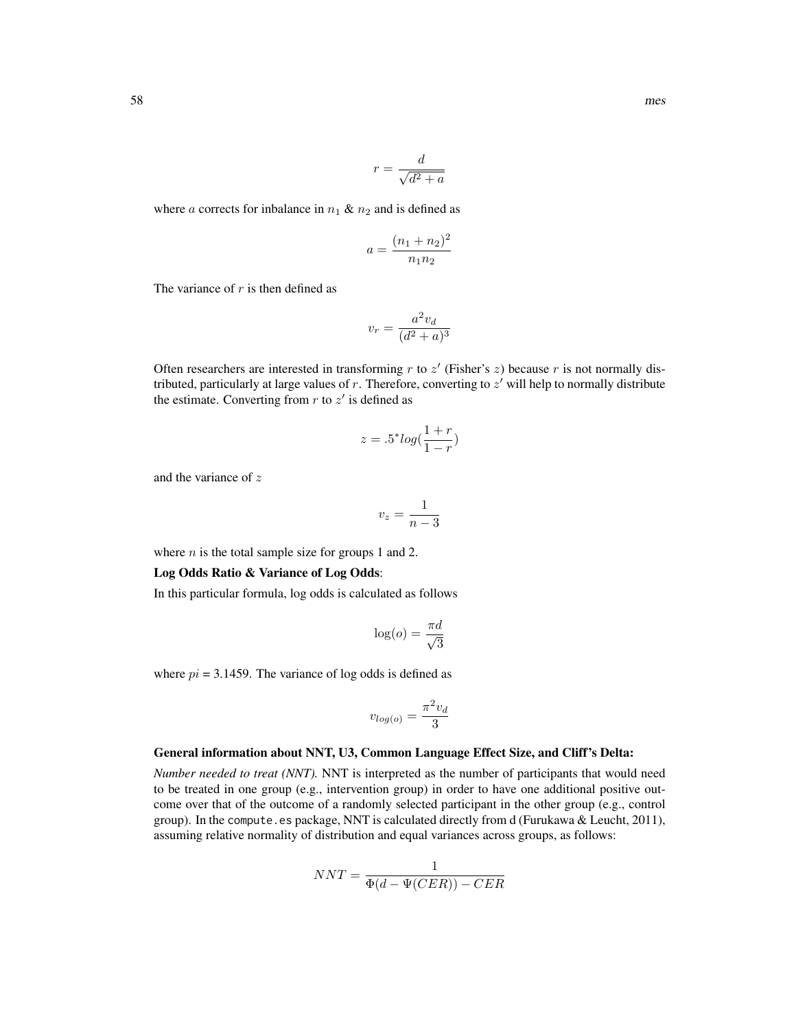$$r = \frac{d}{\sqrt{d^2 + a}}$$

where $a$ corrects for inbalance in $n_1$ & $n_2$ and is defined as

$$a = \frac{(n_1 + n_2)^2}{n_1 n_2}$$

The variance of $r$ is then defined as

$$v_r = \frac{a^2 v_d}{(d^2 + a)^3}$$

Often researchers are interested in transforming $r$ to $z'$ (Fisher's $z$) because $r$ is not normally distributed, particularly at large values of $r$. Therefore, converting to $z'$ will help to normally distribute the estimate. Converting from $r$ to $z'$ is defined as

$$z = .5^{*} log(\frac{1 + r}{1 - r})$$

and the variance of $z$

$$v_z = \frac{1}{n - 3}$$

where $n$ is the total sample size for groups 1 and 2.

**Log Odds Ratio & Variance of Log Odds**:

In this particular formula, log odds is calculated as follows

$$\log(o) = \frac{\pi d}{\sqrt{3}}$$

where $pi$ = 3.1459. The variance of log odds is defined as

$$v_{log(o)} = \frac{\pi^2 v_d}{3}$$

**General information about NNT, U3, Common Language Effect Size, and Cliff's Delta:**

*Number needed to treat (NNT).* NNT is interpreted as the number of participants that would need to be treated in one group (e.g., intervention group) in order to have one additional positive outcome over that of the outcome of a randomly selected participant in the other group (e.g., control group). In the `compute.es` package, NNT is calculated directly from d (Furukawa & Leucht, 2011), assuming relative normality of distribution and equal variances across groups, as follows:

$$NNT = \frac{1}{\Phi(d - \Psi(CER)) - CER}$$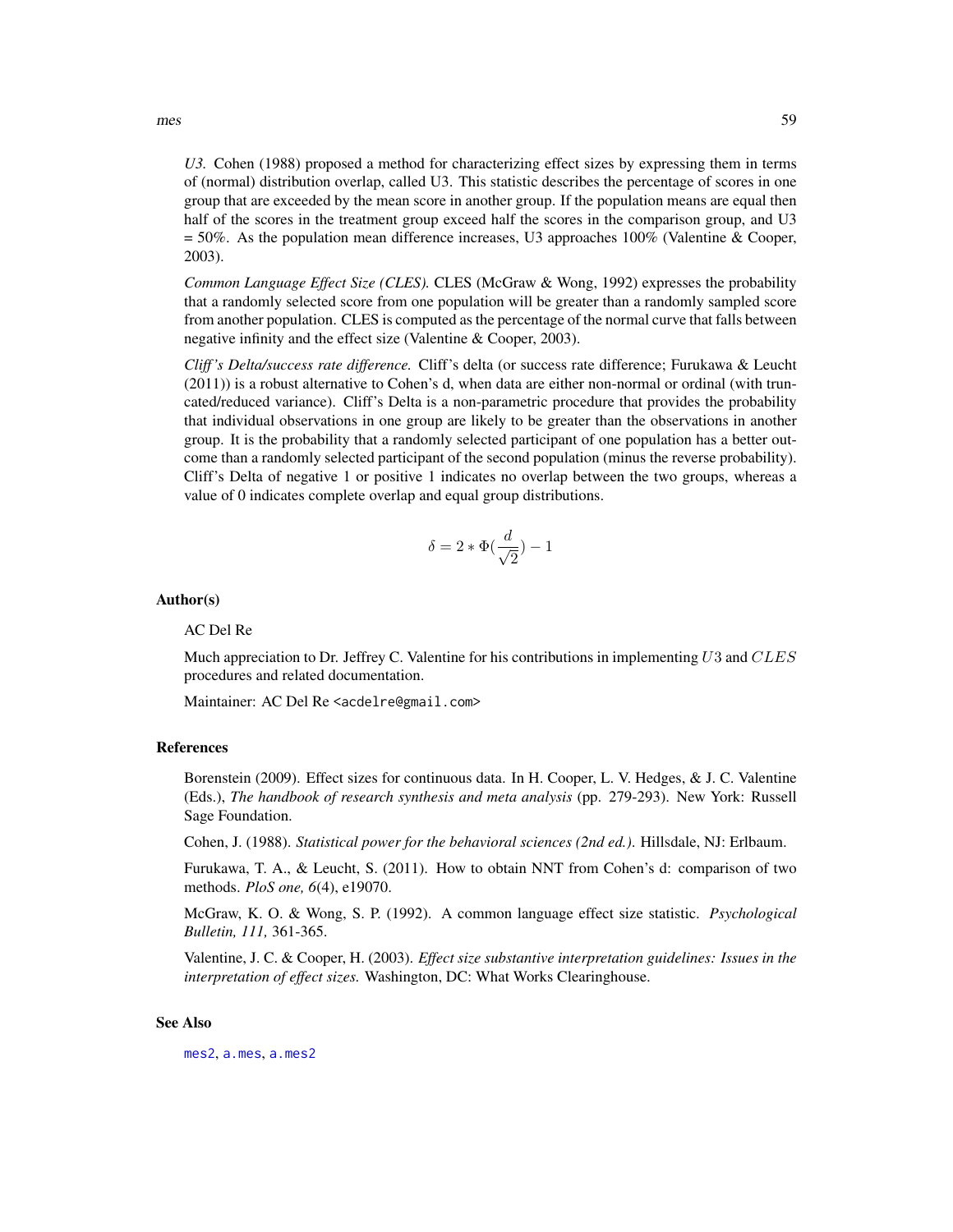*U3.* Cohen (1988) proposed a method for characterizing effect sizes by expressing them in terms of (normal) distribution overlap, called U3. This statistic describes the percentage of scores in one group that are exceeded by the mean score in another group. If the population means are equal then half of the scores in the treatment group exceed half the scores in the comparison group, and U3 = 50%. As the population mean difference increases, U3 approaches 100% (Valentine & Cooper, 2003).

*Common Language Effect Size (CLES).* CLES (McGraw & Wong, 1992) expresses the probability that a randomly selected score from one population will be greater than a randomly sampled score from another population. CLES is computed as the percentage of the normal curve that falls between negative infinity and the effect size (Valentine & Cooper, 2003).

*Cliff's Delta/success rate difference.* Cliff's delta (or success rate difference; Furukawa & Leucht (2011)) is a robust alternative to Cohen's d, when data are either non-normal or ordinal (with truncated/reduced variance). Cliff's Delta is a non-parametric procedure that provides the probability that individual observations in one group are likely to be greater than the observations in another group. It is the probability that a randomly selected participant of one population has a better outcome than a randomly selected participant of the second population (minus the reverse probability). Cliff's Delta of negative 1 or positive 1 indicates no overlap between the two groups, whereas a value of 0 indicates complete overlap and equal group distributions.

$$\delta = 2 * \Phi(\frac{d}{\sqrt{2}}) - 1$$

## Author(s)

AC Del Re

Much appreciation to Dr. Jeffrey C. Valentine for his contributions in implementing $U3$ and $CLES$ procedures and related documentation.

Maintainer: AC Del Re <acdelre@gmail.com>

## References

Borenstein (2009). Effect sizes for continuous data. In H. Cooper, L. V. Hedges, & J. C. Valentine (Eds.), *The handbook of research synthesis and meta analysis* (pp. 279-293). New York: Russell Sage Foundation.

Cohen, J. (1988). *Statistical power for the behavioral sciences (2nd ed.).* Hillsdale, NJ: Erlbaum.

Furukawa, T. A., & Leucht, S. (2011). How to obtain NNT from Cohen's d: comparison of two methods. *PloS one, 6*(4), e19070.

McGraw, K. O. & Wong, S. P. (1992). A common language effect size statistic. *Psychological Bulletin, 111,* 361-365.

Valentine, J. C. & Cooper, H. (2003). *Effect size substantive interpretation guidelines: Issues in the interpretation of effect sizes.* Washington, DC: What Works Clearinghouse.

## See Also

mes2, a.mes, a.mes2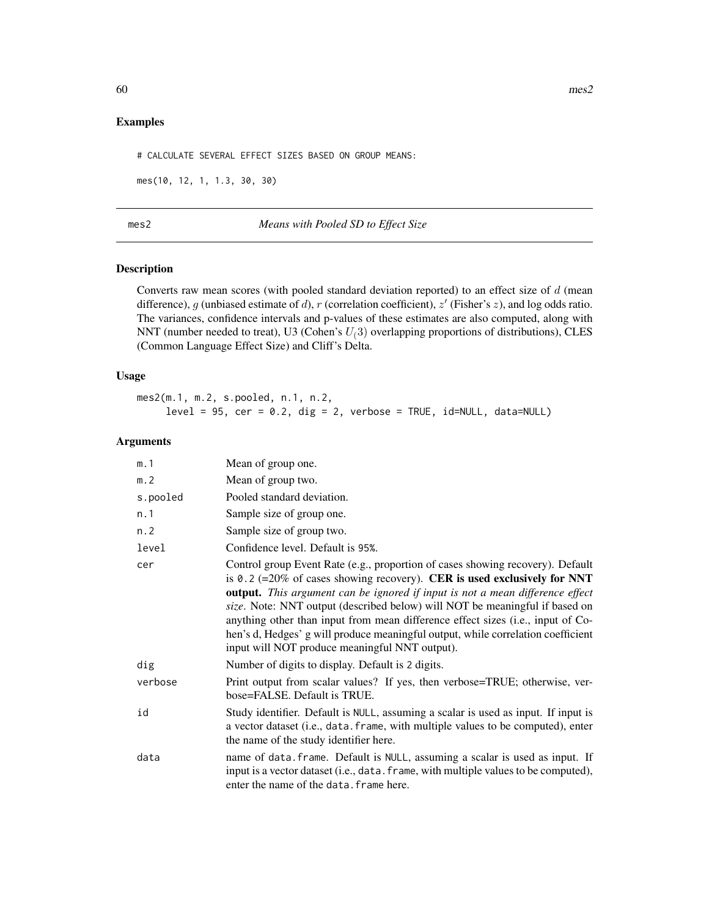## Examples

```
# CALCULATE SEVERAL EFFECT SIZES BASED ON GROUP MEANS:

mes(10, 12, 1, 1.3, 30, 30)
```

---

## mes2 — *Means with Pooled SD to Effect Size*

### Description

Converts raw mean scores (with pooled standard deviation reported) to an effect size of $d$ (mean difference), $g$ (unbiased estimate of $d$), $r$ (correlation coefficient), $z'$ (Fisher's $z$), and log odds ratio. The variances, confidence intervals and p-values of these estimates are also computed, along with NNT (number needed to treat), U3 (Cohen's $U_(3)$ overlapping proportions of distributions), CLES (Common Language Effect Size) and Cliff's Delta.

### Usage

```
mes2(m.1, m.2, s.pooled, n.1, n.2,
     level = 95, cer = 0.2, dig = 2, verbose = TRUE, id=NULL, data=NULL)
```

### Arguments

| Argument | Description |
|---|---|
| `m.1` | Mean of group one. |
| `m.2` | Mean of group two. |
| `s.pooled` | Pooled standard deviation. |
| `n.1` | Sample size of group one. |
| `n.2` | Sample size of group two. |
| `level` | Confidence level. Default is `95%`. |
| `cer` | Control group Event Rate (e.g., proportion of cases showing recovery). Default is `0.2` (=20% of cases showing recovery). **CER is used exclusively for NNT output.** *This argument can be ignored if input is not a mean difference effect size*. Note: NNT output (described below) will NOT be meaningful if based on anything other than input from mean difference effect sizes (i.e., input of Cohen's d, Hedges' g will produce meaningful output, while correlation coefficient input will NOT produce meaningful NNT output). |
| `dig` | Number of digits to display. Default is `2` digits. |
| `verbose` | Print output from scalar values? If yes, then verbose=TRUE; otherwise, verbose=FALSE. Default is TRUE. |
| `id` | Study identifier. Default is `NULL`, assuming a scalar is used as input. If input is a vector dataset (i.e., `data.frame`, with multiple values to be computed), enter the name of the study identifier here. |
| `data` | name of `data.frame`. Default is `NULL`, assuming a scalar is used as input. If input is a vector dataset (i.e., `data.frame`, with multiple values to be computed), enter the name of the `data.frame` here. |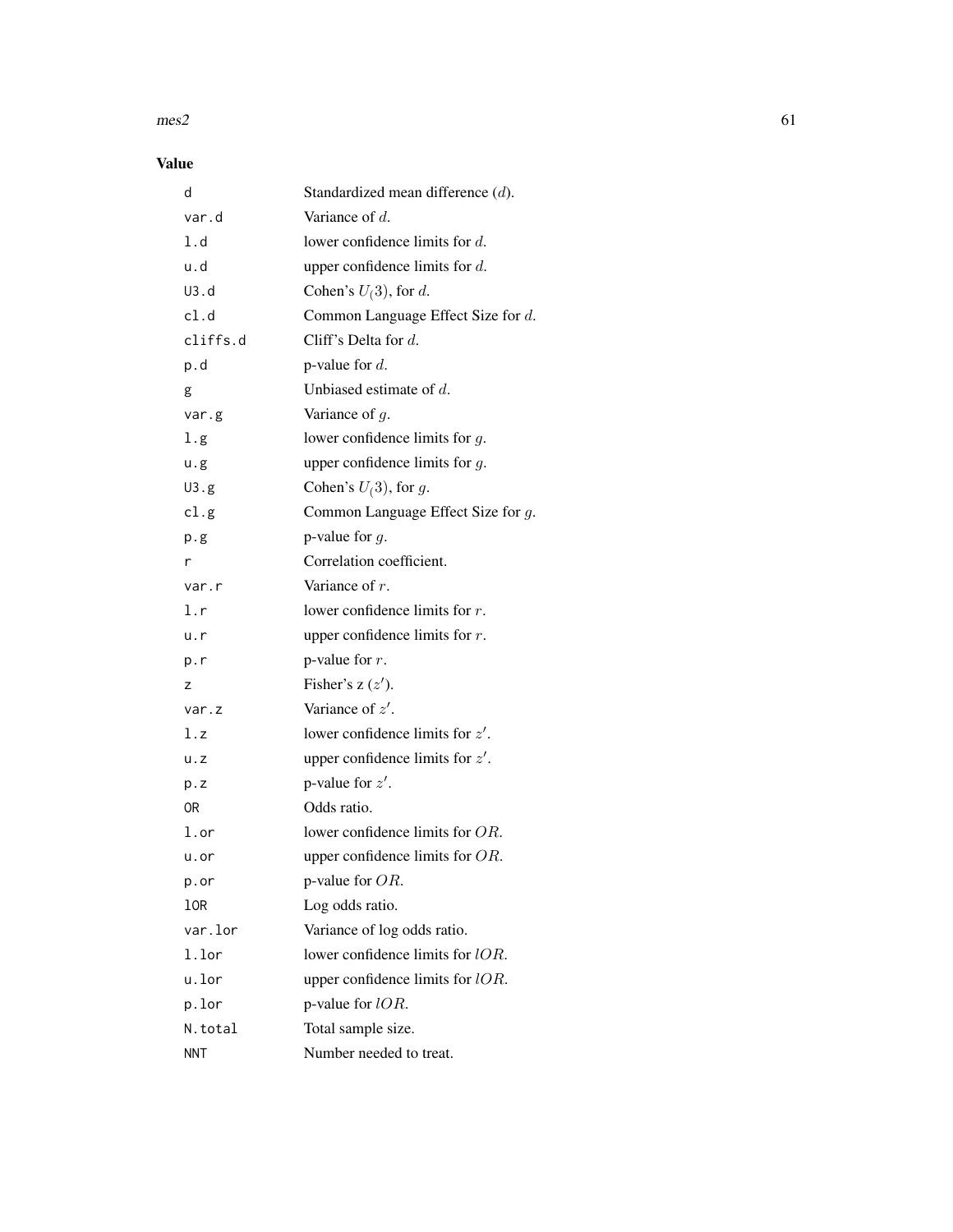## Value

| | |
|---|---|
| d | Standardized mean difference ($d$). |
| var.d | Variance of $d$. |
| l.d | lower confidence limits for $d$. |
| u.d | upper confidence limits for $d$. |
| U3.d | Cohen's $U_(3)$, for $d$. |
| cl.d | Common Language Effect Size for $d$. |
| cliffs.d | Cliff's Delta for $d$. |
| p.d | p-value for $d$. |
| g | Unbiased estimate of $d$. |
| var.g | Variance of $g$. |
| l.g | lower confidence limits for $g$. |
| u.g | upper confidence limits for $g$. |
| U3.g | Cohen's $U_(3)$, for $g$. |
| cl.g | Common Language Effect Size for $g$. |
| p.g | p-value for $g$. |
| r | Correlation coefficient. |
| var.r | Variance of $r$. |
| l.r | lower confidence limits for $r$. |
| u.r | upper confidence limits for $r$. |
| p.r | p-value for $r$. |
| z | Fisher's z ($z'$). |
| var.z | Variance of $z'$. |
| l.z | lower confidence limits for $z'$. |
| u.z | upper confidence limits for $z'$. |
| p.z | p-value for $z'$. |
| OR | Odds ratio. |
| l.or | lower confidence limits for $OR$. |
| u.or | upper confidence limits for $OR$. |
| p.or | p-value for $OR$. |
| lOR | Log odds ratio. |
| var.lor | Variance of log odds ratio. |
| l.lor | lower confidence limits for $lOR$. |
| u.lor | upper confidence limits for $lOR$. |
| p.lor | p-value for $lOR$. |
| N.total | Total sample size. |
| NNT | Number needed to treat. |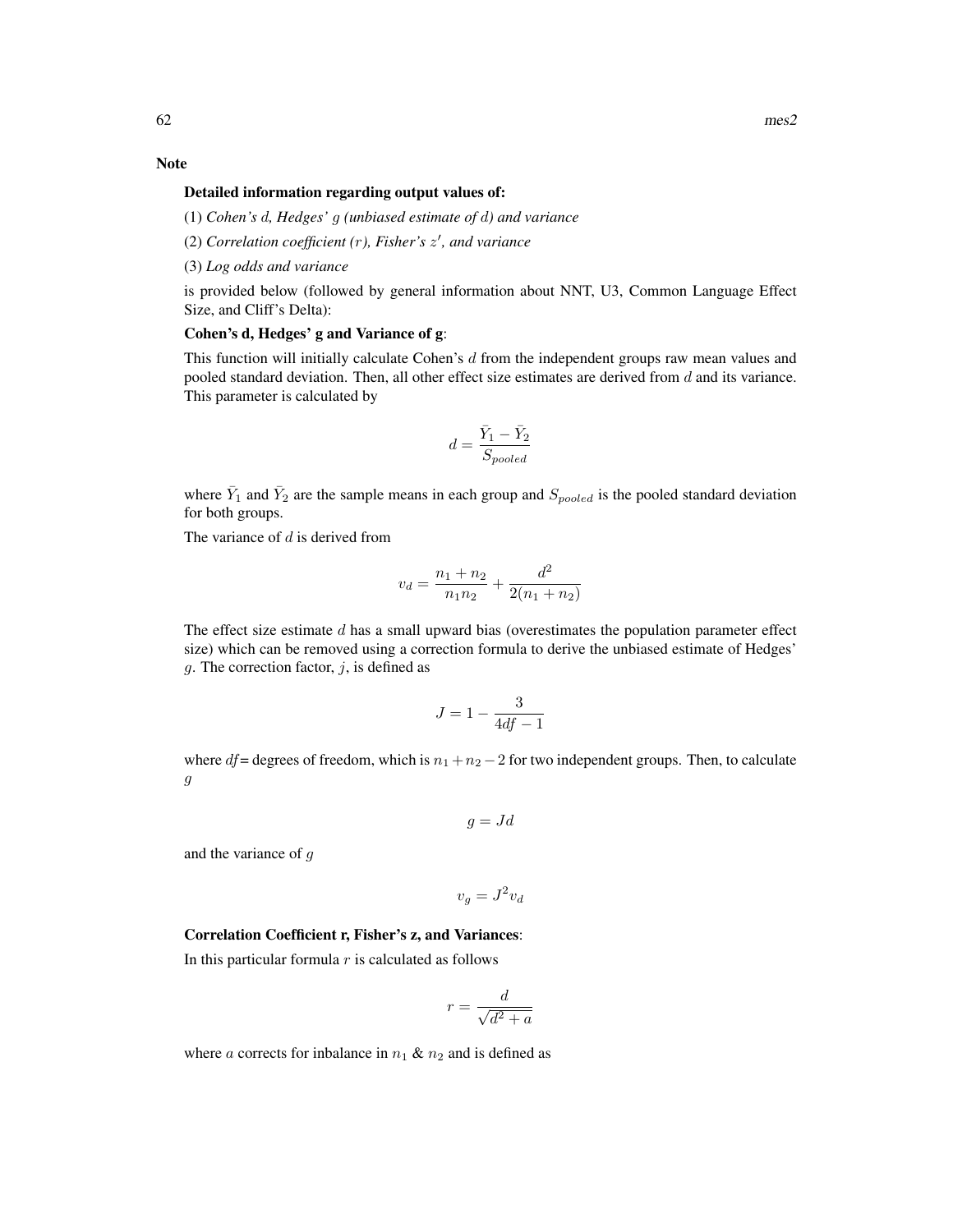## Note

**Detailed information regarding output values of:**

(1) *Cohen's $d$, Hedges' $g$ (unbiased estimate of $d$) and variance*

(2) *Correlation coefficient ($r$), Fisher's $z'$, and variance*

(3) *Log odds and variance*

is provided below (followed by general information about NNT, U3, Common Language Effect Size, and Cliff's Delta):

**Cohen's d, Hedges' g and Variance of g**:

This function will initially calculate Cohen's $d$ from the independent groups raw mean values and pooled standard deviation. Then, all other effect size estimates are derived from $d$ and its variance. This parameter is calculated by

$$d = \frac{\bar{Y}_1 - \bar{Y}_2}{S_{pooled}}$$

where $\bar{Y}_1$ and $\bar{Y}_2$ are the sample means in each group and $S_{pooled}$ is the pooled standard deviation for both groups.

The variance of $d$ is derived from

$$v_d = \frac{n_1 + n_2}{n_1 n_2} + \frac{d^2}{2(n_1 + n_2)}$$

The effect size estimate $d$ has a small upward bias (overestimates the population parameter effect size) which can be removed using a correction formula to derive the unbiased estimate of Hedges' $g$. The correction factor, $j$, is defined as

$$J = 1 - \frac{3}{4df - 1}$$

where $df$ = degrees of freedom, which is $n_1 + n_2 - 2$ for two independent groups. Then, to calculate $g$

$$g = Jd$$

and the variance of $g$

$$v_g = J^2 v_d$$

**Correlation Coefficient r, Fisher's z, and Variances**:

In this particular formula $r$ is calculated as follows

$$r = \frac{d}{\sqrt{d^2 + a}}$$

where $a$ corrects for inbalance in $n_1$ & $n_2$ and is defined as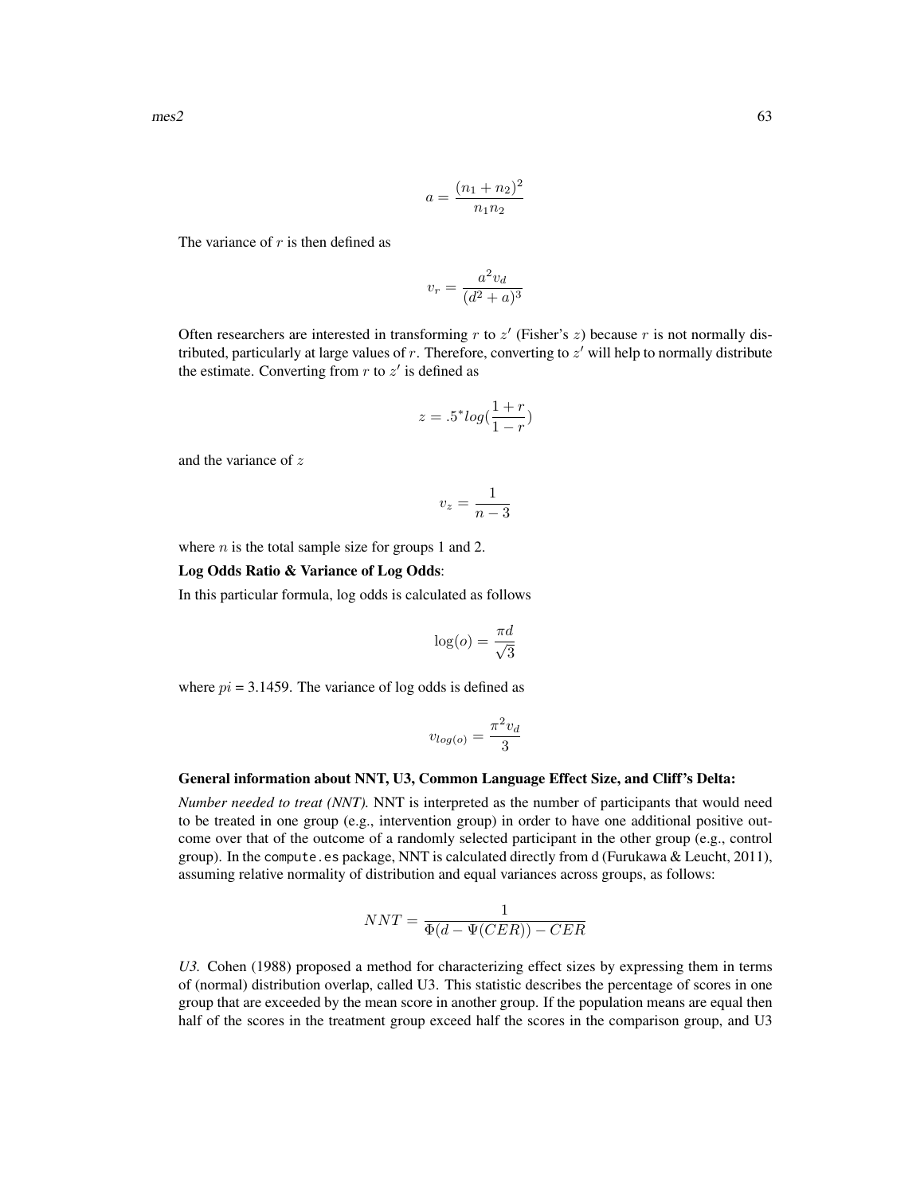$$a = \frac{(n_1 + n_2)^2}{n_1 n_2}$$

The variance of $r$ is then defined as

$$v_r = \frac{a^2 v_d}{(d^2 + a)^3}$$

Often researchers are interested in transforming $r$ to $z'$ (Fisher's $z$) because $r$ is not normally distributed, particularly at large values of $r$. Therefore, converting to $z'$ will help to normally distribute the estimate. Converting from $r$ to $z'$ is defined as

$$z = .5^{*}log(\frac{1+r}{1-r})$$

and the variance of $z$

$$v_z = \frac{1}{n-3}$$

where $n$ is the total sample size for groups 1 and 2.

**Log Odds Ratio & Variance of Log Odds**:

In this particular formula, log odds is calculated as follows

$$\log(o) = \frac{\pi d}{\sqrt{3}}$$

where $pi$ = 3.1459. The variance of log odds is defined as

$$v_{log(o)} = \frac{\pi^2 v_d}{3}$$

**General information about NNT, U3, Common Language Effect Size, and Cliff's Delta:**

*Number needed to treat (NNT).* NNT is interpreted as the number of participants that would need to be treated in one group (e.g., intervention group) in order to have one additional positive outcome over that of the outcome of a randomly selected participant in the other group (e.g., control group). In the `compute.es` package, NNT is calculated directly from d (Furukawa & Leucht, 2011), assuming relative normality of distribution and equal variances across groups, as follows:

$$NNT = \frac{1}{\Phi(d - \Psi(CER)) - CER}$$

*U3.* Cohen (1988) proposed a method for characterizing effect sizes by expressing them in terms of (normal) distribution overlap, called U3. This statistic describes the percentage of scores in one group that are exceeded by the mean score in another group. If the population means are equal then half of the scores in the treatment group exceed half the scores in the comparison group, and U3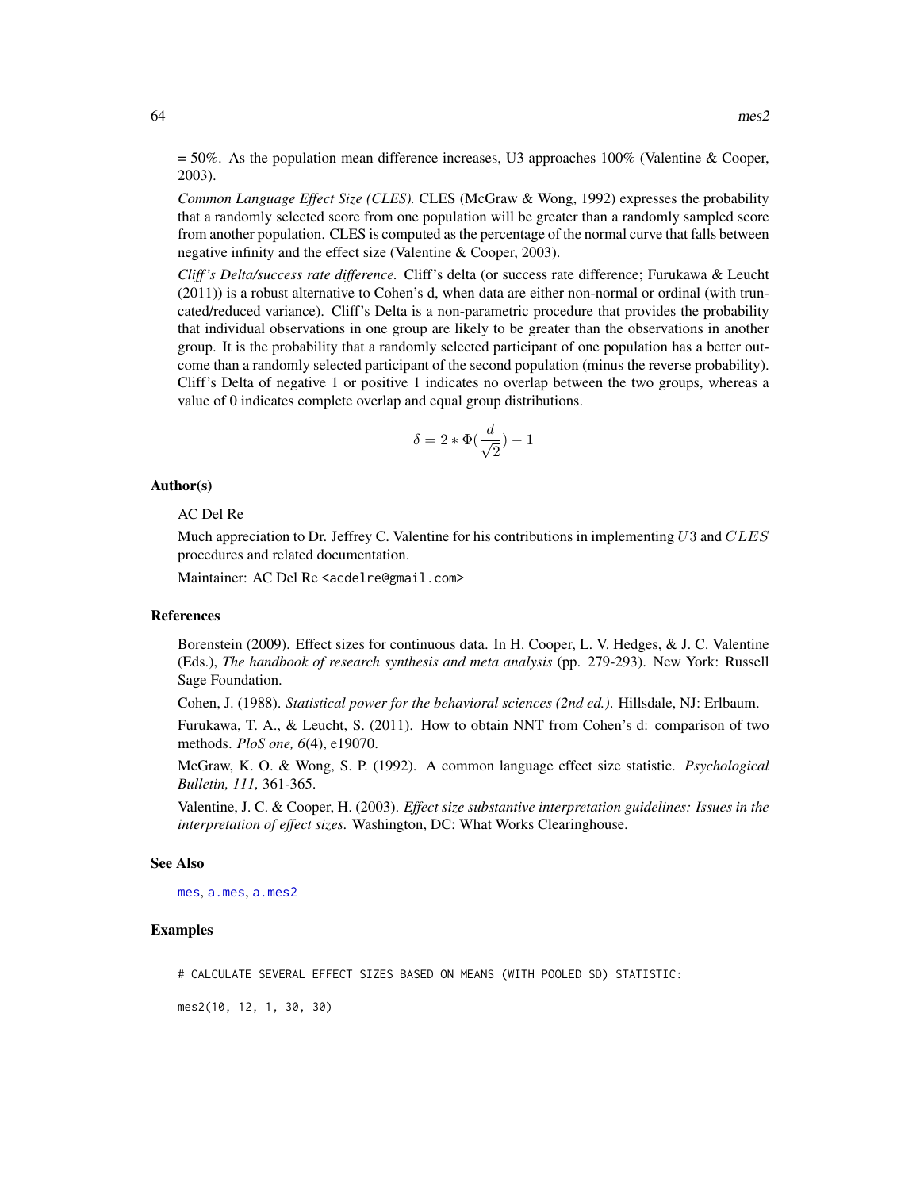= 50%. As the population mean difference increases, U3 approaches 100% (Valentine & Cooper, 2003).

*Common Language Effect Size (CLES).* CLES (McGraw & Wong, 1992) expresses the probability that a randomly selected score from one population will be greater than a randomly sampled score from another population. CLES is computed as the percentage of the normal curve that falls between negative infinity and the effect size (Valentine & Cooper, 2003).

*Cliff's Delta/success rate difference.* Cliff's delta (or success rate difference; Furukawa & Leucht (2011)) is a robust alternative to Cohen's d, when data are either non-normal or ordinal (with truncated/reduced variance). Cliff's Delta is a non-parametric procedure that provides the probability that individual observations in one group are likely to be greater than the observations in another group. It is the probability that a randomly selected participant of one population has a better outcome than a randomly selected participant of the second population (minus the reverse probability). Cliff's Delta of negative 1 or positive 1 indicates no overlap between the two groups, whereas a value of 0 indicates complete overlap and equal group distributions.

$$\delta = 2 * \Phi(\frac{d}{\sqrt{2}}) - 1$$

### Author(s)

AC Del Re

Much appreciation to Dr. Jeffrey C. Valentine for his contributions in implementing $U3$ and $CLES$ procedures and related documentation.

Maintainer: AC Del Re <acdelre@gmail.com>

### References

Borenstein (2009). Effect sizes for continuous data. In H. Cooper, L. V. Hedges, & J. C. Valentine (Eds.), *The handbook of research synthesis and meta analysis* (pp. 279-293). New York: Russell Sage Foundation.

Cohen, J. (1988). *Statistical power for the behavioral sciences (2nd ed.).* Hillsdale, NJ: Erlbaum.

Furukawa, T. A., & Leucht, S. (2011). How to obtain NNT from Cohen's d: comparison of two methods. *PloS one, 6*(4), e19070.

McGraw, K. O. & Wong, S. P. (1992). A common language effect size statistic. *Psychological Bulletin, 111,* 361-365.

Valentine, J. C. & Cooper, H. (2003). *Effect size substantive interpretation guidelines: Issues in the interpretation of effect sizes.* Washington, DC: What Works Clearinghouse.

### See Also

mes, a.mes, a.mes2

### Examples

```
# CALCULATE SEVERAL EFFECT SIZES BASED ON MEANS (WITH POOLED SD) STATISTIC:

mes2(10, 12, 1, 30, 30)
```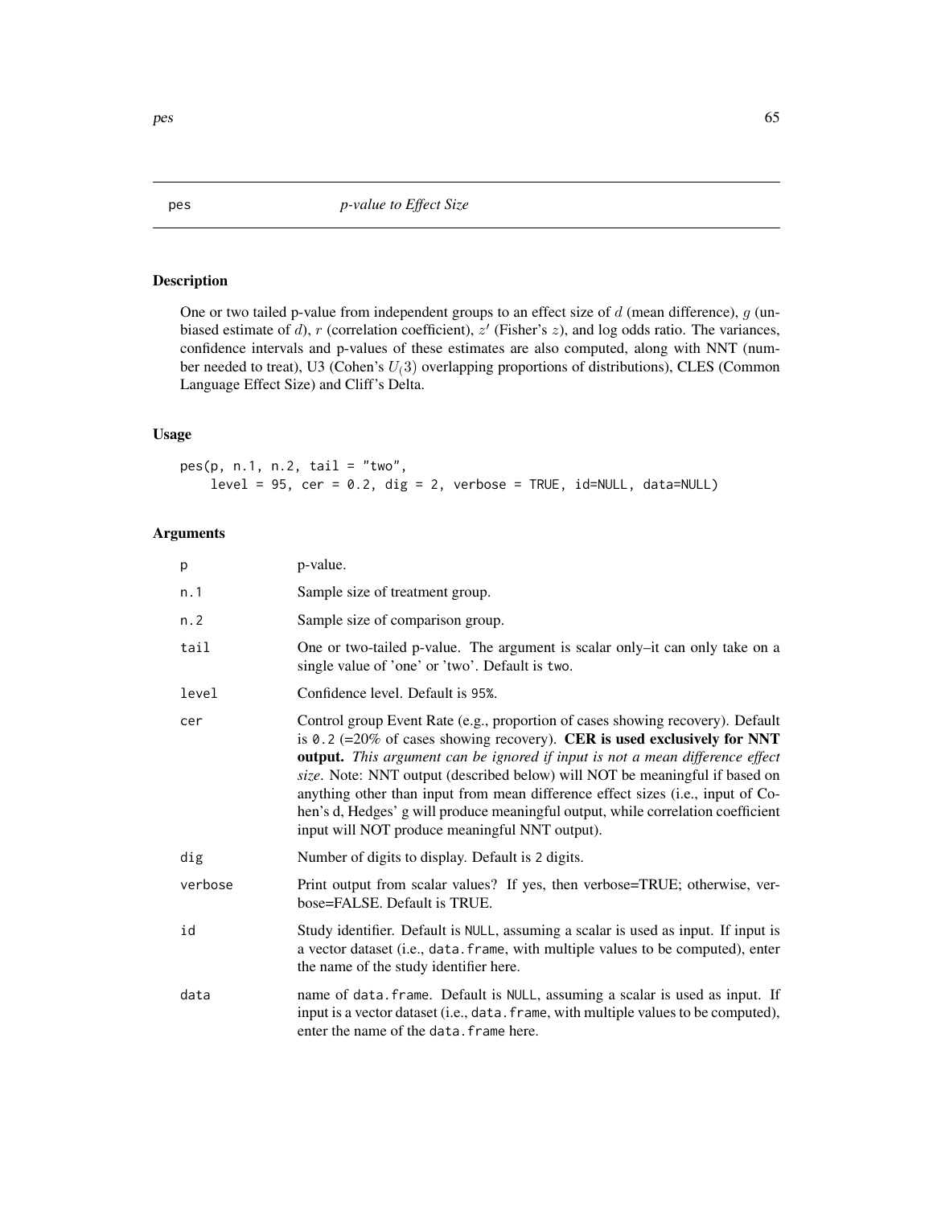pes *p-value to Effect Size*

## Description

One or two tailed p-value from independent groups to an effect size of $d$ (mean difference), $g$ (unbiased estimate of $d$), $r$ (correlation coefficient), $z'$ (Fisher's $z$), and log odds ratio. The variances, confidence intervals and p-values of these estimates are also computed, along with NNT (number needed to treat), U3 (Cohen's $U_(3)$ overlapping proportions of distributions), CLES (Common Language Effect Size) and Cliff's Delta.

## Usage

```
pes(p, n.1, n.2, tail = "two",
    level = 95, cer = 0.2, dig = 2, verbose = TRUE, id=NULL, data=NULL)
```

## Arguments

| | |
|---|---|
| p | p-value. |
| n.1 | Sample size of treatment group. |
| n.2 | Sample size of comparison group. |
| tail | One or two-tailed p-value. The argument is scalar only–it can only take on a single value of 'one' or 'two'. Default is two. |
| level | Confidence level. Default is 95%. |
| cer | Control group Event Rate (e.g., proportion of cases showing recovery). Default is 0.2 (=20% of cases showing recovery). **CER is used exclusively for NNT output.** *This argument can be ignored if input is not a mean difference effect size*. Note: NNT output (described below) will NOT be meaningful if based on anything other than input from mean difference effect sizes (i.e., input of Cohen's d, Hedges' g will produce meaningful output, while correlation coefficient input will NOT produce meaningful NNT output). |
| dig | Number of digits to display. Default is 2 digits. |
| verbose | Print output from scalar values? If yes, then verbose=TRUE; otherwise, verbose=FALSE. Default is TRUE. |
| id | Study identifier. Default is NULL, assuming a scalar is used as input. If input is a vector dataset (i.e., data.frame, with multiple values to be computed), enter the name of the study identifier here. |
| data | name of data.frame. Default is NULL, assuming a scalar is used as input. If input is a vector dataset (i.e., data.frame, with multiple values to be computed), enter the name of the data.frame here. |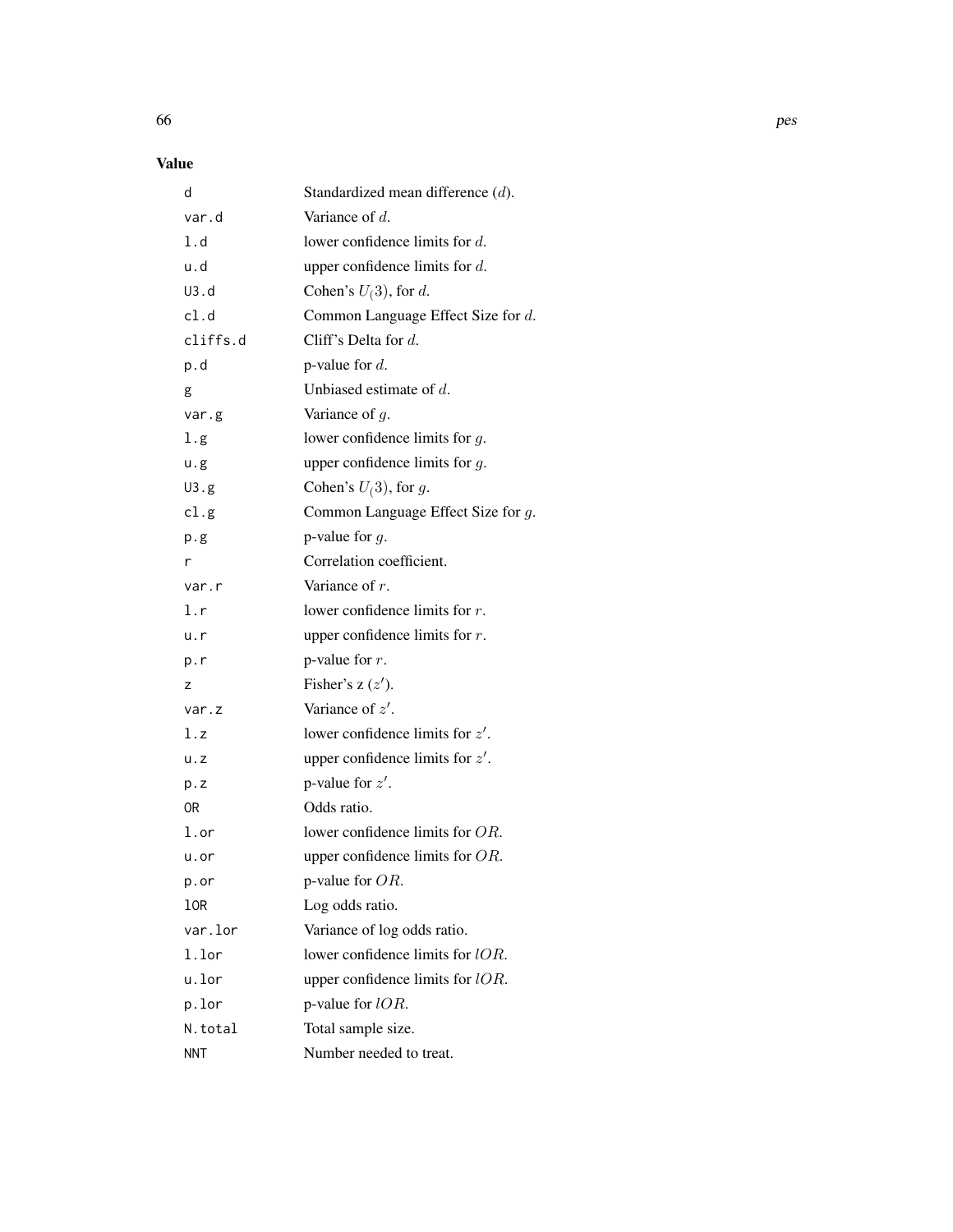## Value

| | |
|---|---|
| d | Standardized mean difference ($d$). |
| var.d | Variance of $d$. |
| l.d | lower confidence limits for $d$. |
| u.d | upper confidence limits for $d$. |
| U3.d | Cohen's $U_(3)$, for $d$. |
| cl.d | Common Language Effect Size for $d$. |
| cliffs.d | Cliff's Delta for $d$. |
| p.d | p-value for $d$. |
| g | Unbiased estimate of $d$. |
| var.g | Variance of $g$. |
| l.g | lower confidence limits for $g$. |
| u.g | upper confidence limits for $g$. |
| U3.g | Cohen's $U_(3)$, for $g$. |
| cl.g | Common Language Effect Size for $g$. |
| p.g | p-value for $g$. |
| r | Correlation coefficient. |
| var.r | Variance of $r$. |
| l.r | lower confidence limits for $r$. |
| u.r | upper confidence limits for $r$. |
| p.r | p-value for $r$. |
| z | Fisher's z ($z'$). |
| var.z | Variance of $z'$. |
| l.z | lower confidence limits for $z'$. |
| u.z | upper confidence limits for $z'$. |
| p.z | p-value for $z'$. |
| OR | Odds ratio. |
| l.or | lower confidence limits for $OR$. |
| u.or | upper confidence limits for $OR$. |
| p.or | p-value for $OR$. |
| lOR | Log odds ratio. |
| var.lor | Variance of log odds ratio. |
| l.lor | lower confidence limits for $lOR$. |
| u.lor | upper confidence limits for $lOR$. |
| p.lor | p-value for $lOR$. |
| N.total | Total sample size. |
| NNT | Number needed to treat. |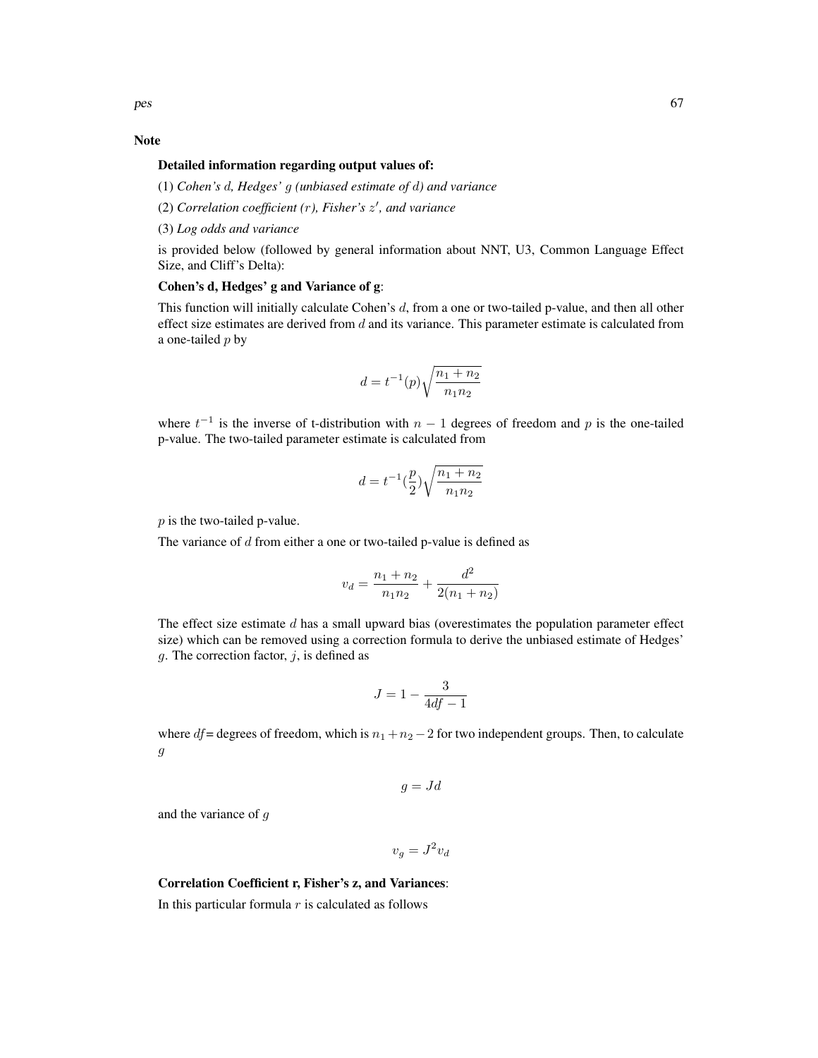## Note

**Detailed information regarding output values of:**

(1) *Cohen's $d$, Hedges' $g$ (unbiased estimate of $d$) and variance*

(2) *Correlation coefficient ($r$), Fisher's $z'$, and variance*

(3) *Log odds and variance*

is provided below (followed by general information about NNT, U3, Common Language Effect Size, and Cliff's Delta):

**Cohen's d, Hedges' g and Variance of g**:

This function will initially calculate Cohen's $d$, from a one or two-tailed p-value, and then all other effect size estimates are derived from $d$ and its variance. This parameter estimate is calculated from a one-tailed $p$ by

$$d = t^{-1}(p)\sqrt{\frac{n_1 + n_2}{n_1 n_2}}$$

where $t^{-1}$ is the inverse of t-distribution with $n - 1$ degrees of freedom and $p$ is the one-tailed p-value. The two-tailed parameter estimate is calculated from

$$d = t^{-1}(\frac{p}{2})\sqrt{\frac{n_1 + n_2}{n_1 n_2}}$$

$p$ is the two-tailed p-value.

The variance of $d$ from either a one or two-tailed p-value is defined as

$$v_d = \frac{n_1 + n_2}{n_1 n_2} + \frac{d^2}{2(n_1 + n_2)}$$

The effect size estimate $d$ has a small upward bias (overestimates the population parameter effect size) which can be removed using a correction formula to derive the unbiased estimate of Hedges' $g$. The correction factor, $j$, is defined as

$$J = 1 - \frac{3}{4df - 1}$$

where $df$= degrees of freedom, which is $n_1 + n_2 - 2$ for two independent groups. Then, to calculate $g$

$$g = Jd$$

and the variance of $g$

$$v_g = J^2 v_d$$

**Correlation Coefficient r, Fisher's z, and Variances**:

In this particular formula $r$ is calculated as follows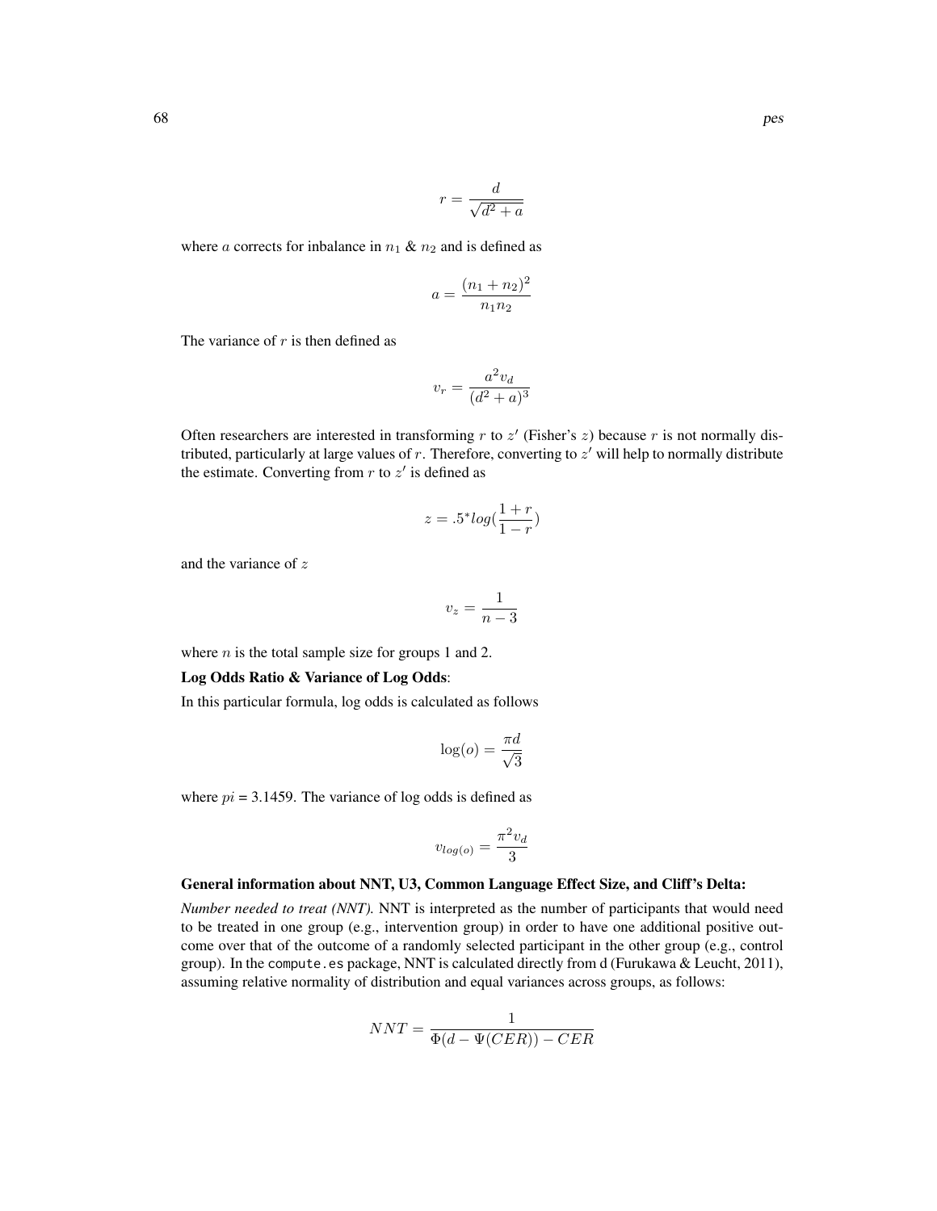$$r = \frac{d}{\sqrt{d^2 + a}}$$

where $a$ corrects for inbalance in $n_1$ & $n_2$ and is defined as

$$a = \frac{(n_1 + n_2)^2}{n_1 n_2}$$

The variance of $r$ is then defined as

$$v_r = \frac{a^2 v_d}{(d^2 + a)^3}$$

Often researchers are interested in transforming $r$ to $z'$ (Fisher's $z$) because $r$ is not normally distributed, particularly at large values of $r$. Therefore, converting to $z'$ will help to normally distribute the estimate. Converting from $r$ to $z'$ is defined as

$$z = .5^{*} log(\frac{1 + r}{1 - r})$$

and the variance of $z$

$$v_z = \frac{1}{n - 3}$$

where $n$ is the total sample size for groups 1 and 2.

**Log Odds Ratio & Variance of Log Odds**:

In this particular formula, log odds is calculated as follows

$$\log(o) = \frac{\pi d}{\sqrt{3}}$$

where $pi$ = 3.1459. The variance of log odds is defined as

$$v_{log(o)} = \frac{\pi^2 v_d}{3}$$

**General information about NNT, U3, Common Language Effect Size, and Cliff's Delta:**

*Number needed to treat (NNT).* NNT is interpreted as the number of participants that would need to be treated in one group (e.g., intervention group) in order to have one additional positive outcome over that of the outcome of a randomly selected participant in the other group (e.g., control group). In the `compute.es` package, NNT is calculated directly from d (Furukawa & Leucht, 2011), assuming relative normality of distribution and equal variances across groups, as follows:

$$NNT = \frac{1}{\Phi(d - \Psi(CER)) - CER}$$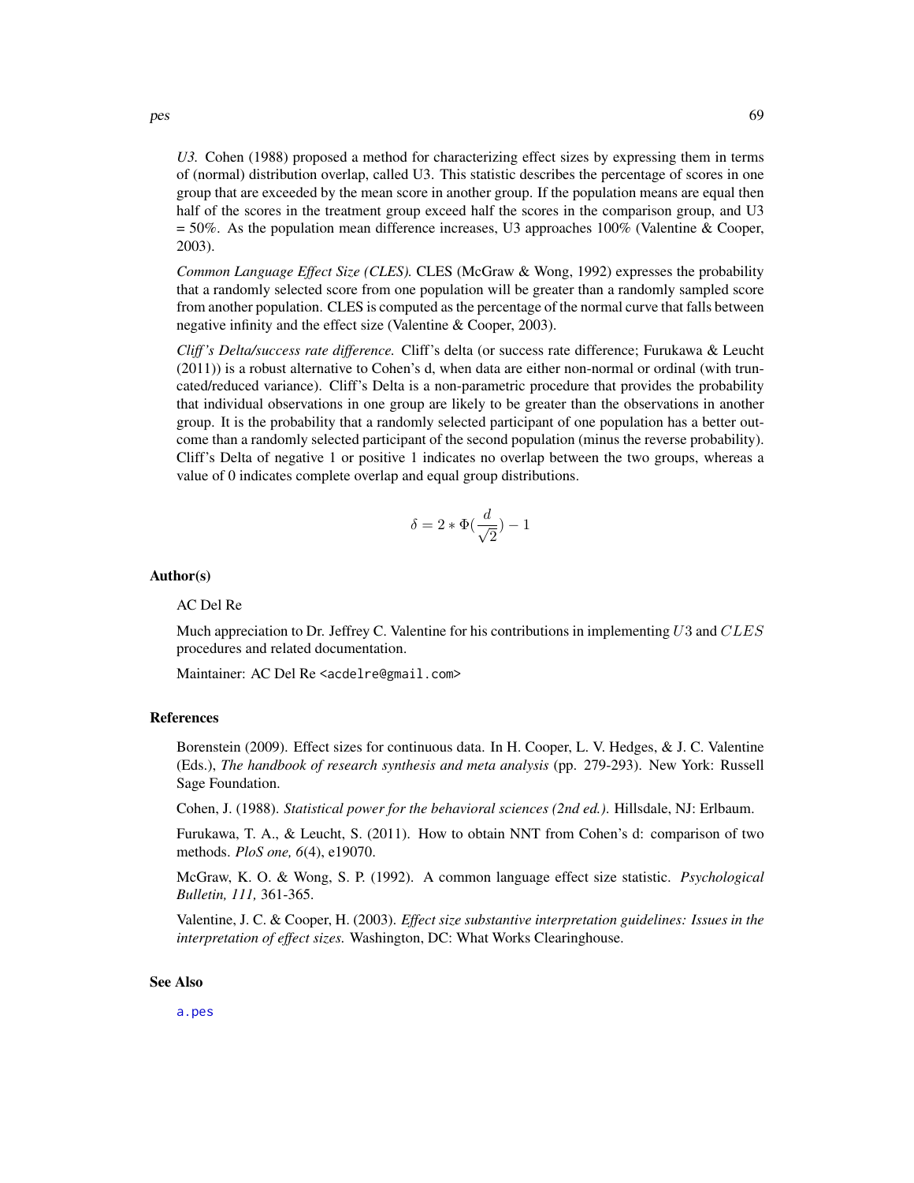*U3.* Cohen (1988) proposed a method for characterizing effect sizes by expressing them in terms of (normal) distribution overlap, called U3. This statistic describes the percentage of scores in one group that are exceeded by the mean score in another group. If the population means are equal then half of the scores in the treatment group exceed half the scores in the comparison group, and U3 = 50%. As the population mean difference increases, U3 approaches 100% (Valentine & Cooper, 2003).

*Common Language Effect Size (CLES).* CLES (McGraw & Wong, 1992) expresses the probability that a randomly selected score from one population will be greater than a randomly sampled score from another population. CLES is computed as the percentage of the normal curve that falls between negative infinity and the effect size (Valentine & Cooper, 2003).

*Cliff's Delta/success rate difference.* Cliff's delta (or success rate difference; Furukawa & Leucht (2011)) is a robust alternative to Cohen's d, when data are either non-normal or ordinal (with truncated/reduced variance). Cliff's Delta is a non-parametric procedure that provides the probability that individual observations in one group are likely to be greater than the observations in another group. It is the probability that a randomly selected participant of one population has a better outcome than a randomly selected participant of the second population (minus the reverse probability). Cliff's Delta of negative 1 or positive 1 indicates no overlap between the two groups, whereas a value of 0 indicates complete overlap and equal group distributions.

$$\delta = 2 * \Phi(\frac{d}{\sqrt{2}}) - 1$$

## Author(s)

AC Del Re

Much appreciation to Dr. Jeffrey C. Valentine for his contributions in implementing $U3$ and $CLES$ procedures and related documentation.

Maintainer: AC Del Re <acdelre@gmail.com>

## References

Borenstein (2009). Effect sizes for continuous data. In H. Cooper, L. V. Hedges, & J. C. Valentine (Eds.), *The handbook of research synthesis and meta analysis* (pp. 279-293). New York: Russell Sage Foundation.

Cohen, J. (1988). *Statistical power for the behavioral sciences (2nd ed.).* Hillsdale, NJ: Erlbaum.

Furukawa, T. A., & Leucht, S. (2011). How to obtain NNT from Cohen's d: comparison of two methods. *PloS one, 6*(4), e19070.

McGraw, K. O. & Wong, S. P. (1992). A common language effect size statistic. *Psychological Bulletin, 111,* 361-365.

Valentine, J. C. & Cooper, H. (2003). *Effect size substantive interpretation guidelines: Issues in the interpretation of effect sizes.* Washington, DC: What Works Clearinghouse.

## See Also

a.pes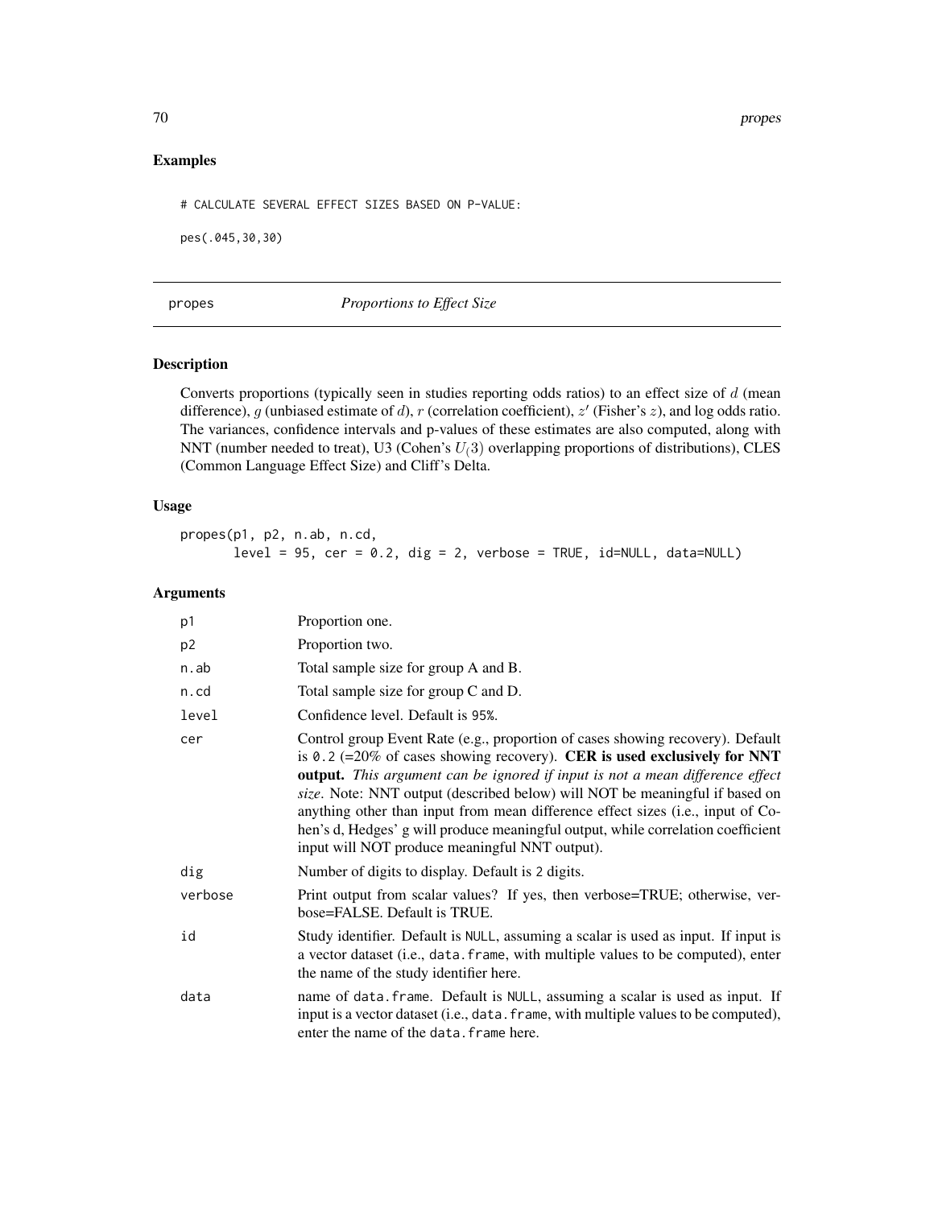## Examples

```
# CALCULATE SEVERAL EFFECT SIZES BASED ON P-VALUE:

pes(.045,30,30)
```

## propes — *Proportions to Effect Size*

### Description

Converts proportions (typically seen in studies reporting odds ratios) to an effect size of $d$ (mean difference), $g$ (unbiased estimate of $d$), $r$ (correlation coefficient), $z'$ (Fisher's $z$), and log odds ratio. The variances, confidence intervals and p-values of these estimates are also computed, along with NNT (number needed to treat), U3 (Cohen's $U_(3)$ overlapping proportions of distributions), CLES (Common Language Effect Size) and Cliff's Delta.

### Usage

```
propes(p1, p2, n.ab, n.cd,
       level = 95, cer = 0.2, dig = 2, verbose = TRUE, id=NULL, data=NULL)
```

### Arguments

| | |
|---|---|
| p1 | Proportion one. |
| p2 | Proportion two. |
| n.ab | Total sample size for group A and B. |
| n.cd | Total sample size for group C and D. |
| level | Confidence level. Default is 95%. |
| cer | Control group Event Rate (e.g., proportion of cases showing recovery). Default is 0.2 (=20% of cases showing recovery). **CER is used exclusively for NNT output.** *This argument can be ignored if input is not a mean difference effect size*. Note: NNT output (described below) will NOT be meaningful if based on anything other than input from mean difference effect sizes (i.e., input of Cohen's d, Hedges' g will produce meaningful output, while correlation coefficient input will NOT produce meaningful NNT output). |
| dig | Number of digits to display. Default is 2 digits. |
| verbose | Print output from scalar values? If yes, then verbose=TRUE; otherwise, verbose=FALSE. Default is TRUE. |
| id | Study identifier. Default is NULL, assuming a scalar is used as input. If input is a vector dataset (i.e., data.frame, with multiple values to be computed), enter the name of the study identifier here. |
| data | name of data.frame. Default is NULL, assuming a scalar is used as input. If input is a vector dataset (i.e., data.frame, with multiple values to be computed), enter the name of the data.frame here. |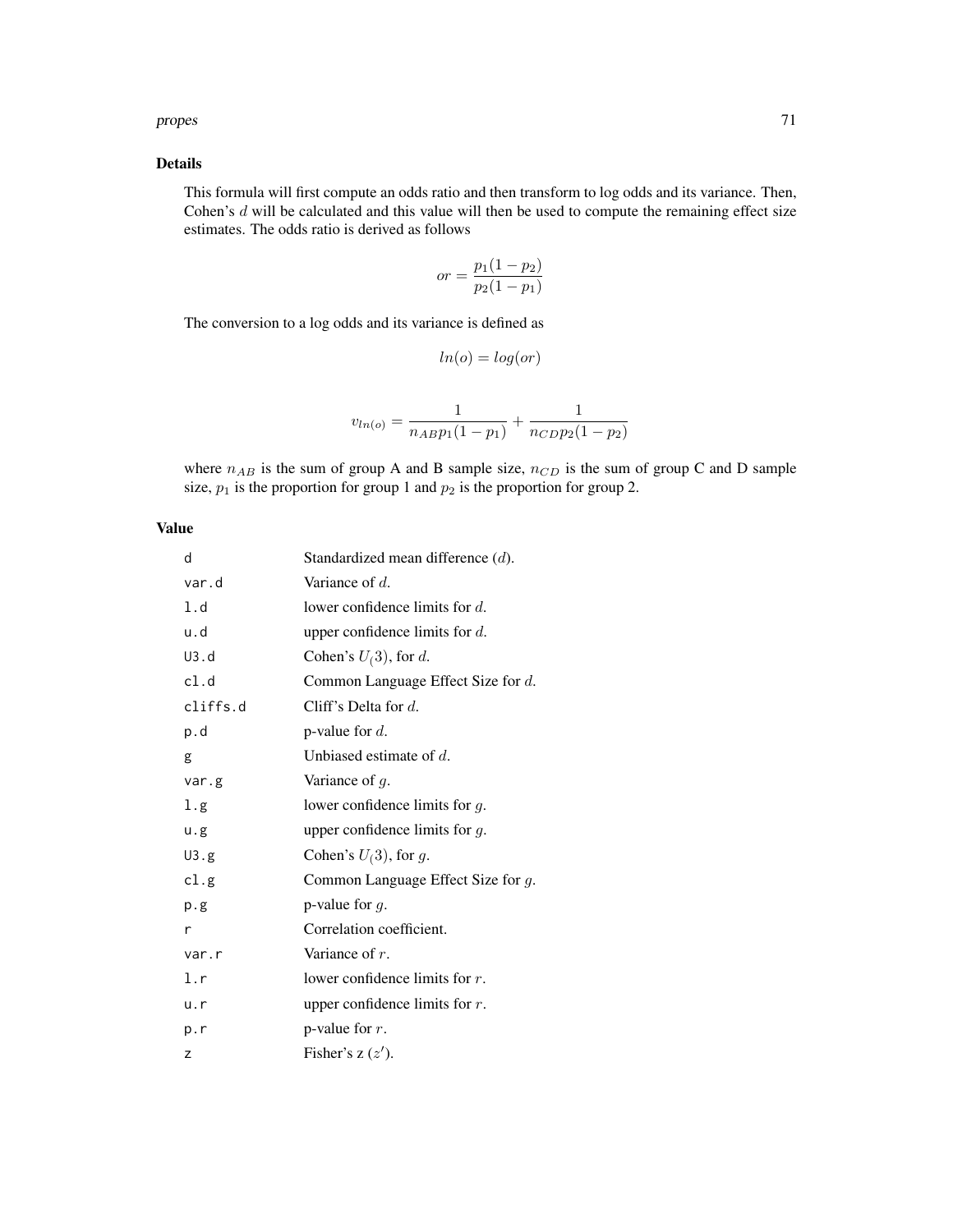## Details

This formula will first compute an odds ratio and then transform to log odds and its variance. Then, Cohen's $d$ will be calculated and this value will then be used to compute the remaining effect size estimates. The odds ratio is derived as follows

$$or = \frac{p_1(1 - p_2)}{p_2(1 - p_1)}$$

The conversion to a log odds and its variance is defined as

$$ln(o) = log(or)$$

$$v_{ln(o)} = \frac{1}{n_{AB}p_1(1 - p_1)} + \frac{1}{n_{CD}p_2(1 - p_2)}$$

where $n_{AB}$ is the sum of group A and B sample size, $n_{CD}$ is the sum of group C and D sample size, $p_1$ is the proportion for group 1 and $p_2$ is the proportion for group 2.

## Value

| | |
|---|---|
| `d` | Standardized mean difference ($d$). |
| `var.d` | Variance of $d$. |
| `l.d` | lower confidence limits for $d$. |
| `u.d` | upper confidence limits for $d$. |
| `U3.d` | Cohen's $U_(3)$, for $d$. |
| `cl.d` | Common Language Effect Size for $d$. |
| `cliffs.d` | Cliff's Delta for $d$. |
| `p.d` | p-value for $d$. |
| `g` | Unbiased estimate of $d$. |
| `var.g` | Variance of $g$. |
| `l.g` | lower confidence limits for $g$. |
| `u.g` | upper confidence limits for $g$. |
| `U3.g` | Cohen's $U_(3)$, for $g$. |
| `cl.g` | Common Language Effect Size for $g$. |
| `p.g` | p-value for $g$. |
| `r` | Correlation coefficient. |
| `var.r` | Variance of $r$. |
| `l.r` | lower confidence limits for $r$. |
| `u.r` | upper confidence limits for $r$. |
| `p.r` | p-value for $r$. |
| `z` | Fisher's z ($z'$). |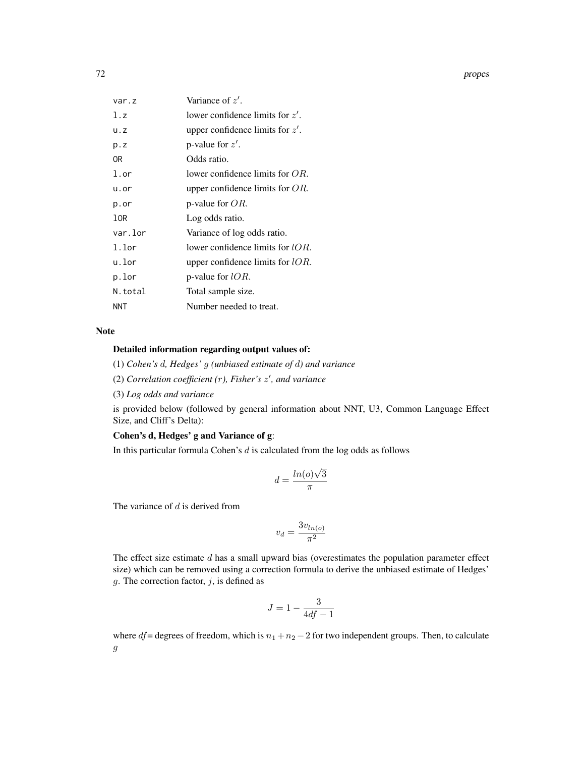| | |
|---|---|
| var.z | Variance of $z'$. |
| l.z | lower confidence limits for $z'$. |
| u.z | upper confidence limits for $z'$. |
| p.z | p-value for $z'$. |
| OR | Odds ratio. |
| l.or | lower confidence limits for $OR$. |
| u.or | upper confidence limits for $OR$. |
| p.or | p-value for $OR$. |
| lOR | Log odds ratio. |
| var.lor | Variance of log odds ratio. |
| l.lor | lower confidence limits for $lOR$. |
| u.lor | upper confidence limits for $lOR$. |
| p.lor | p-value for $lOR$. |
| N.total | Total sample size. |
| NNT | Number needed to treat. |

## Note

**Detailed information regarding output values of:**

(1) *Cohen's $d$, Hedges' $g$ (unbiased estimate of $d$) and variance*

(2) *Correlation coefficient ($r$), Fisher's $z'$, and variance*

(3) *Log odds and variance*

is provided below (followed by general information about NNT, U3, Common Language Effect Size, and Cliff's Delta):

**Cohen's d, Hedges' g and Variance of g**:

In this particular formula Cohen's $d$ is calculated from the log odds as follows

$$d = \frac{ln(o)\sqrt{3}}{\pi}$$

The variance of $d$ is derived from

$$v_d = \frac{3v_{ln(o)}}{\pi^2}$$

The effect size estimate $d$ has a small upward bias (overestimates the population parameter effect size) which can be removed using a correction formula to derive the unbiased estimate of Hedges' $g$. The correction factor, $j$, is defined as

$$J = 1 - \frac{3}{4df - 1}$$

where $df$= degrees of freedom, which is $n_1 + n_2 - 2$ for two independent groups. Then, to calculate $g$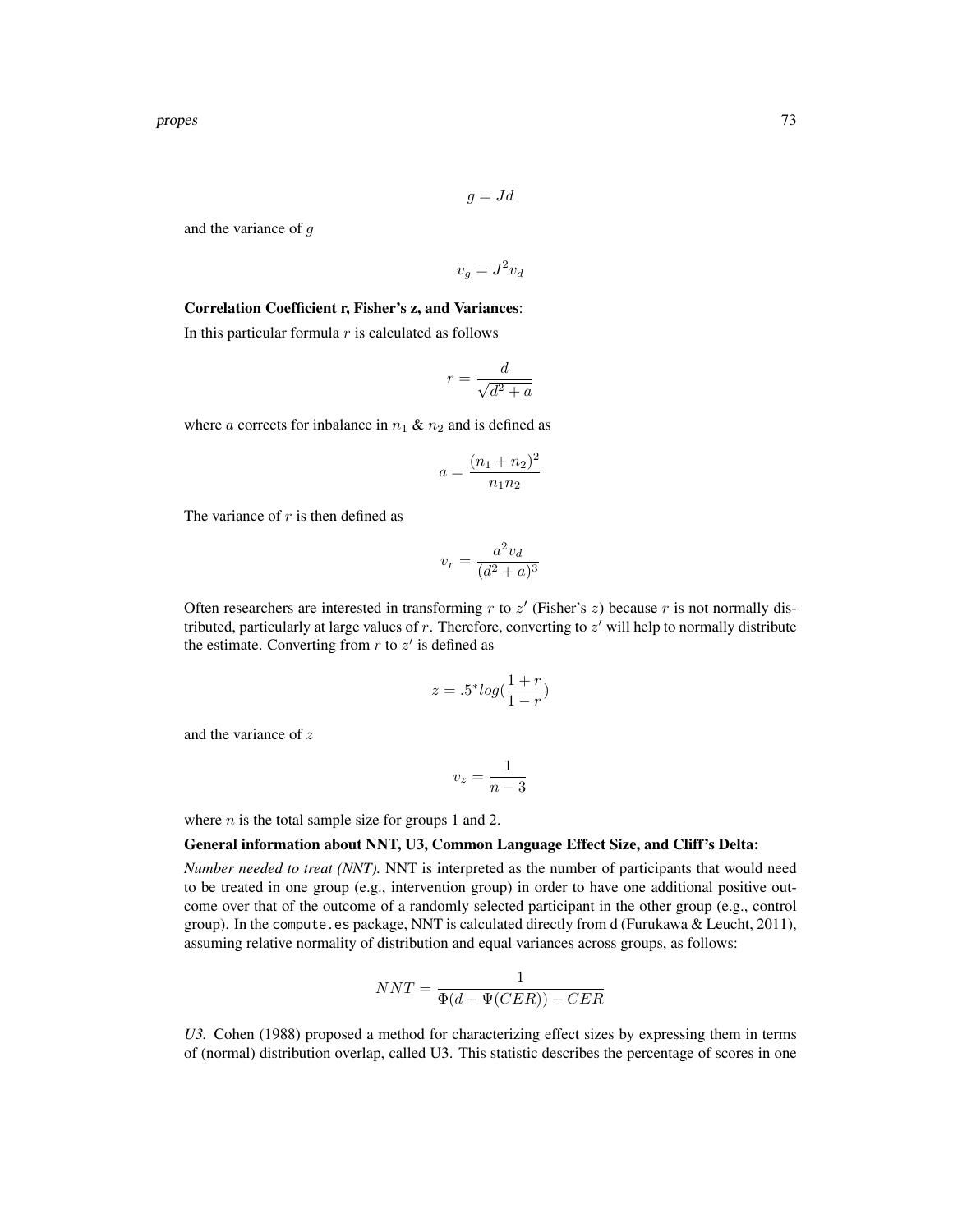$$g = Jd$$

and the variance of $g$

$$v_g = J^2 v_d$$

**Correlation Coefficient r, Fisher's z, and Variances**:

In this particular formula $r$ is calculated as follows

$$r = \frac{d}{\sqrt{d^2 + a}}$$

where $a$ corrects for inbalance in $n_1$ & $n_2$ and is defined as

$$a = \frac{(n_1 + n_2)^2}{n_1 n_2}$$

The variance of $r$ is then defined as

$$v_r = \frac{a^2 v_d}{(d^2 + a)^3}$$

Often researchers are interested in transforming $r$ to $z'$ (Fisher's $z$) because $r$ is not normally distributed, particularly at large values of $r$. Therefore, converting to $z'$ will help to normally distribute the estimate. Converting from $r$ to $z'$ is defined as

$$z = .5^* log(\frac{1 + r}{1 - r})$$

and the variance of $z$

$$v_z = \frac{1}{n - 3}$$

where $n$ is the total sample size for groups 1 and 2.

**General information about NNT, U3, Common Language Effect Size, and Cliff's Delta:**

*Number needed to treat (NNT).* NNT is interpreted as the number of participants that would need to be treated in one group (e.g., intervention group) in order to have one additional positive outcome over that of the outcome of a randomly selected participant in the other group (e.g., control group). In the `compute.es` package, NNT is calculated directly from d (Furukawa & Leucht, 2011), assuming relative normality of distribution and equal variances across groups, as follows:

$$NNT = \frac{1}{\Phi(d - \Psi(CER)) - CER}$$

*U3.* Cohen (1988) proposed a method for characterizing effect sizes by expressing them in terms of (normal) distribution overlap, called U3. This statistic describes the percentage of scores in one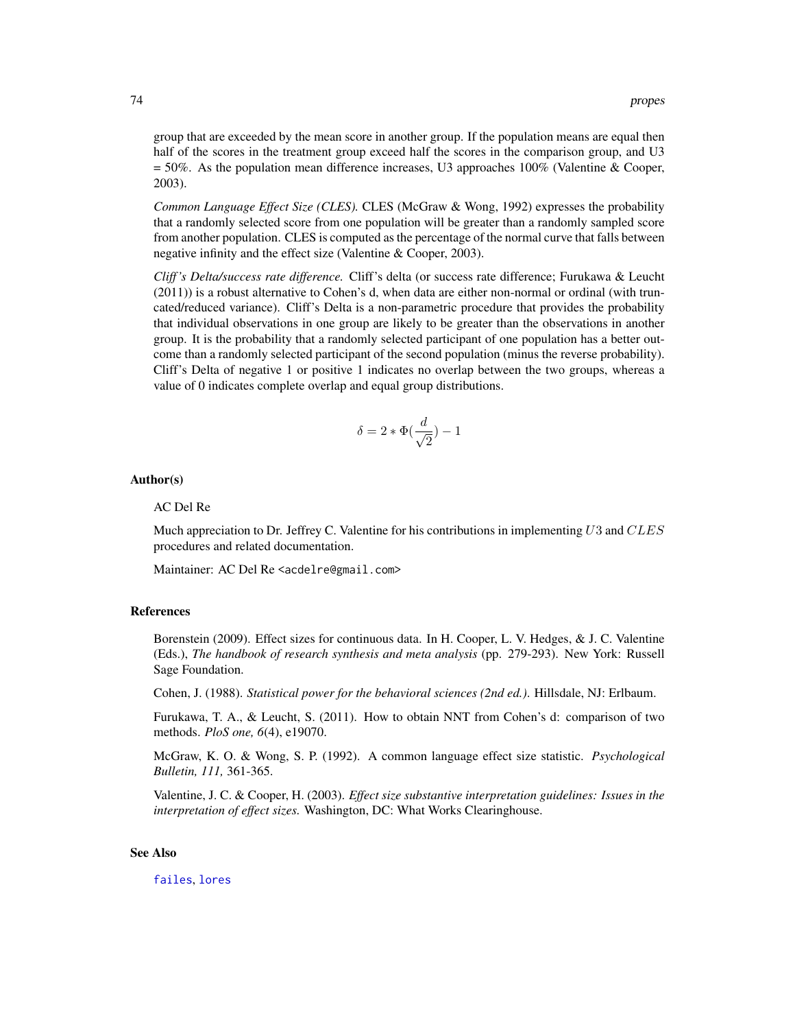group that are exceeded by the mean score in another group. If the population means are equal then half of the scores in the treatment group exceed half the scores in the comparison group, and U3 = 50%. As the population mean difference increases, U3 approaches 100% (Valentine & Cooper, 2003).

*Common Language Effect Size (CLES).* CLES (McGraw & Wong, 1992) expresses the probability that a randomly selected score from one population will be greater than a randomly sampled score from another population. CLES is computed as the percentage of the normal curve that falls between negative infinity and the effect size (Valentine & Cooper, 2003).

*Cliff's Delta/success rate difference.* Cliff's delta (or success rate difference; Furukawa & Leucht (2011)) is a robust alternative to Cohen's d, when data are either non-normal or ordinal (with truncated/reduced variance). Cliff's Delta is a non-parametric procedure that provides the probability that individual observations in one group are likely to be greater than the observations in another group. It is the probability that a randomly selected participant of one population has a better outcome than a randomly selected participant of the second population (minus the reverse probability). Cliff's Delta of negative 1 or positive 1 indicates no overlap between the two groups, whereas a value of 0 indicates complete overlap and equal group distributions.

$$\delta = 2 * \Phi(\frac{d}{\sqrt{2}}) - 1$$

### Author(s)

AC Del Re

Much appreciation to Dr. Jeffrey C. Valentine for his contributions in implementing $U3$ and $CLES$ procedures and related documentation.

Maintainer: AC Del Re <acdelre@gmail.com>

### References

Borenstein (2009). Effect sizes for continuous data. In H. Cooper, L. V. Hedges, & J. C. Valentine (Eds.), *The handbook of research synthesis and meta analysis* (pp. 279-293). New York: Russell Sage Foundation.

Cohen, J. (1988). *Statistical power for the behavioral sciences (2nd ed.).* Hillsdale, NJ: Erlbaum.

Furukawa, T. A., & Leucht, S. (2011). How to obtain NNT from Cohen's d: comparison of two methods. *PloS one, 6*(4), e19070.

McGraw, K. O. & Wong, S. P. (1992). A common language effect size statistic. *Psychological Bulletin, 111,* 361-365.

Valentine, J. C. & Cooper, H. (2003). *Effect size substantive interpretation guidelines: Issues in the interpretation of effect sizes.* Washington, DC: What Works Clearinghouse.

### See Also

`failes`, `lores`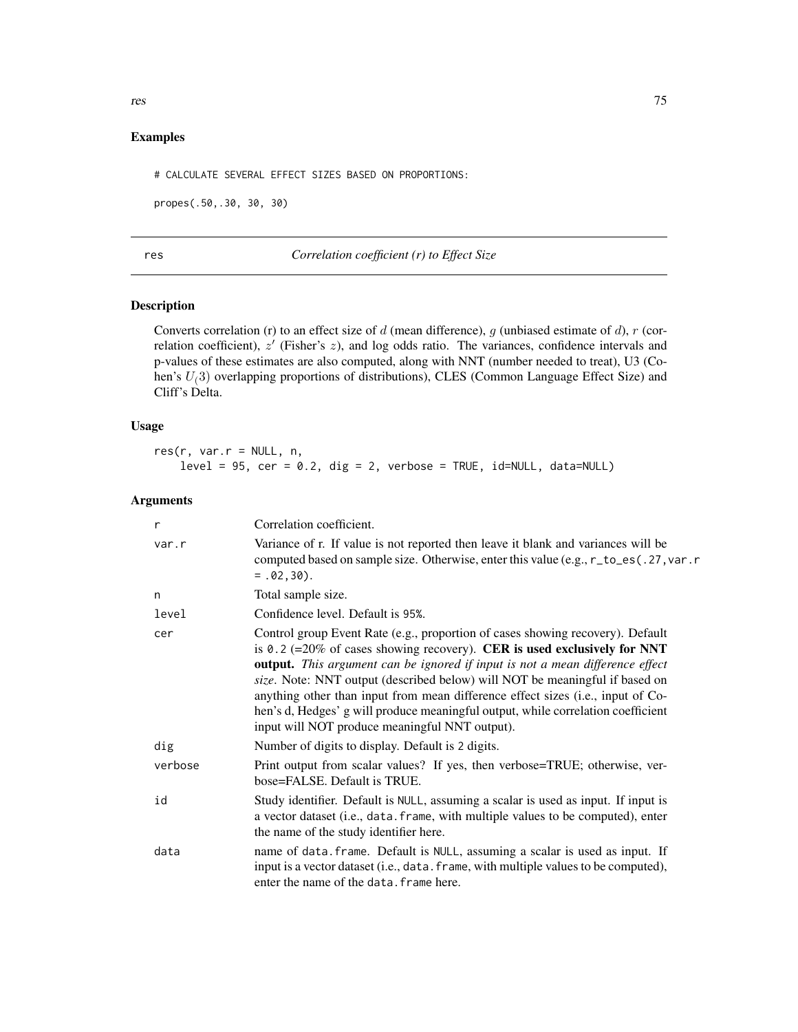## Examples

```
# CALCULATE SEVERAL EFFECT SIZES BASED ON PROPORTIONS:

propes(.50,.30, 30, 30)
```

---

# res — *Correlation coefficient (r) to Effect Size*

## Description

Converts correlation (r) to an effect size of $d$ (mean difference), $g$ (unbiased estimate of $d$), $r$ (correlation coefficient), $z'$ (Fisher's $z$), and log odds ratio. The variances, confidence intervals and p-values of these estimates are also computed, along with NNT (number needed to treat), U3 (Cohen's $U_(3)$ overlapping proportions of distributions), CLES (Common Language Effect Size) and Cliff's Delta.

## Usage

```
res(r, var.r = NULL, n,
    level = 95, cer = 0.2, dig = 2, verbose = TRUE, id=NULL, data=NULL)
```

## Arguments

| Argument | Description |
|---|---|
| r | Correlation coefficient. |
| var.r | Variance of r. If value is not reported then leave it blank and variances will be computed based on sample size. Otherwise, enter this value (e.g., `r_to_es(.27,var.r = .02,30)`. |
| n | Total sample size. |
| level | Confidence level. Default is `95%`. |
| cer | Control group Event Rate (e.g., proportion of cases showing recovery). Default is `0.2` (=20% of cases showing recovery). **CER is used exclusively for NNT output.** *This argument can be ignored if input is not a mean difference effect size*. Note: NNT output (described below) will NOT be meaningful if based on anything other than input from mean difference effect sizes (i.e., input of Cohen's d, Hedges' g will produce meaningful output, while correlation coefficient input will NOT produce meaningful NNT output). |
| dig | Number of digits to display. Default is `2` digits. |
| verbose | Print output from scalar values? If yes, then verbose=TRUE; otherwise, verbose=FALSE. Default is TRUE. |
| id | Study identifier. Default is `NULL`, assuming a scalar is used as input. If input is a vector dataset (i.e., `data.frame`, with multiple values to be computed), enter the name of the study identifier here. |
| data | name of `data.frame`. Default is `NULL`, assuming a scalar is used as input. If input is a vector dataset (i.e., `data.frame`, with multiple values to be computed), enter the name of the `data.frame` here. |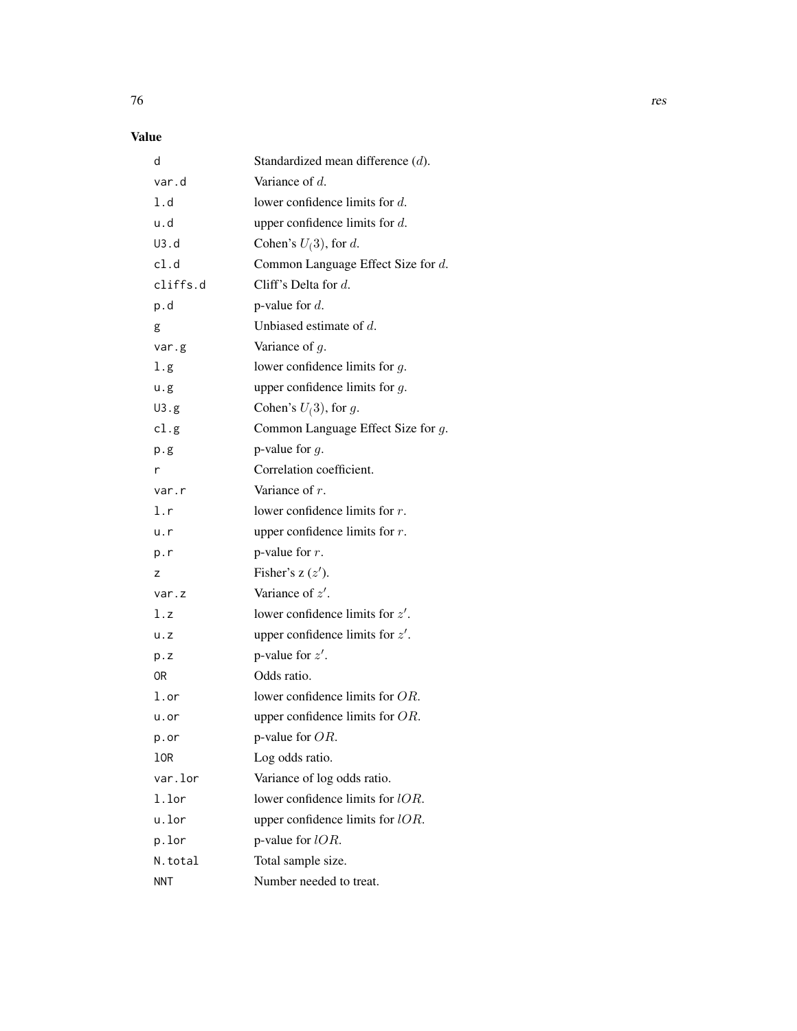### Value

| | |
|---|---|
| d | Standardized mean difference ($d$). |
| var.d | Variance of $d$. |
| l.d | lower confidence limits for $d$. |
| u.d | upper confidence limits for $d$. |
| U3.d | Cohen's $U_(3)$, for $d$. |
| cl.d | Common Language Effect Size for $d$. |
| cliffs.d | Cliff's Delta for $d$. |
| p.d | p-value for $d$. |
| g | Unbiased estimate of $d$. |
| var.g | Variance of $g$. |
| l.g | lower confidence limits for $g$. |
| u.g | upper confidence limits for $g$. |
| U3.g | Cohen's $U_(3)$, for $g$. |
| cl.g | Common Language Effect Size for $g$. |
| p.g | p-value for $g$. |
| r | Correlation coefficient. |
| var.r | Variance of $r$. |
| l.r | lower confidence limits for $r$. |
| u.r | upper confidence limits for $r$. |
| p.r | p-value for $r$. |
| z | Fisher's z ($z'$). |
| var.z | Variance of $z'$. |
| l.z | lower confidence limits for $z'$. |
| u.z | upper confidence limits for $z'$. |
| p.z | p-value for $z'$. |
| OR | Odds ratio. |
| l.or | lower confidence limits for $OR$. |
| u.or | upper confidence limits for $OR$. |
| p.or | p-value for $OR$. |
| lOR | Log odds ratio. |
| var.lor | Variance of log odds ratio. |
| l.lor | lower confidence limits for $lOR$. |
| u.lor | upper confidence limits for $lOR$. |
| p.lor | p-value for $lOR$. |
| N.total | Total sample size. |
| NNT | Number needed to treat. |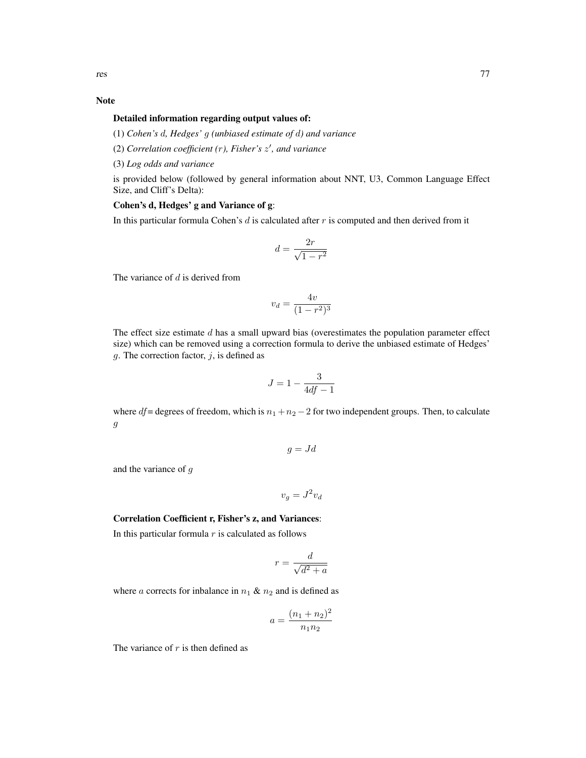## Note

**Detailed information regarding output values of:**

(1) *Cohen's $d$, Hedges' $g$ (unbiased estimate of $d$) and variance*

(2) *Correlation coefficient ($r$), Fisher's $z'$, and variance*

(3) *Log odds and variance*

is provided below (followed by general information about NNT, U3, Common Language Effect Size, and Cliff's Delta):

**Cohen's d, Hedges' g and Variance of g**:

In this particular formula Cohen's $d$ is calculated after $r$ is computed and then derived from it

$$d = \frac{2r}{\sqrt{1-r^2}}$$

The variance of $d$ is derived from

$$v_d = \frac{4v}{(1-r^2)^3}$$

The effect size estimate $d$ has a small upward bias (overestimates the population parameter effect size) which can be removed using a correction formula to derive the unbiased estimate of Hedges' $g$. The correction factor, $j$, is defined as

$$J = 1 - \frac{3}{4df - 1}$$

where $df$= degrees of freedom, which is $n_1 + n_2 - 2$ for two independent groups. Then, to calculate $g$

$$g = Jd$$

and the variance of $g$

$$v_g = J^2 v_d$$

**Correlation Coefficient r, Fisher's z, and Variances**:

In this particular formula $r$ is calculated as follows

$$r = \frac{d}{\sqrt{d^2 + a}}$$

where $a$ corrects for inbalance in $n_1$ & $n_2$ and is defined as

$$a = \frac{(n_1 + n_2)^2}{n_1 n_2}$$

The variance of $r$ is then defined as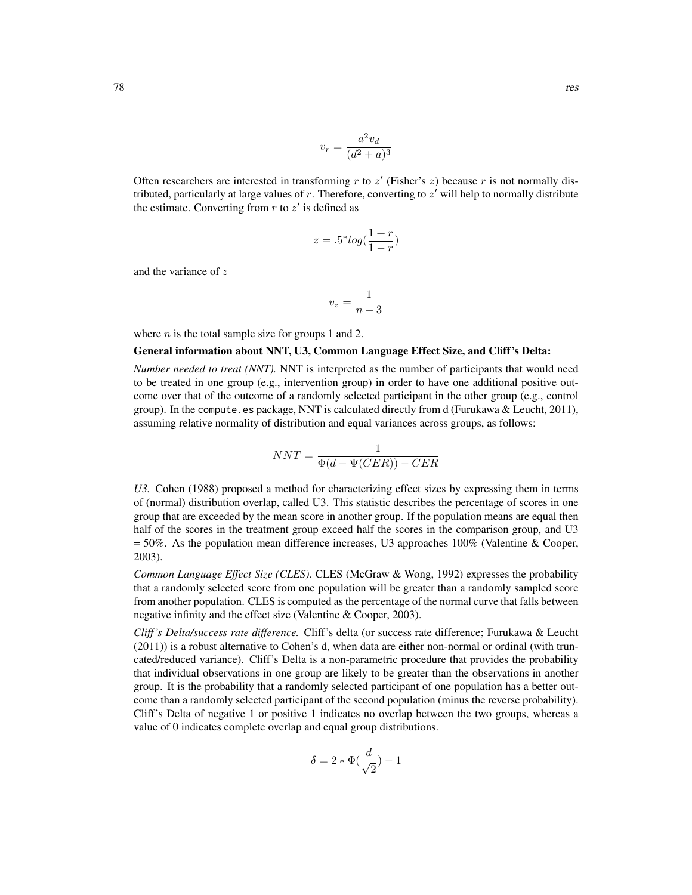$$v_r = \frac{a^2 v_d}{(d^2 + a)^3}$$

Often researchers are interested in transforming $r$ to $z'$ (Fisher's $z$) because $r$ is not normally distributed, particularly at large values of $r$. Therefore, converting to $z'$ will help to normally distribute the estimate. Converting from $r$ to $z'$ is defined as

$$z = .5^{*} log(\frac{1 + r}{1 - r})$$

and the variance of $z$

$$v_z = \frac{1}{n - 3}$$

where $n$ is the total sample size for groups 1 and 2.

**General information about NNT, U3, Common Language Effect Size, and Cliff's Delta:**

*Number needed to treat (NNT).* NNT is interpreted as the number of participants that would need to be treated in one group (e.g., intervention group) in order to have one additional positive outcome over that of the outcome of a randomly selected participant in the other group (e.g., control group). In the `compute.es` package, NNT is calculated directly from d (Furukawa & Leucht, 2011), assuming relative normality of distribution and equal variances across groups, as follows:

$$NNT = \frac{1}{\Phi(d - \Psi(CER)) - CER}$$

*U3.* Cohen (1988) proposed a method for characterizing effect sizes by expressing them in terms of (normal) distribution overlap, called U3. This statistic describes the percentage of scores in one group that are exceeded by the mean score in another group. If the population means are equal then half of the scores in the treatment group exceed half the scores in the comparison group, and U3 = 50%. As the population mean difference increases, U3 approaches 100% (Valentine & Cooper, 2003).

*Common Language Effect Size (CLES).* CLES (McGraw & Wong, 1992) expresses the probability that a randomly selected score from one population will be greater than a randomly sampled score from another population. CLES is computed as the percentage of the normal curve that falls between negative infinity and the effect size (Valentine & Cooper, 2003).

*Cliff's Delta/success rate difference.* Cliff's delta (or success rate difference; Furukawa & Leucht (2011)) is a robust alternative to Cohen's d, when data are either non-normal or ordinal (with truncated/reduced variance). Cliff's Delta is a non-parametric procedure that provides the probability that individual observations in one group are likely to be greater than the observations in another group. It is the probability that a randomly selected participant of one population has a better outcome than a randomly selected participant of the second population (minus the reverse probability). Cliff's Delta of negative 1 or positive 1 indicates no overlap between the two groups, whereas a value of 0 indicates complete overlap and equal group distributions.

$$\delta = 2 * \Phi(\frac{d}{\sqrt{2}}) - 1$$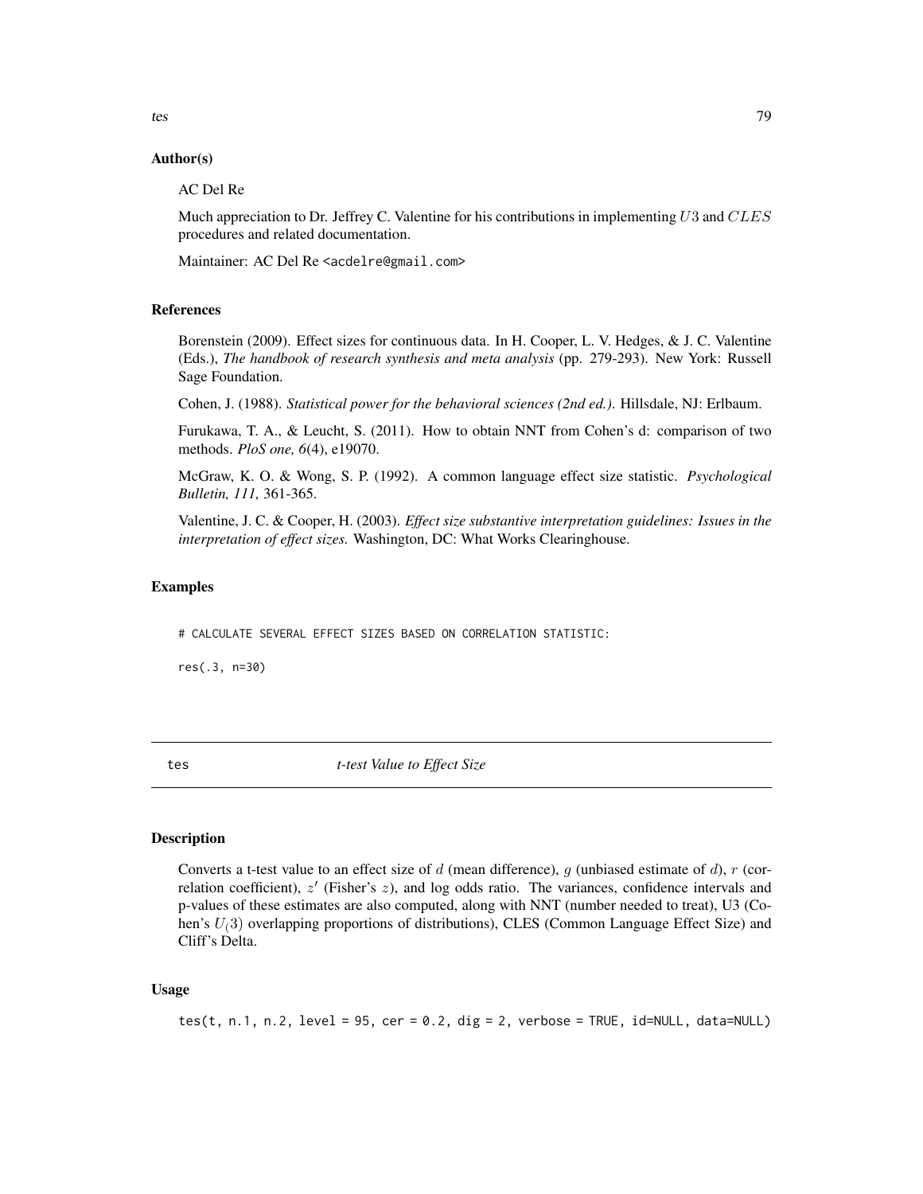## Author(s)

AC Del Re

Much appreciation to Dr. Jeffrey C. Valentine for his contributions in implementing $U3$ and $CLES$ procedures and related documentation.

Maintainer: AC Del Re <acdelre@gmail.com>

## References

Borenstein (2009). Effect sizes for continuous data. In H. Cooper, L. V. Hedges, & J. C. Valentine (Eds.), *The handbook of research synthesis and meta analysis* (pp. 279-293). New York: Russell Sage Foundation.

Cohen, J. (1988). *Statistical power for the behavioral sciences (2nd ed.).* Hillsdale, NJ: Erlbaum.

Furukawa, T. A., & Leucht, S. (2011). How to obtain NNT from Cohen's d: comparison of two methods. *PloS one, 6*(4), e19070.

McGraw, K. O. & Wong, S. P. (1992). A common language effect size statistic. *Psychological Bulletin, 111,* 361-365.

Valentine, J. C. & Cooper, H. (2003). *Effect size substantive interpretation guidelines: Issues in the interpretation of effect sizes.* Washington, DC: What Works Clearinghouse.

## Examples

```
# CALCULATE SEVERAL EFFECT SIZES BASED ON CORRELATION STATISTIC:

res(.3, n=30)
```

---

# tes — *t-test Value to Effect Size*

---

## Description

Converts a t-test value to an effect size of $d$ (mean difference), $g$ (unbiased estimate of $d$), $r$ (correlation coefficient), $z'$ (Fisher's $z$), and log odds ratio. The variances, confidence intervals and p-values of these estimates are also computed, along with NNT (number needed to treat), U3 (Cohen's $U_(3)$ overlapping proportions of distributions), CLES (Common Language Effect Size) and Cliff's Delta.

## Usage

```
tes(t, n.1, n.2, level = 95, cer = 0.2, dig = 2, verbose = TRUE, id=NULL, data=NULL)
```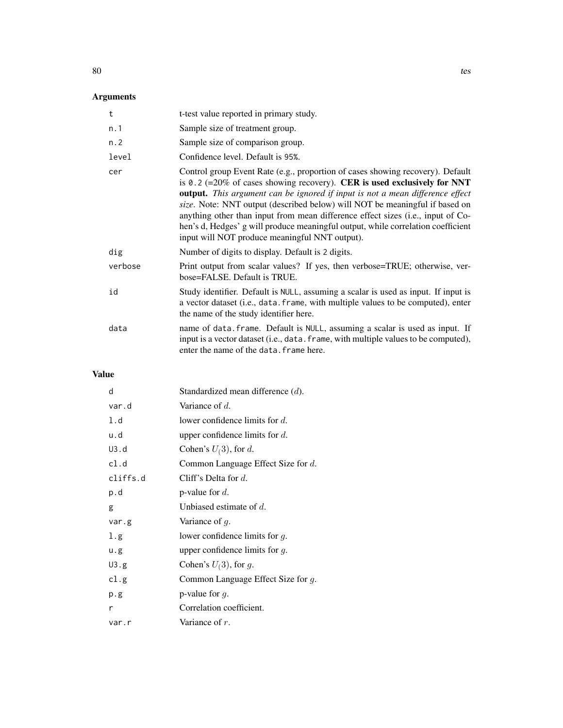## Arguments

| | |
|---|---|
| `t` | t-test value reported in primary study. |
| `n.1` | Sample size of treatment group. |
| `n.2` | Sample size of comparison group. |
| `level` | Confidence level. Default is `95%`. |
| `cer` | Control group Event Rate (e.g., proportion of cases showing recovery). Default is `0.2` (=20% of cases showing recovery). **CER is used exclusively for NNT output.** *This argument can be ignored if input is not a mean difference effect size*. Note: NNT output (described below) will NOT be meaningful if based on anything other than input from mean difference effect sizes (i.e., input of Cohen's d, Hedges' g will produce meaningful output, while correlation coefficient input will NOT produce meaningful NNT output). |
| `dig` | Number of digits to display. Default is `2` digits. |
| `verbose` | Print output from scalar values? If yes, then verbose=TRUE; otherwise, verbose=FALSE. Default is TRUE. |
| `id` | Study identifier. Default is `NULL`, assuming a scalar is used as input. If input is a vector dataset (i.e., `data.frame`, with multiple values to be computed), enter the name of the study identifier here. |
| `data` | name of `data.frame`. Default is `NULL`, assuming a scalar is used as input. If input is a vector dataset (i.e., `data.frame`, with multiple values to be computed), enter the name of the `data.frame` here. |

## Value

| | |
|---|---|
| `d` | Standardized mean difference ($d$). |
| `var.d` | Variance of $d$. |
| `l.d` | lower confidence limits for $d$. |
| `u.d` | upper confidence limits for $d$. |
| `U3.d` | Cohen's $U_(3)$, for $d$. |
| `cl.d` | Common Language Effect Size for $d$. |
| `cliffs.d` | Cliff's Delta for $d$. |
| `p.d` | p-value for $d$. |
| `g` | Unbiased estimate of $d$. |
| `var.g` | Variance of $g$. |
| `l.g` | lower confidence limits for $g$. |
| `u.g` | upper confidence limits for $g$. |
| `U3.g` | Cohen's $U_(3)$, for $g$. |
| `cl.g` | Common Language Effect Size for $g$. |
| `p.g` | p-value for $g$. |
| `r` | Correlation coefficient. |
| `var.r` | Variance of $r$. |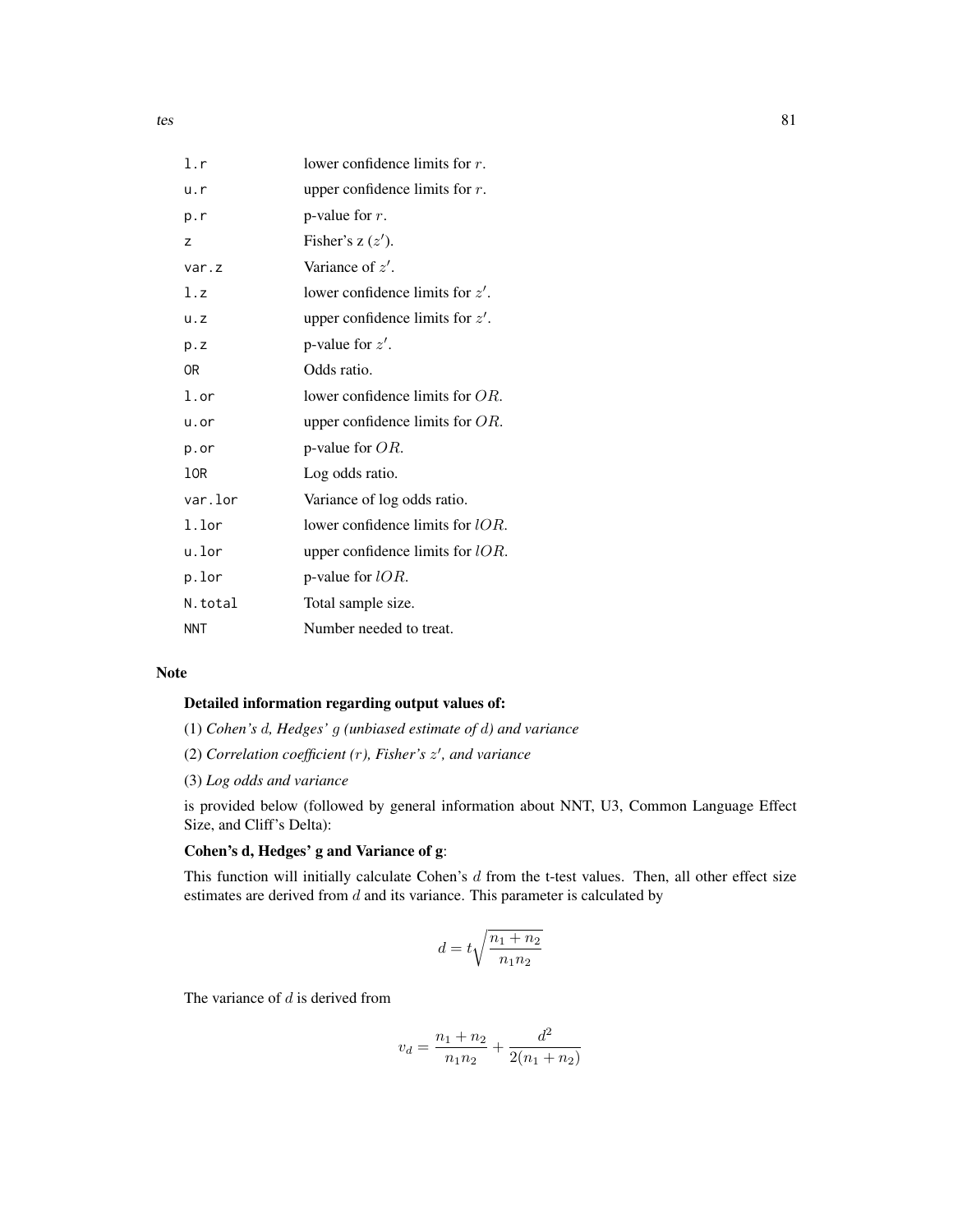| | |
|---|---|
| `l.r` | lower confidence limits for $r$. |
| `u.r` | upper confidence limits for $r$. |
| `p.r` | p-value for $r$. |
| `z` | Fisher's z ($z'$). |
| `var.z` | Variance of $z'$. |
| `l.z` | lower confidence limits for $z'$. |
| `u.z` | upper confidence limits for $z'$. |
| `p.z` | p-value for $z'$. |
| `OR` | Odds ratio. |
| `l.or` | lower confidence limits for $OR$. |
| `u.or` | upper confidence limits for $OR$. |
| `p.or` | p-value for $OR$. |
| `lOR` | Log odds ratio. |
| `var.lor` | Variance of log odds ratio. |
| `l.lor` | lower confidence limits for $lOR$. |
| `u.lor` | upper confidence limits for $lOR$. |
| `p.lor` | p-value for $lOR$. |
| `N.total` | Total sample size. |
| `NNT` | Number needed to treat. |

## Note

**Detailed information regarding output values of:**

(1) *Cohen's $d$, Hedges' $g$ (unbiased estimate of $d$) and variance*

(2) *Correlation coefficient ($r$), Fisher's $z'$, and variance*

(3) *Log odds and variance*

is provided below (followed by general information about NNT, U3, Common Language Effect Size, and Cliff's Delta):

**Cohen's d, Hedges' g and Variance of g**:

This function will initially calculate Cohen's $d$ from the t-test values. Then, all other effect size estimates are derived from $d$ and its variance. This parameter is calculated by

$$d = t\sqrt{\frac{n_1 + n_2}{n_1 n_2}}$$

The variance of $d$ is derived from

$$v_d = \frac{n_1 + n_2}{n_1 n_2} + \frac{d^2}{2(n_1 + n_2)}$$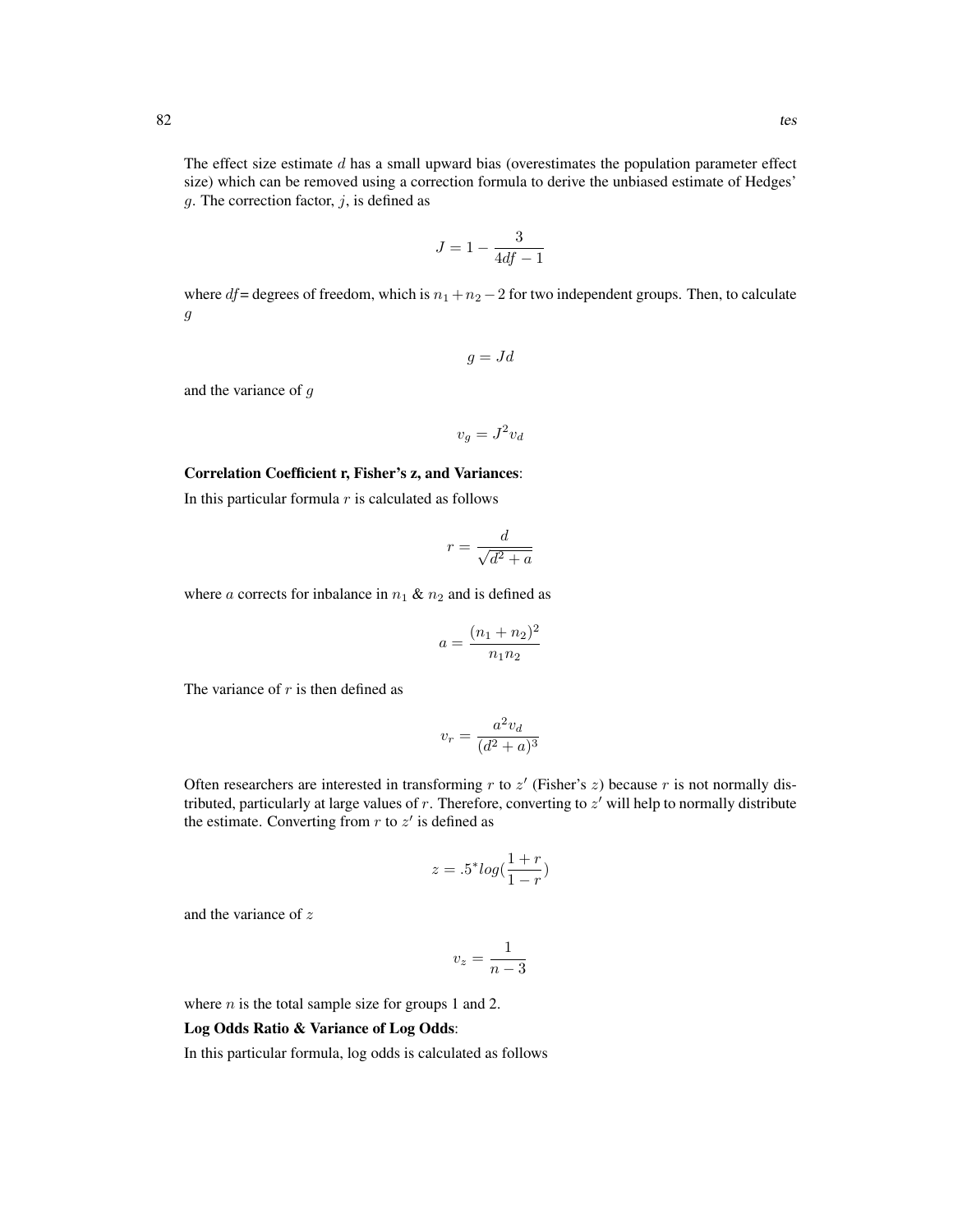The effect size estimate $d$ has a small upward bias (overestimates the population parameter effect size) which can be removed using a correction formula to derive the unbiased estimate of Hedges' $g$. The correction factor, $j$, is defined as

$$J = 1 - \frac{3}{4df - 1}$$

where $df$= degrees of freedom, which is $n_1 + n_2 - 2$ for two independent groups. Then, to calculate $g$

$$g = Jd$$

and the variance of $g$

$$v_g = J^2 v_d$$

**Correlation Coefficient r, Fisher's z, and Variances**:

In this particular formula $r$ is calculated as follows

$$r = \frac{d}{\sqrt{d^2 + a}}$$

where $a$ corrects for inbalance in $n_1$ & $n_2$ and is defined as

$$a = \frac{(n_1 + n_2)^2}{n_1 n_2}$$

The variance of $r$ is then defined as

$$v_r = \frac{a^2 v_d}{(d^2 + a)^3}$$

Often researchers are interested in transforming $r$ to $z'$ (Fisher's $z$) because $r$ is not normally distributed, particularly at large values of $r$. Therefore, converting to $z'$ will help to normally distribute the estimate. Converting from $r$ to $z'$ is defined as

$$z = .5^* log(\frac{1 + r}{1 - r})$$

and the variance of $z$

$$v_z = \frac{1}{n - 3}$$

where $n$ is the total sample size for groups 1 and 2.

**Log Odds Ratio & Variance of Log Odds**:

In this particular formula, log odds is calculated as follows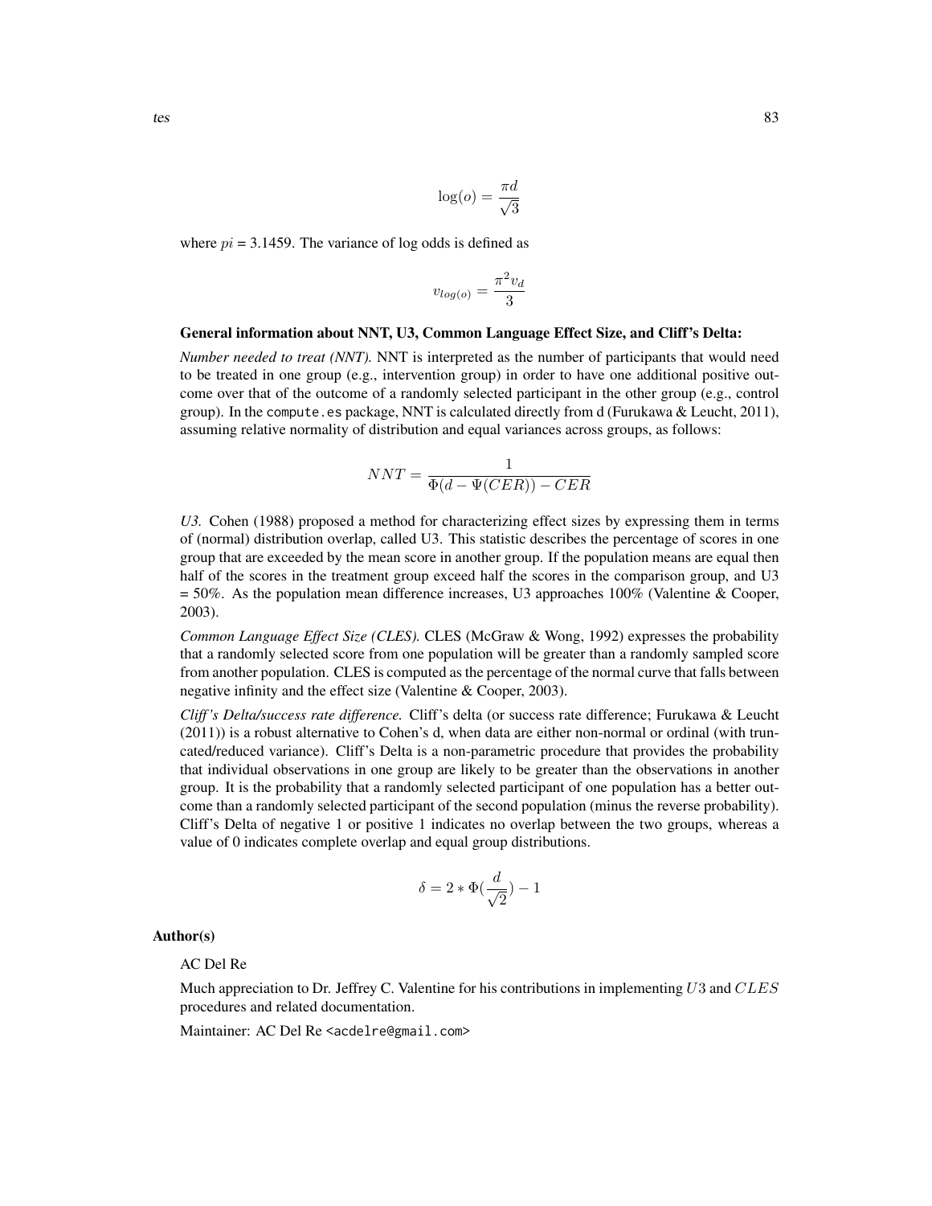$$\log(o) = \frac{\pi d}{\sqrt{3}}$$

where $pi$ = 3.1459. The variance of log odds is defined as

$$v_{log(o)} = \frac{\pi^2 v_d}{3}$$

**General information about NNT, U3, Common Language Effect Size, and Cliff's Delta:**

*Number needed to treat (NNT).* NNT is interpreted as the number of participants that would need to be treated in one group (e.g., intervention group) in order to have one additional positive outcome over that of the outcome of a randomly selected participant in the other group (e.g., control group). In the `compute.es` package, NNT is calculated directly from d (Furukawa & Leucht, 2011), assuming relative normality of distribution and equal variances across groups, as follows:

$$NNT = \frac{1}{\Phi(d - \Psi(CER)) - CER}$$

*U3.* Cohen (1988) proposed a method for characterizing effect sizes by expressing them in terms of (normal) distribution overlap, called U3. This statistic describes the percentage of scores in one group that are exceeded by the mean score in another group. If the population means are equal then half of the scores in the treatment group exceed half the scores in the comparison group, and U3 = 50%. As the population mean difference increases, U3 approaches 100% (Valentine & Cooper, 2003).

*Common Language Effect Size (CLES).* CLES (McGraw & Wong, 1992) expresses the probability that a randomly selected score from one population will be greater than a randomly sampled score from another population. CLES is computed as the percentage of the normal curve that falls between negative infinity and the effect size (Valentine & Cooper, 2003).

*Cliff's Delta/success rate difference.* Cliff's delta (or success rate difference; Furukawa & Leucht (2011)) is a robust alternative to Cohen's d, when data are either non-normal or ordinal (with truncated/reduced variance). Cliff's Delta is a non-parametric procedure that provides the probability that individual observations in one group are likely to be greater than the observations in another group. It is the probability that a randomly selected participant of one population has a better outcome than a randomly selected participant of the second population (minus the reverse probability). Cliff's Delta of negative 1 or positive 1 indicates no overlap between the two groups, whereas a value of 0 indicates complete overlap and equal group distributions.

$$\delta = 2 * \Phi(\frac{d}{\sqrt{2}}) - 1$$

### Author(s)

AC Del Re

Much appreciation to Dr. Jeffrey C. Valentine for his contributions in implementing $U3$ and $CLES$ procedures and related documentation.

Maintainer: AC Del Re <acdelre@gmail.com>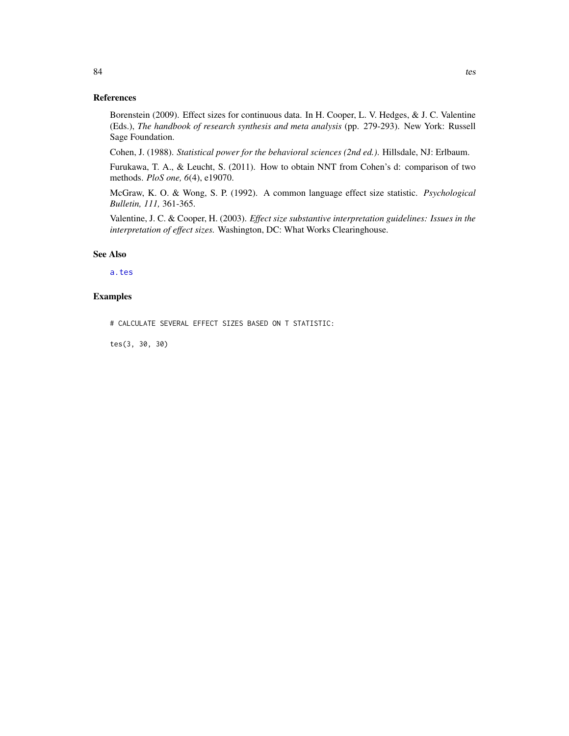## References

Borenstein (2009). Effect sizes for continuous data. In H. Cooper, L. V. Hedges, & J. C. Valentine (Eds.), *The handbook of research synthesis and meta analysis* (pp. 279-293). New York: Russell Sage Foundation.

Cohen, J. (1988). *Statistical power for the behavioral sciences (2nd ed.).* Hillsdale, NJ: Erlbaum.

Furukawa, T. A., & Leucht, S. (2011). How to obtain NNT from Cohen's d: comparison of two methods. *PloS one, 6*(4), e19070.

McGraw, K. O. & Wong, S. P. (1992). A common language effect size statistic. *Psychological Bulletin, 111,* 361-365.

Valentine, J. C. & Cooper, H. (2003). *Effect size substantive interpretation guidelines: Issues in the interpretation of effect sizes.* Washington, DC: What Works Clearinghouse.

## See Also

a.tes

## Examples

```
# CALCULATE SEVERAL EFFECT SIZES BASED ON T STATISTIC:

tes(3, 30, 30)
```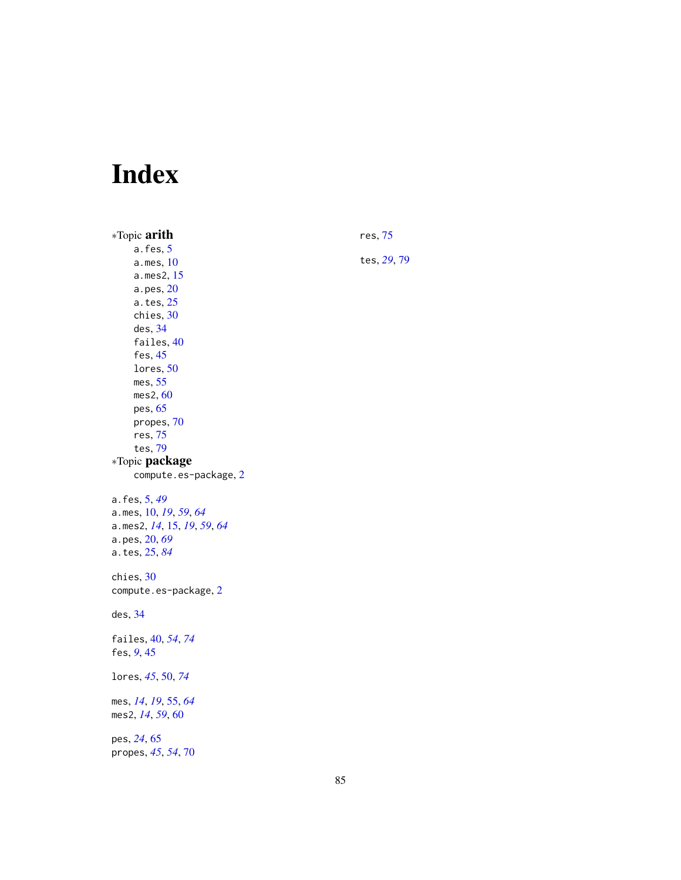# Index

*Topic **arith**
- a.fes, 5
- a.mes, 10
- a.mes2, 15
- a.pes, 20
- a.tes, 25
- chies, 30
- des, 34
- failes, 40
- fes, 45
- lores, 50
- mes, 55
- mes2, 60
- pes, 65
- propes, 70
- res, 75
- tes, 79

*Topic **package**
- compute.es-package, 2

a.fes, 5, *49*
a.mes, 10, *19*, *59*, *64*
a.mes2, *14*, 15, *19*, *59*, *64*
a.pes, 20, *69*
a.tes, 25, *84*

chies, 30
compute.es-package, 2

des, 34

failes, 40, *54*, *74*
fes, *9*, 45

lores, *45*, 50, *74*

mes, *14*, *19*, 55, *64*
mes2, *14*, *59*, 60

pes, *24*, 65
propes, *45*, *54*, 70

res, 75

tes, *29*, 79